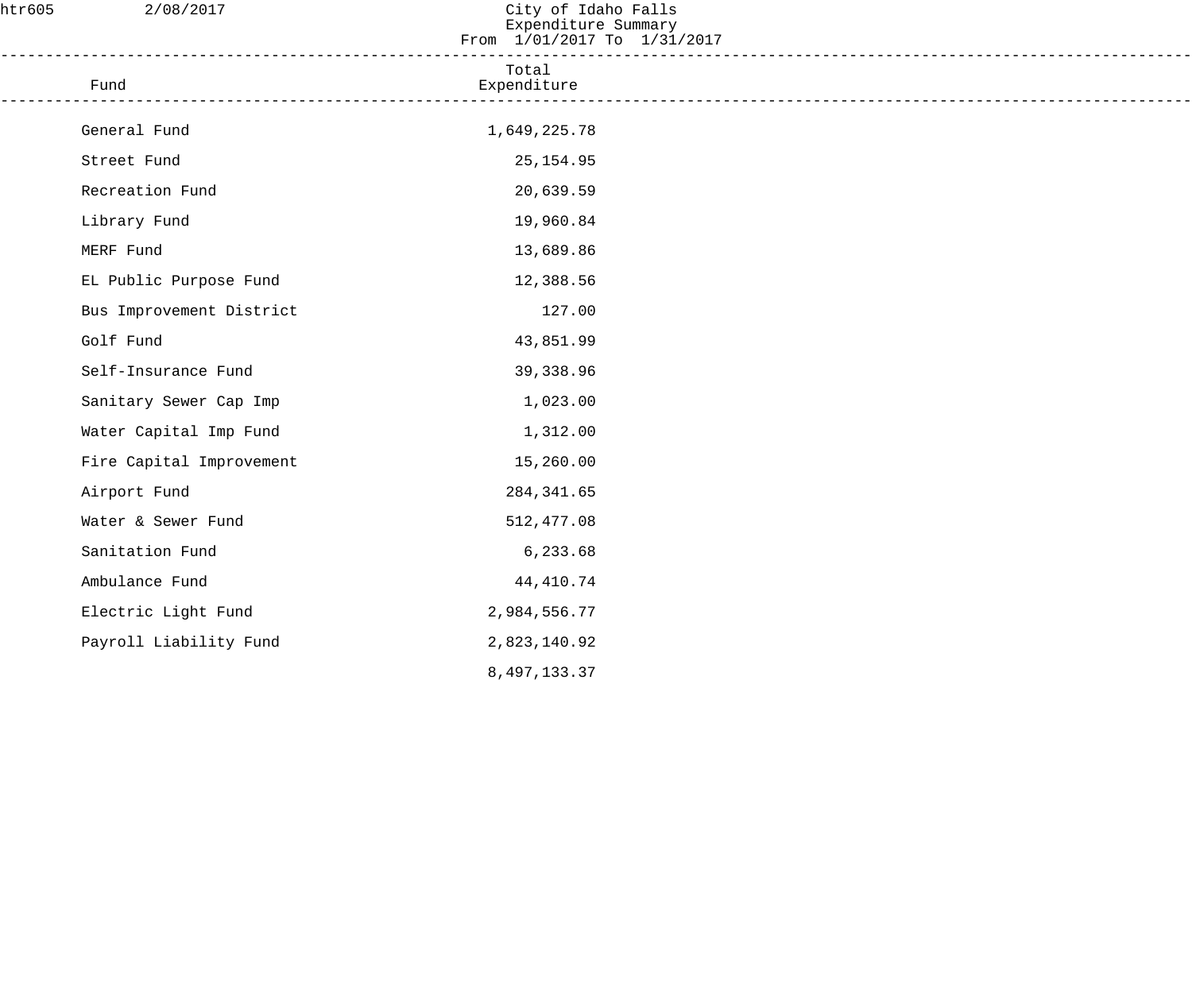htr605 2/08/2017

# City of Idaho Falls
## Expenditure Summary
From 1/01/2017 To 1/31/2017

| Fund | Total Expenditure |
|---|---|
| General Fund | 1,649,225.78 |
| Street Fund | 25,154.95 |
| Recreation Fund | 20,639.59 |
| Library Fund | 19,960.84 |
| MERF Fund | 13,689.86 |
| EL Public Purpose Fund | 12,388.56 |
| Bus Improvement District | 127.00 |
| Golf Fund | 43,851.99 |
| Self-Insurance Fund | 39,338.96 |
| Sanitary Sewer Cap Imp | 1,023.00 |
| Water Capital Imp Fund | 1,312.00 |
| Fire Capital Improvement | 15,260.00 |
| Airport Fund | 284,341.65 |
| Water & Sewer Fund | 512,477.08 |
| Sanitation Fund | 6,233.68 |
| Ambulance Fund | 44,410.74 |
| Electric Light Fund | 2,984,556.77 |
| Payroll Liability Fund | 2,823,140.92 |
| | 8,497,133.37 |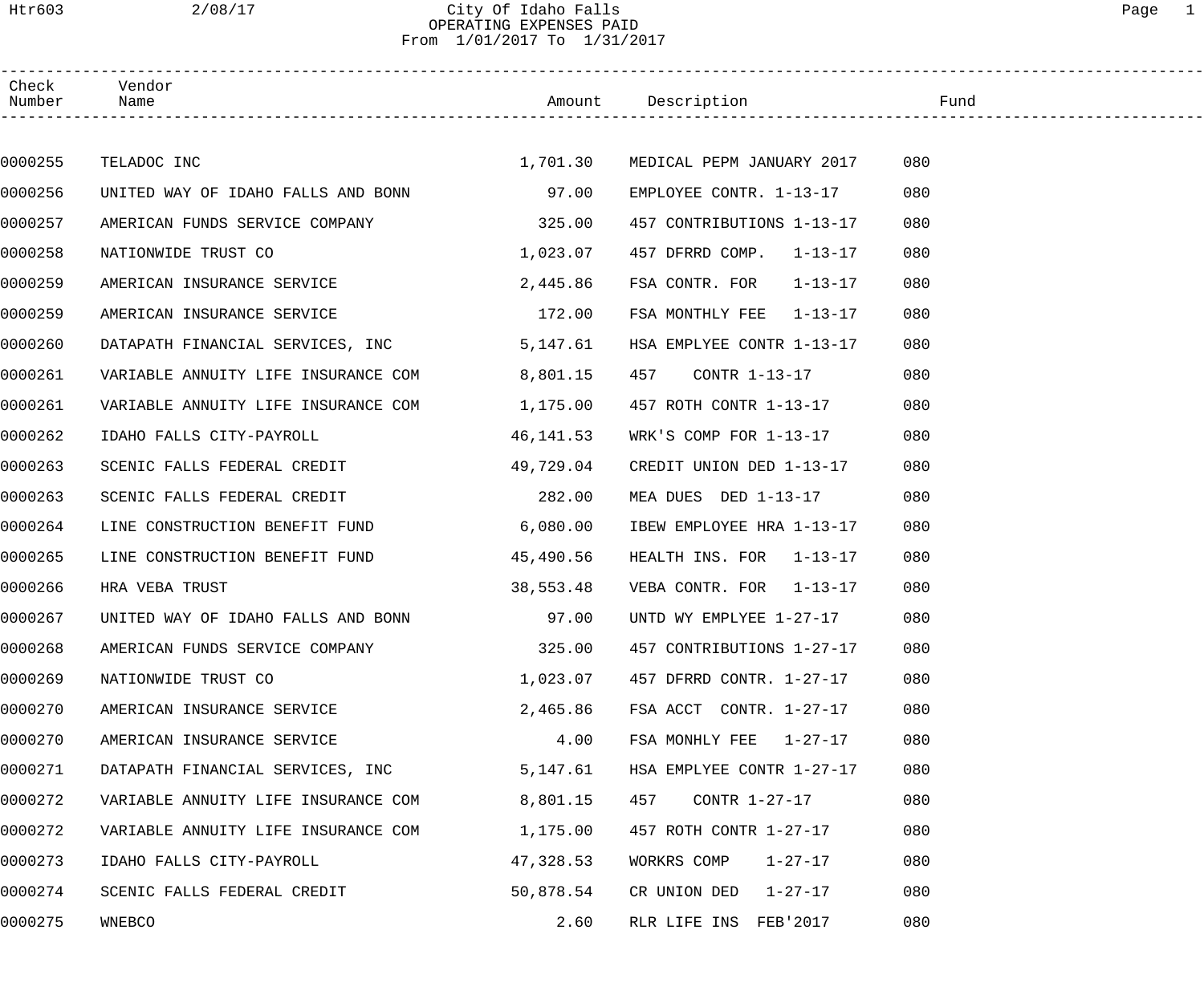# City Of Idaho Falls

## OPERATING EXPENSES PAID

From 1/01/2017 To 1/31/2017

| Check Number | Vendor Name | Amount | Description | Fund |
|---|---|---|---|---|
| 0000255 | TELADOC INC | 1,701.30 | MEDICAL PEPM JANUARY 2017 | 080 |
| 0000256 | UNITED WAY OF IDAHO FALLS AND BONN | 97.00 | EMPLOYEE CONTR. 1-13-17 | 080 |
| 0000257 | AMERICAN FUNDS SERVICE COMPANY | 325.00 | 457 CONTRIBUTIONS 1-13-17 | 080 |
| 0000258 | NATIONWIDE TRUST CO | 1,023.07 | 457 DFRRD COMP. 1-13-17 | 080 |
| 0000259 | AMERICAN INSURANCE SERVICE | 2,445.86 | FSA CONTR. FOR 1-13-17 | 080 |
| 0000259 | AMERICAN INSURANCE SERVICE | 172.00 | FSA MONTHLY FEE 1-13-17 | 080 |
| 0000260 | DATAPATH FINANCIAL SERVICES, INC | 5,147.61 | HSA EMPLYEE CONTR 1-13-17 | 080 |
| 0000261 | VARIABLE ANNUITY LIFE INSURANCE COM | 8,801.15 | 457 CONTR 1-13-17 | 080 |
| 0000261 | VARIABLE ANNUITY LIFE INSURANCE COM | 1,175.00 | 457 ROTH CONTR 1-13-17 | 080 |
| 0000262 | IDAHO FALLS CITY-PAYROLL | 46,141.53 | WRK'S COMP FOR 1-13-17 | 080 |
| 0000263 | SCENIC FALLS FEDERAL CREDIT | 49,729.04 | CREDIT UNION DED 1-13-17 | 080 |
| 0000263 | SCENIC FALLS FEDERAL CREDIT | 282.00 | MEA DUES DED 1-13-17 | 080 |
| 0000264 | LINE CONSTRUCTION BENEFIT FUND | 6,080.00 | IBEW EMPLOYEE HRA 1-13-17 | 080 |
| 0000265 | LINE CONSTRUCTION BENEFIT FUND | 45,490.56 | HEALTH INS. FOR 1-13-17 | 080 |
| 0000266 | HRA VEBA TRUST | 38,553.48 | VEBA CONTR. FOR 1-13-17 | 080 |
| 0000267 | UNITED WAY OF IDAHO FALLS AND BONN | 97.00 | UNTD WY EMPLYEE 1-27-17 | 080 |
| 0000268 | AMERICAN FUNDS SERVICE COMPANY | 325.00 | 457 CONTRIBUTIONS 1-27-17 | 080 |
| 0000269 | NATIONWIDE TRUST CO | 1,023.07 | 457 DFRRD CONTR. 1-27-17 | 080 |
| 0000270 | AMERICAN INSURANCE SERVICE | 2,465.86 | FSA ACCT CONTR. 1-27-17 | 080 |
| 0000270 | AMERICAN INSURANCE SERVICE | 4.00 | FSA MONHLY FEE 1-27-17 | 080 |
| 0000271 | DATAPATH FINANCIAL SERVICES, INC | 5,147.61 | HSA EMPLYEE CONTR 1-27-17 | 080 |
| 0000272 | VARIABLE ANNUITY LIFE INSURANCE COM | 8,801.15 | 457 CONTR 1-27-17 | 080 |
| 0000272 | VARIABLE ANNUITY LIFE INSURANCE COM | 1,175.00 | 457 ROTH CONTR 1-27-17 | 080 |
| 0000273 | IDAHO FALLS CITY-PAYROLL | 47,328.53 | WORKRS COMP 1-27-17 | 080 |
| 0000274 | SCENIC FALLS FEDERAL CREDIT | 50,878.54 | CR UNION DED 1-27-17 | 080 |
| 0000275 | WNEBCO | 2.60 | RLR LIFE INS FEB'2017 | 080 |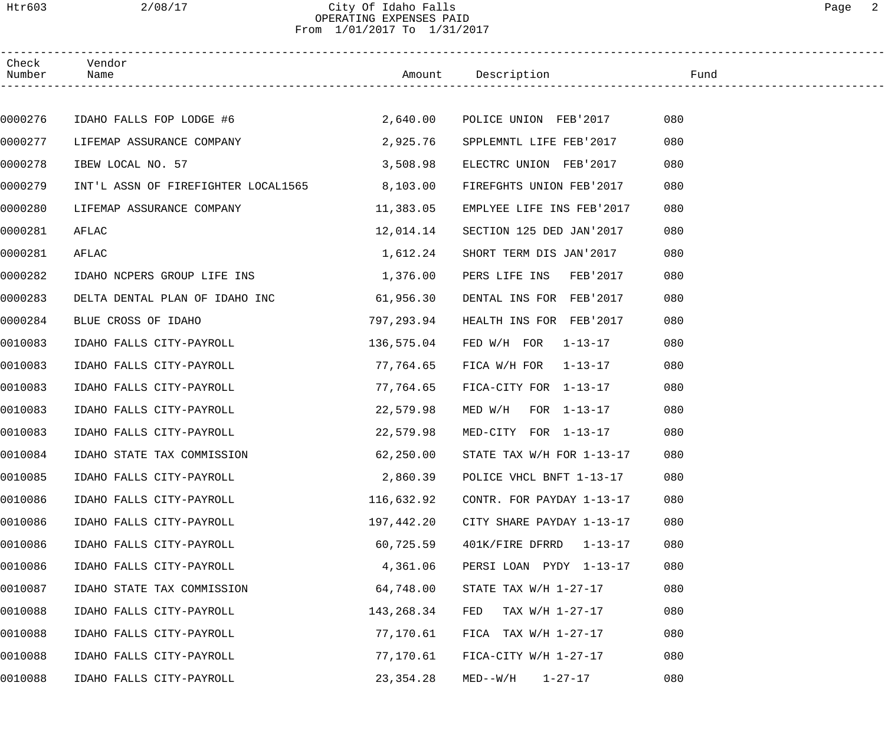City Of Idaho Falls
OPERATING EXPENSES PAID
From 1/01/2017 To 1/31/2017

| Check Number | Vendor Name | Amount | Description | Fund |
|---|---|---|---|---|
| 0000276 | IDAHO FALLS FOP LODGE #6 | 2,640.00 | POLICE UNION FEB'2017 | 080 |
| 0000277 | LIFEMAP ASSURANCE COMPANY | 2,925.76 | SPPLEMNTL LIFE FEB'2017 | 080 |
| 0000278 | IBEW LOCAL NO. 57 | 3,508.98 | ELECTRC UNION FEB'2017 | 080 |
| 0000279 | INT'L ASSN OF FIREFIGHTER LOCAL1565 | 8,103.00 | FIREFGHTS UNION FEB'2017 | 080 |
| 0000280 | LIFEMAP ASSURANCE COMPANY | 11,383.05 | EMPLYEE LIFE INS FEB'2017 | 080 |
| 0000281 | AFLAC | 12,014.14 | SECTION 125 DED JAN'2017 | 080 |
| 0000281 | AFLAC | 1,612.24 | SHORT TERM DIS JAN'2017 | 080 |
| 0000282 | IDAHO NCPERS GROUP LIFE INS | 1,376.00 | PERS LIFE INS FEB'2017 | 080 |
| 0000283 | DELTA DENTAL PLAN OF IDAHO INC | 61,956.30 | DENTAL INS FOR FEB'2017 | 080 |
| 0000284 | BLUE CROSS OF IDAHO | 797,293.94 | HEALTH INS FOR FEB'2017 | 080 |
| 0010083 | IDAHO FALLS CITY-PAYROLL | 136,575.04 | FED W/H FOR 1-13-17 | 080 |
| 0010083 | IDAHO FALLS CITY-PAYROLL | 77,764.65 | FICA W/H FOR 1-13-17 | 080 |
| 0010083 | IDAHO FALLS CITY-PAYROLL | 77,764.65 | FICA-CITY FOR 1-13-17 | 080 |
| 0010083 | IDAHO FALLS CITY-PAYROLL | 22,579.98 | MED W/H FOR 1-13-17 | 080 |
| 0010083 | IDAHO FALLS CITY-PAYROLL | 22,579.98 | MED-CITY FOR 1-13-17 | 080 |
| 0010084 | IDAHO STATE TAX COMMISSION | 62,250.00 | STATE TAX W/H FOR 1-13-17 | 080 |
| 0010085 | IDAHO FALLS CITY-PAYROLL | 2,860.39 | POLICE VHCL BNFT 1-13-17 | 080 |
| 0010086 | IDAHO FALLS CITY-PAYROLL | 116,632.92 | CONTR. FOR PAYDAY 1-13-17 | 080 |
| 0010086 | IDAHO FALLS CITY-PAYROLL | 197,442.20 | CITY SHARE PAYDAY 1-13-17 | 080 |
| 0010086 | IDAHO FALLS CITY-PAYROLL | 60,725.59 | 401K/FIRE DFRRD 1-13-17 | 080 |
| 0010086 | IDAHO FALLS CITY-PAYROLL | 4,361.06 | PERSI LOAN PYDY 1-13-17 | 080 |
| 0010087 | IDAHO STATE TAX COMMISSION | 64,748.00 | STATE TAX W/H 1-27-17 | 080 |
| 0010088 | IDAHO FALLS CITY-PAYROLL | 143,268.34 | FED TAX W/H 1-27-17 | 080 |
| 0010088 | IDAHO FALLS CITY-PAYROLL | 77,170.61 | FICA TAX W/H 1-27-17 | 080 |
| 0010088 | IDAHO FALLS CITY-PAYROLL | 77,170.61 | FICA-CITY W/H 1-27-17 | 080 |
| 0010088 | IDAHO FALLS CITY-PAYROLL | 23,354.28 | MED--W/H 1-27-17 | 080 |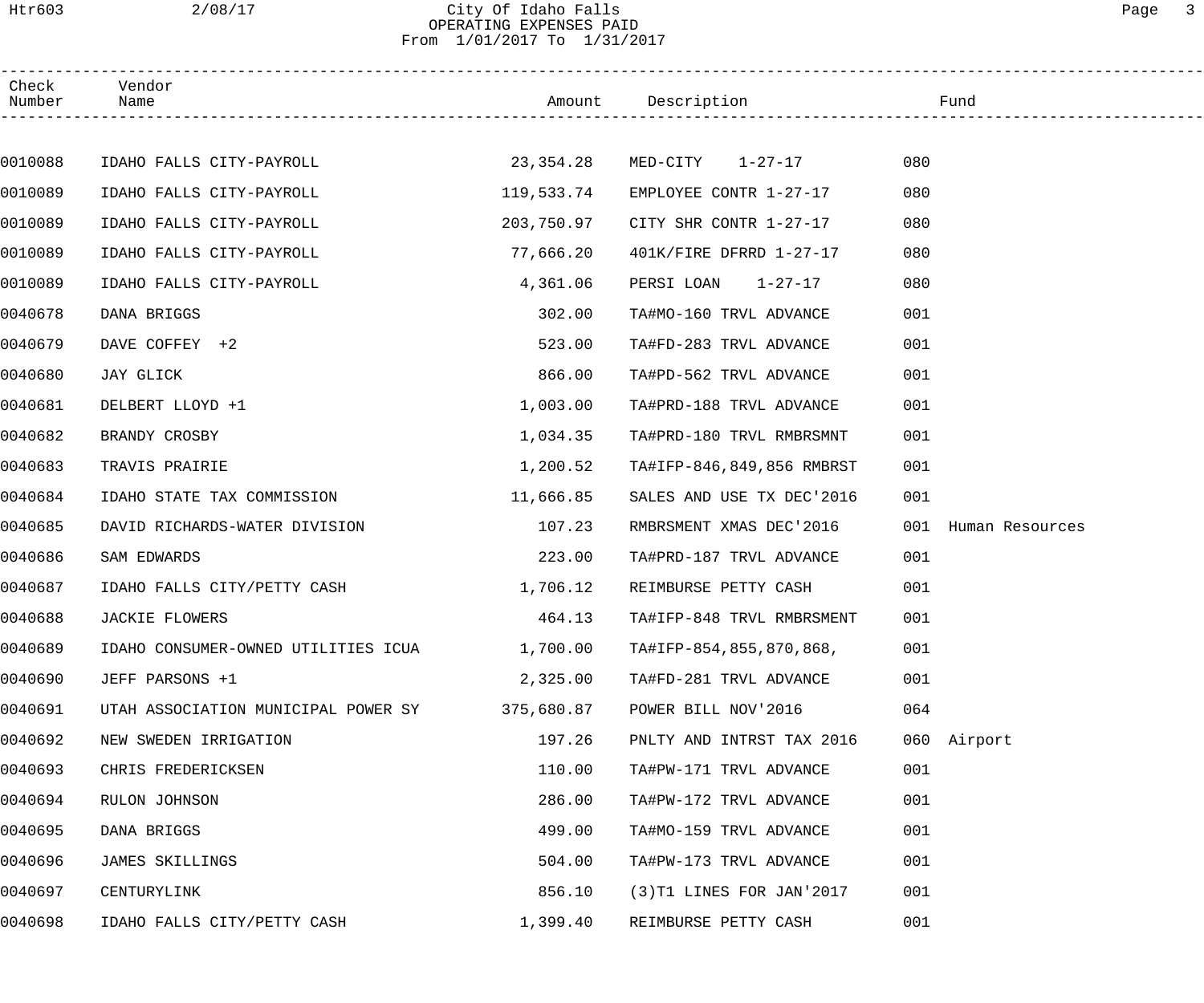# City Of Idaho Falls

## OPERATING EXPENSES PAID

From 1/01/2017 To 1/31/2017

| Check Number | Vendor Name | Amount | Description | Fund | |
|---|---|---|---|---|---|
| 0010088 | IDAHO FALLS CITY-PAYROLL | 23,354.28 | MED-CITY 1-27-17 | 080 | |
| 0010089 | IDAHO FALLS CITY-PAYROLL | 119,533.74 | EMPLOYEE CONTR 1-27-17 | 080 | |
| 0010089 | IDAHO FALLS CITY-PAYROLL | 203,750.97 | CITY SHR CONTR 1-27-17 | 080 | |
| 0010089 | IDAHO FALLS CITY-PAYROLL | 77,666.20 | 401K/FIRE DFRRD 1-27-17 | 080 | |
| 0010089 | IDAHO FALLS CITY-PAYROLL | 4,361.06 | PERSI LOAN 1-27-17 | 080 | |
| 0040678 | DANA BRIGGS | 302.00 | TA#MO-160 TRVL ADVANCE | 001 | |
| 0040679 | DAVE COFFEY +2 | 523.00 | TA#FD-283 TRVL ADVANCE | 001 | |
| 0040680 | JAY GLICK | 866.00 | TA#PD-562 TRVL ADVANCE | 001 | |
| 0040681 | DELBERT LLOYD +1 | 1,003.00 | TA#PRD-188 TRVL ADVANCE | 001 | |
| 0040682 | BRANDY CROSBY | 1,034.35 | TA#PRD-180 TRVL RMBRSMNT | 001 | |
| 0040683 | TRAVIS PRAIRIE | 1,200.52 | TA#IFP-846,849,856 RMBRST | 001 | |
| 0040684 | IDAHO STATE TAX COMMISSION | 11,666.85 | SALES AND USE TX DEC'2016 | 001 | |
| 0040685 | DAVID RICHARDS-WATER DIVISION | 107.23 | RMBRSMENT XMAS DEC'2016 | 001 | Human Resources |
| 0040686 | SAM EDWARDS | 223.00 | TA#PRD-187 TRVL ADVANCE | 001 | |
| 0040687 | IDAHO FALLS CITY/PETTY CASH | 1,706.12 | REIMBURSE PETTY CASH | 001 | |
| 0040688 | JACKIE FLOWERS | 464.13 | TA#IFP-848 TRVL RMBRSMENT | 001 | |
| 0040689 | IDAHO CONSUMER-OWNED UTILITIES ICUA | 1,700.00 | TA#IFP-854,855,870,868, | 001 | |
| 0040690 | JEFF PARSONS +1 | 2,325.00 | TA#FD-281 TRVL ADVANCE | 001 | |
| 0040691 | UTAH ASSOCIATION MUNICIPAL POWER SY | 375,680.87 | POWER BILL NOV'2016 | 064 | |
| 0040692 | NEW SWEDEN IRRIGATION | 197.26 | PNLTY AND INTRST TAX 2016 | 060 | Airport |
| 0040693 | CHRIS FREDERICKSEN | 110.00 | TA#PW-171 TRVL ADVANCE | 001 | |
| 0040694 | RULON JOHNSON | 286.00 | TA#PW-172 TRVL ADVANCE | 001 | |
| 0040695 | DANA BRIGGS | 499.00 | TA#MO-159 TRVL ADVANCE | 001 | |
| 0040696 | JAMES SKILLINGS | 504.00 | TA#PW-173 TRVL ADVANCE | 001 | |
| 0040697 | CENTURYLINK | 856.10 | (3)T1 LINES FOR JAN'2017 | 001 | |
| 0040698 | IDAHO FALLS CITY/PETTY CASH | 1,399.40 | REIMBURSE PETTY CASH | 001 | |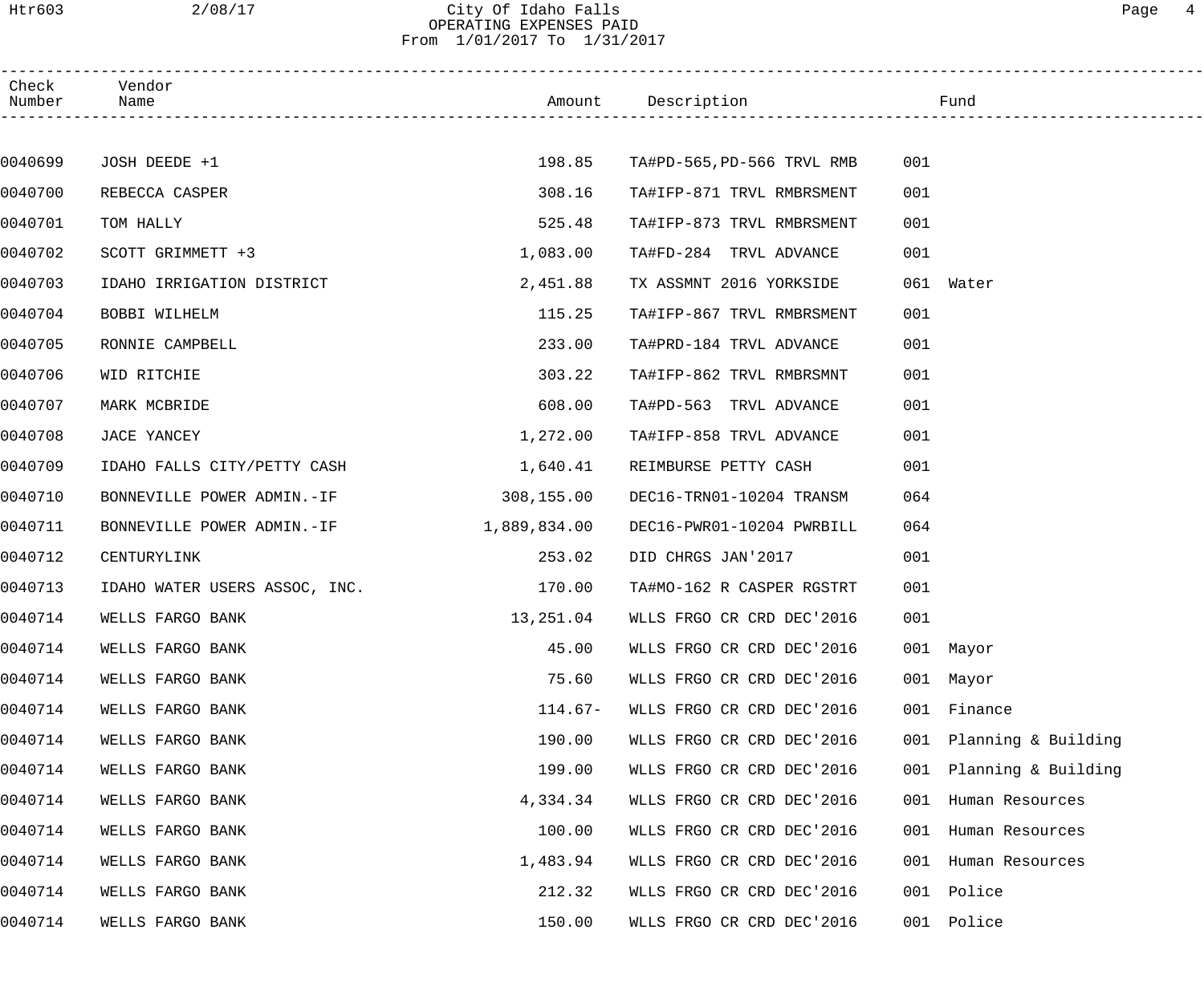# City Of Idaho Falls

## OPERATING EXPENSES PAID

From 1/01/2017 To 1/31/2017

| Check Number | Vendor Name | Amount | Description | Fund | |
|---|---|---|---|---|---|
| 0040699 | JOSH DEEDE +1 | 198.85 | TA#PD-565,PD-566 TRVL RMB | 001 | |
| 0040700 | REBECCA CASPER | 308.16 | TA#IFP-871 TRVL RMBRSMENT | 001 | |
| 0040701 | TOM HALLY | 525.48 | TA#IFP-873 TRVL RMBRSMENT | 001 | |
| 0040702 | SCOTT GRIMMETT +3 | 1,083.00 | TA#FD-284 TRVL ADVANCE | 001 | |
| 0040703 | IDAHO IRRIGATION DISTRICT | 2,451.88 | TX ASSMNT 2016 YORKSIDE | 061 | Water |
| 0040704 | BOBBI WILHELM | 115.25 | TA#IFP-867 TRVL RMBRSMENT | 001 | |
| 0040705 | RONNIE CAMPBELL | 233.00 | TA#PRD-184 TRVL ADVANCE | 001 | |
| 0040706 | WID RITCHIE | 303.22 | TA#IFP-862 TRVL RMBRSMNT | 001 | |
| 0040707 | MARK MCBRIDE | 608.00 | TA#PD-563 TRVL ADVANCE | 001 | |
| 0040708 | JACE YANCEY | 1,272.00 | TA#IFP-858 TRVL ADVANCE | 001 | |
| 0040709 | IDAHO FALLS CITY/PETTY CASH | 1,640.41 | REIMBURSE PETTY CASH | 001 | |
| 0040710 | BONNEVILLE POWER ADMIN.-IF | 308,155.00 | DEC16-TRN01-10204 TRANSM | 064 | |
| 0040711 | BONNEVILLE POWER ADMIN.-IF | 1,889,834.00 | DEC16-PWR01-10204 PWRBILL | 064 | |
| 0040712 | CENTURYLINK | 253.02 | DID CHRGS JAN'2017 | 001 | |
| 0040713 | IDAHO WATER USERS ASSOC, INC. | 170.00 | TA#MO-162 R CASPER RGSTRT | 001 | |
| 0040714 | WELLS FARGO BANK | 13,251.04 | WLLS FRGO CR CRD DEC'2016 | 001 | |
| 0040714 | WELLS FARGO BANK | 45.00 | WLLS FRGO CR CRD DEC'2016 | 001 | Mayor |
| 0040714 | WELLS FARGO BANK | 75.60 | WLLS FRGO CR CRD DEC'2016 | 001 | Mayor |
| 0040714 | WELLS FARGO BANK | 114.67- | WLLS FRGO CR CRD DEC'2016 | 001 | Finance |
| 0040714 | WELLS FARGO BANK | 190.00 | WLLS FRGO CR CRD DEC'2016 | 001 | Planning & Building |
| 0040714 | WELLS FARGO BANK | 199.00 | WLLS FRGO CR CRD DEC'2016 | 001 | Planning & Building |
| 0040714 | WELLS FARGO BANK | 4,334.34 | WLLS FRGO CR CRD DEC'2016 | 001 | Human Resources |
| 0040714 | WELLS FARGO BANK | 100.00 | WLLS FRGO CR CRD DEC'2016 | 001 | Human Resources |
| 0040714 | WELLS FARGO BANK | 1,483.94 | WLLS FRGO CR CRD DEC'2016 | 001 | Human Resources |
| 0040714 | WELLS FARGO BANK | 212.32 | WLLS FRGO CR CRD DEC'2016 | 001 | Police |
| 0040714 | WELLS FARGO BANK | 150.00 | WLLS FRGO CR CRD DEC'2016 | 001 | Police |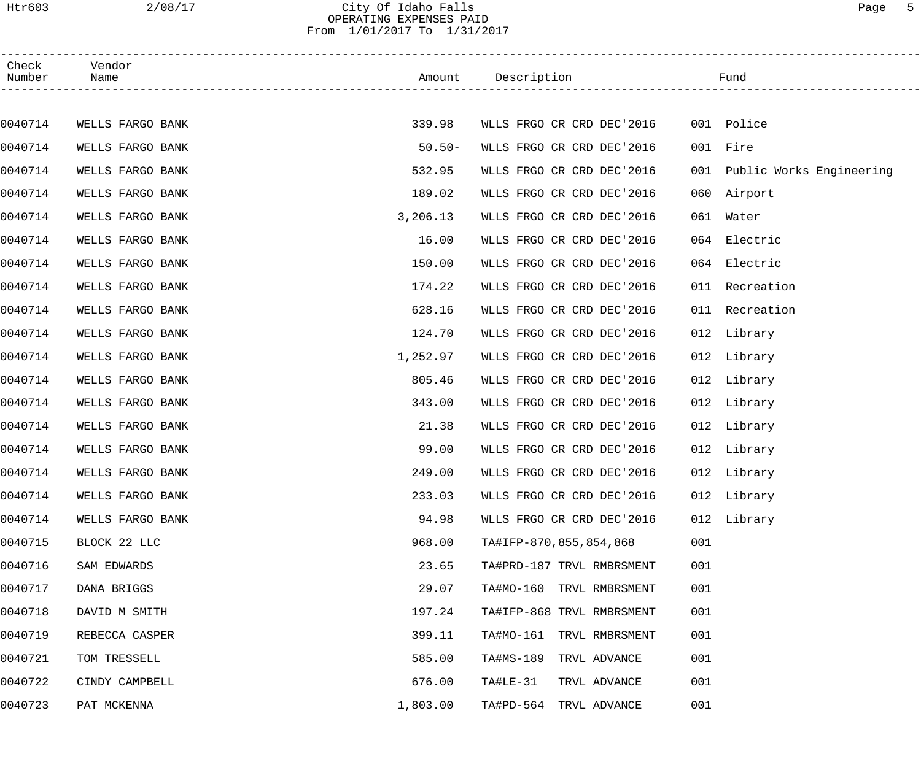City Of Idaho Falls
OPERATING EXPENSES PAID
From 1/01/2017 To 1/31/2017

| Check Number | Vendor Name | Amount | Description | Fund |
|---|---|---|---|---|
| 0040714 | WELLS FARGO BANK | 339.98 | WLLS FRGO CR CRD DEC'2016 | 001 Police |
| 0040714 | WELLS FARGO BANK | 50.50- | WLLS FRGO CR CRD DEC'2016 | 001 Fire |
| 0040714 | WELLS FARGO BANK | 532.95 | WLLS FRGO CR CRD DEC'2016 | 001 Public Works Engineering |
| 0040714 | WELLS FARGO BANK | 189.02 | WLLS FRGO CR CRD DEC'2016 | 060 Airport |
| 0040714 | WELLS FARGO BANK | 3,206.13 | WLLS FRGO CR CRD DEC'2016 | 061 Water |
| 0040714 | WELLS FARGO BANK | 16.00 | WLLS FRGO CR CRD DEC'2016 | 064 Electric |
| 0040714 | WELLS FARGO BANK | 150.00 | WLLS FRGO CR CRD DEC'2016 | 064 Electric |
| 0040714 | WELLS FARGO BANK | 174.22 | WLLS FRGO CR CRD DEC'2016 | 011 Recreation |
| 0040714 | WELLS FARGO BANK | 628.16 | WLLS FRGO CR CRD DEC'2016 | 011 Recreation |
| 0040714 | WELLS FARGO BANK | 124.70 | WLLS FRGO CR CRD DEC'2016 | 012 Library |
| 0040714 | WELLS FARGO BANK | 1,252.97 | WLLS FRGO CR CRD DEC'2016 | 012 Library |
| 0040714 | WELLS FARGO BANK | 805.46 | WLLS FRGO CR CRD DEC'2016 | 012 Library |
| 0040714 | WELLS FARGO BANK | 343.00 | WLLS FRGO CR CRD DEC'2016 | 012 Library |
| 0040714 | WELLS FARGO BANK | 21.38 | WLLS FRGO CR CRD DEC'2016 | 012 Library |
| 0040714 | WELLS FARGO BANK | 99.00 | WLLS FRGO CR CRD DEC'2016 | 012 Library |
| 0040714 | WELLS FARGO BANK | 249.00 | WLLS FRGO CR CRD DEC'2016 | 012 Library |
| 0040714 | WELLS FARGO BANK | 233.03 | WLLS FRGO CR CRD DEC'2016 | 012 Library |
| 0040714 | WELLS FARGO BANK | 94.98 | WLLS FRGO CR CRD DEC'2016 | 012 Library |
| 0040715 | BLOCK 22 LLC | 968.00 | TA#IFP-870,855,854,868 | 001 |
| 0040716 | SAM EDWARDS | 23.65 | TA#PRD-187 TRVL RMBRSMENT | 001 |
| 0040717 | DANA BRIGGS | 29.07 | TA#MO-160 TRVL RMBRSMENT | 001 |
| 0040718 | DAVID M SMITH | 197.24 | TA#IFP-868 TRVL RMBRSMENT | 001 |
| 0040719 | REBECCA CASPER | 399.11 | TA#MO-161 TRVL RMBRSMENT | 001 |
| 0040721 | TOM TRESSELL | 585.00 | TA#MS-189 TRVL ADVANCE | 001 |
| 0040722 | CINDY CAMPBELL | 676.00 | TA#LE-31 TRVL ADVANCE | 001 |
| 0040723 | PAT MCKENNA | 1,803.00 | TA#PD-564 TRVL ADVANCE | 001 |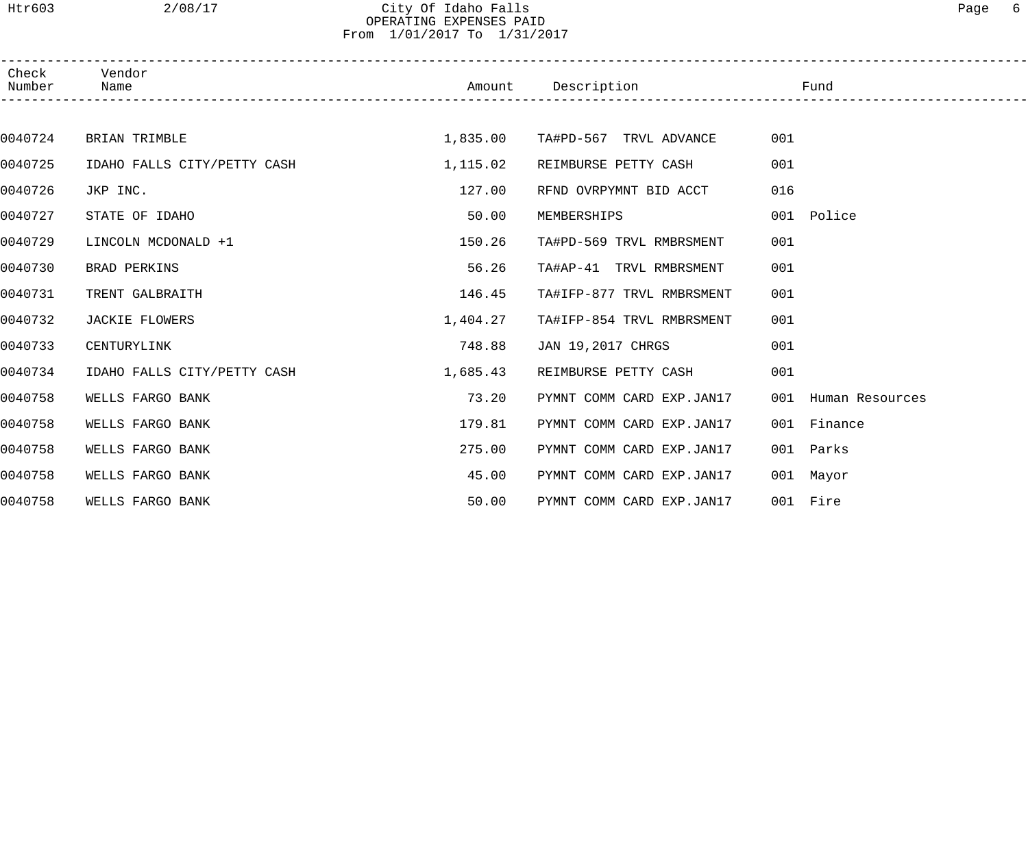City Of Idaho Falls
OPERATING EXPENSES PAID
From 1/01/2017 To 1/31/2017

| Check Number | Vendor Name | Amount | Description | Fund | |
|---|---|---|---|---|---|
| 0040724 | BRIAN TRIMBLE | 1,835.00 | TA#PD-567 TRVL ADVANCE | 001 | |
| 0040725 | IDAHO FALLS CITY/PETTY CASH | 1,115.02 | REIMBURSE PETTY CASH | 001 | |
| 0040726 | JKP INC. | 127.00 | RFND OVRPYMNT BID ACCT | 016 | |
| 0040727 | STATE OF IDAHO | 50.00 | MEMBERSHIPS | 001 | Police |
| 0040729 | LINCOLN MCDONALD +1 | 150.26 | TA#PD-569 TRVL RMBRSMENT | 001 | |
| 0040730 | BRAD PERKINS | 56.26 | TA#AP-41 TRVL RMBRSMENT | 001 | |
| 0040731 | TRENT GALBRAITH | 146.45 | TA#IFP-877 TRVL RMBRSMENT | 001 | |
| 0040732 | JACKIE FLOWERS | 1,404.27 | TA#IFP-854 TRVL RMBRSMENT | 001 | |
| 0040733 | CENTURYLINK | 748.88 | JAN 19,2017 CHRGS | 001 | |
| 0040734 | IDAHO FALLS CITY/PETTY CASH | 1,685.43 | REIMBURSE PETTY CASH | 001 | |
| 0040758 | WELLS FARGO BANK | 73.20 | PYMNT COMM CARD EXP.JAN17 | 001 | Human Resources |
| 0040758 | WELLS FARGO BANK | 179.81 | PYMNT COMM CARD EXP.JAN17 | 001 | Finance |
| 0040758 | WELLS FARGO BANK | 275.00 | PYMNT COMM CARD EXP.JAN17 | 001 | Parks |
| 0040758 | WELLS FARGO BANK | 45.00 | PYMNT COMM CARD EXP.JAN17 | 001 | Mayor |
| 0040758 | WELLS FARGO BANK | 50.00 | PYMNT COMM CARD EXP.JAN17 | 001 | Fire |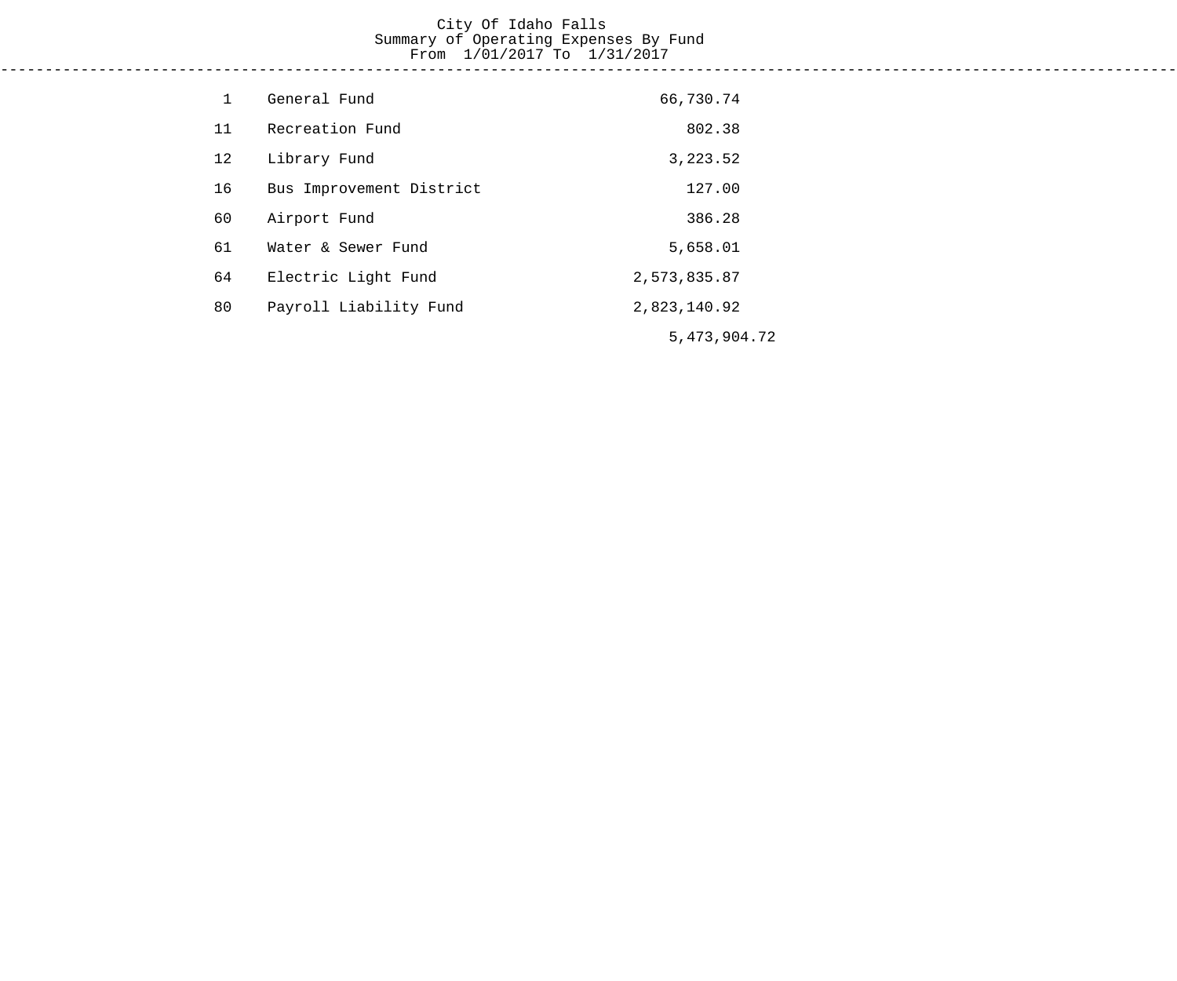# City Of Idaho Falls

## Summary of Operating Expenses By Fund

From 1/01/2017 To 1/31/2017

| Fund | Name | Amount | Total |
|---|---|---|---|
| 1 | General Fund | 66,730.74 | |
| 11 | Recreation Fund | 802.38 | |
| 12 | Library Fund | 3,223.52 | |
| 16 | Bus Improvement District | 127.00 | |
| 60 | Airport Fund | 386.28 | |
| 61 | Water & Sewer Fund | 5,658.01 | |
| 64 | Electric Light Fund | 2,573,835.87 | |
| 80 | Payroll Liability Fund | 2,823,140.92 | |
| | | | 5,473,904.72 |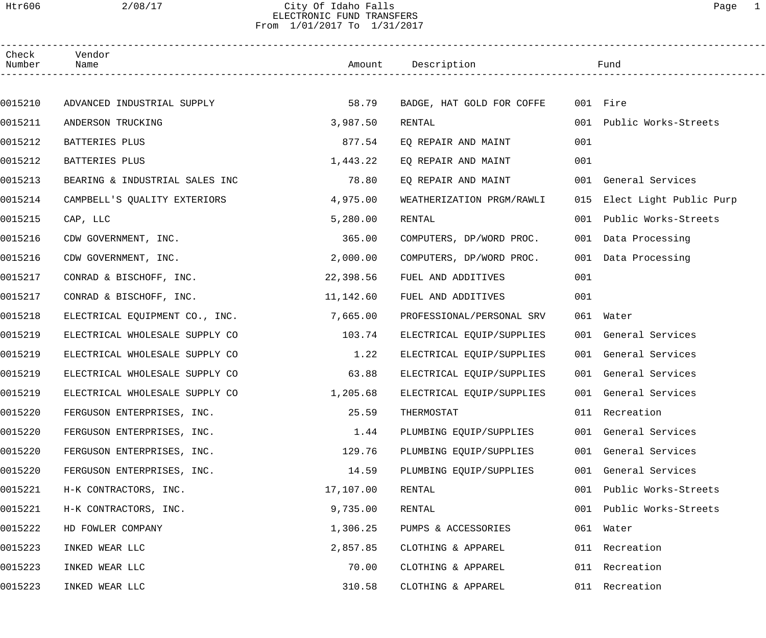# City Of Idaho Falls

## ELECTRONIC FUND TRANSFERS

From 1/01/2017 To 1/31/2017

| Check Number | Vendor Name | Amount | Description | Fund | |
|---|---|---|---|---|---|
| 0015210 | ADVANCED INDUSTRIAL SUPPLY | 58.79 | BADGE, HAT GOLD FOR COFFE | 001 | Fire |
| 0015211 | ANDERSON TRUCKING | 3,987.50 | RENTAL | 001 | Public Works-Streets |
| 0015212 | BATTERIES PLUS | 877.54 | EQ REPAIR AND MAINT | 001 | |
| 0015212 | BATTERIES PLUS | 1,443.22 | EQ REPAIR AND MAINT | 001 | |
| 0015213 | BEARING & INDUSTRIAL SALES INC | 78.80 | EQ REPAIR AND MAINT | 001 | General Services |
| 0015214 | CAMPBELL'S QUALITY EXTERIORS | 4,975.00 | WEATHERIZATION PRGM/RAWLI | 015 | Elect Light Public Purp |
| 0015215 | CAP, LLC | 5,280.00 | RENTAL | 001 | Public Works-Streets |
| 0015216 | CDW GOVERNMENT, INC. | 365.00 | COMPUTERS, DP/WORD PROC. | 001 | Data Processing |
| 0015216 | CDW GOVERNMENT, INC. | 2,000.00 | COMPUTERS, DP/WORD PROC. | 001 | Data Processing |
| 0015217 | CONRAD & BISCHOFF, INC. | 22,398.56 | FUEL AND ADDITIVES | 001 | |
| 0015217 | CONRAD & BISCHOFF, INC. | 11,142.60 | FUEL AND ADDITIVES | 001 | |
| 0015218 | ELECTRICAL EQUIPMENT CO., INC. | 7,665.00 | PROFESSIONAL/PERSONAL SRV | 061 | Water |
| 0015219 | ELECTRICAL WHOLESALE SUPPLY CO | 103.74 | ELECTRICAL EQUIP/SUPPLIES | 001 | General Services |
| 0015219 | ELECTRICAL WHOLESALE SUPPLY CO | 1.22 | ELECTRICAL EQUIP/SUPPLIES | 001 | General Services |
| 0015219 | ELECTRICAL WHOLESALE SUPPLY CO | 63.88 | ELECTRICAL EQUIP/SUPPLIES | 001 | General Services |
| 0015219 | ELECTRICAL WHOLESALE SUPPLY CO | 1,205.68 | ELECTRICAL EQUIP/SUPPLIES | 001 | General Services |
| 0015220 | FERGUSON ENTERPRISES, INC. | 25.59 | THERMOSTAT | 011 | Recreation |
| 0015220 | FERGUSON ENTERPRISES, INC. | 1.44 | PLUMBING EQUIP/SUPPLIES | 001 | General Services |
| 0015220 | FERGUSON ENTERPRISES, INC. | 129.76 | PLUMBING EQUIP/SUPPLIES | 001 | General Services |
| 0015220 | FERGUSON ENTERPRISES, INC. | 14.59 | PLUMBING EQUIP/SUPPLIES | 001 | General Services |
| 0015221 | H-K CONTRACTORS, INC. | 17,107.00 | RENTAL | 001 | Public Works-Streets |
| 0015221 | H-K CONTRACTORS, INC. | 9,735.00 | RENTAL | 001 | Public Works-Streets |
| 0015222 | HD FOWLER COMPANY | 1,306.25 | PUMPS & ACCESSORIES | 061 | Water |
| 0015223 | INKED WEAR LLC | 2,857.85 | CLOTHING & APPAREL | 011 | Recreation |
| 0015223 | INKED WEAR LLC | 70.00 | CLOTHING & APPAREL | 011 | Recreation |
| 0015223 | INKED WEAR LLC | 310.58 | CLOTHING & APPAREL | 011 | Recreation |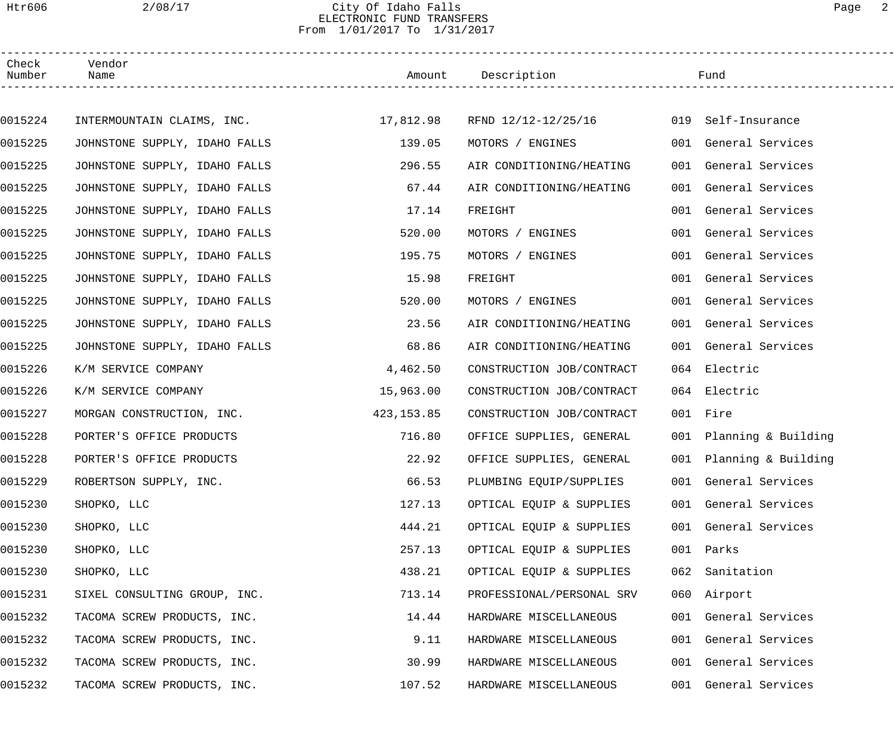City Of Idaho Falls
ELECTRONIC FUND TRANSFERS
From 1/01/2017 To 1/31/2017

| Check Number | Vendor Name | Amount | Description | Fund |
|---|---|---|---|---|
| 0015224 | INTERMOUNTAIN CLAIMS, INC. | 17,812.98 | RFND 12/12-12/25/16 | 019 Self-Insurance |
| 0015225 | JOHNSTONE SUPPLY, IDAHO FALLS | 139.05 | MOTORS / ENGINES | 001 General Services |
| 0015225 | JOHNSTONE SUPPLY, IDAHO FALLS | 296.55 | AIR CONDITIONING/HEATING | 001 General Services |
| 0015225 | JOHNSTONE SUPPLY, IDAHO FALLS | 67.44 | AIR CONDITIONING/HEATING | 001 General Services |
| 0015225 | JOHNSTONE SUPPLY, IDAHO FALLS | 17.14 | FREIGHT | 001 General Services |
| 0015225 | JOHNSTONE SUPPLY, IDAHO FALLS | 520.00 | MOTORS / ENGINES | 001 General Services |
| 0015225 | JOHNSTONE SUPPLY, IDAHO FALLS | 195.75 | MOTORS / ENGINES | 001 General Services |
| 0015225 | JOHNSTONE SUPPLY, IDAHO FALLS | 15.98 | FREIGHT | 001 General Services |
| 0015225 | JOHNSTONE SUPPLY, IDAHO FALLS | 520.00 | MOTORS / ENGINES | 001 General Services |
| 0015225 | JOHNSTONE SUPPLY, IDAHO FALLS | 23.56 | AIR CONDITIONING/HEATING | 001 General Services |
| 0015225 | JOHNSTONE SUPPLY, IDAHO FALLS | 68.86 | AIR CONDITIONING/HEATING | 001 General Services |
| 0015226 | K/M SERVICE COMPANY | 4,462.50 | CONSTRUCTION JOB/CONTRACT | 064 Electric |
| 0015226 | K/M SERVICE COMPANY | 15,963.00 | CONSTRUCTION JOB/CONTRACT | 064 Electric |
| 0015227 | MORGAN CONSTRUCTION, INC. | 423,153.85 | CONSTRUCTION JOB/CONTRACT | 001 Fire |
| 0015228 | PORTER'S OFFICE PRODUCTS | 716.80 | OFFICE SUPPLIES, GENERAL | 001 Planning & Building |
| 0015228 | PORTER'S OFFICE PRODUCTS | 22.92 | OFFICE SUPPLIES, GENERAL | 001 Planning & Building |
| 0015229 | ROBERTSON SUPPLY, INC. | 66.53 | PLUMBING EQUIP/SUPPLIES | 001 General Services |
| 0015230 | SHOPKO, LLC | 127.13 | OPTICAL EQUIP & SUPPLIES | 001 General Services |
| 0015230 | SHOPKO, LLC | 444.21 | OPTICAL EQUIP & SUPPLIES | 001 General Services |
| 0015230 | SHOPKO, LLC | 257.13 | OPTICAL EQUIP & SUPPLIES | 001 Parks |
| 0015230 | SHOPKO, LLC | 438.21 | OPTICAL EQUIP & SUPPLIES | 062 Sanitation |
| 0015231 | SIXEL CONSULTING GROUP, INC. | 713.14 | PROFESSIONAL/PERSONAL SRV | 060 Airport |
| 0015232 | TACOMA SCREW PRODUCTS, INC. | 14.44 | HARDWARE MISCELLANEOUS | 001 General Services |
| 0015232 | TACOMA SCREW PRODUCTS, INC. | 9.11 | HARDWARE MISCELLANEOUS | 001 General Services |
| 0015232 | TACOMA SCREW PRODUCTS, INC. | 30.99 | HARDWARE MISCELLANEOUS | 001 General Services |
| 0015232 | TACOMA SCREW PRODUCTS, INC. | 107.52 | HARDWARE MISCELLANEOUS | 001 General Services |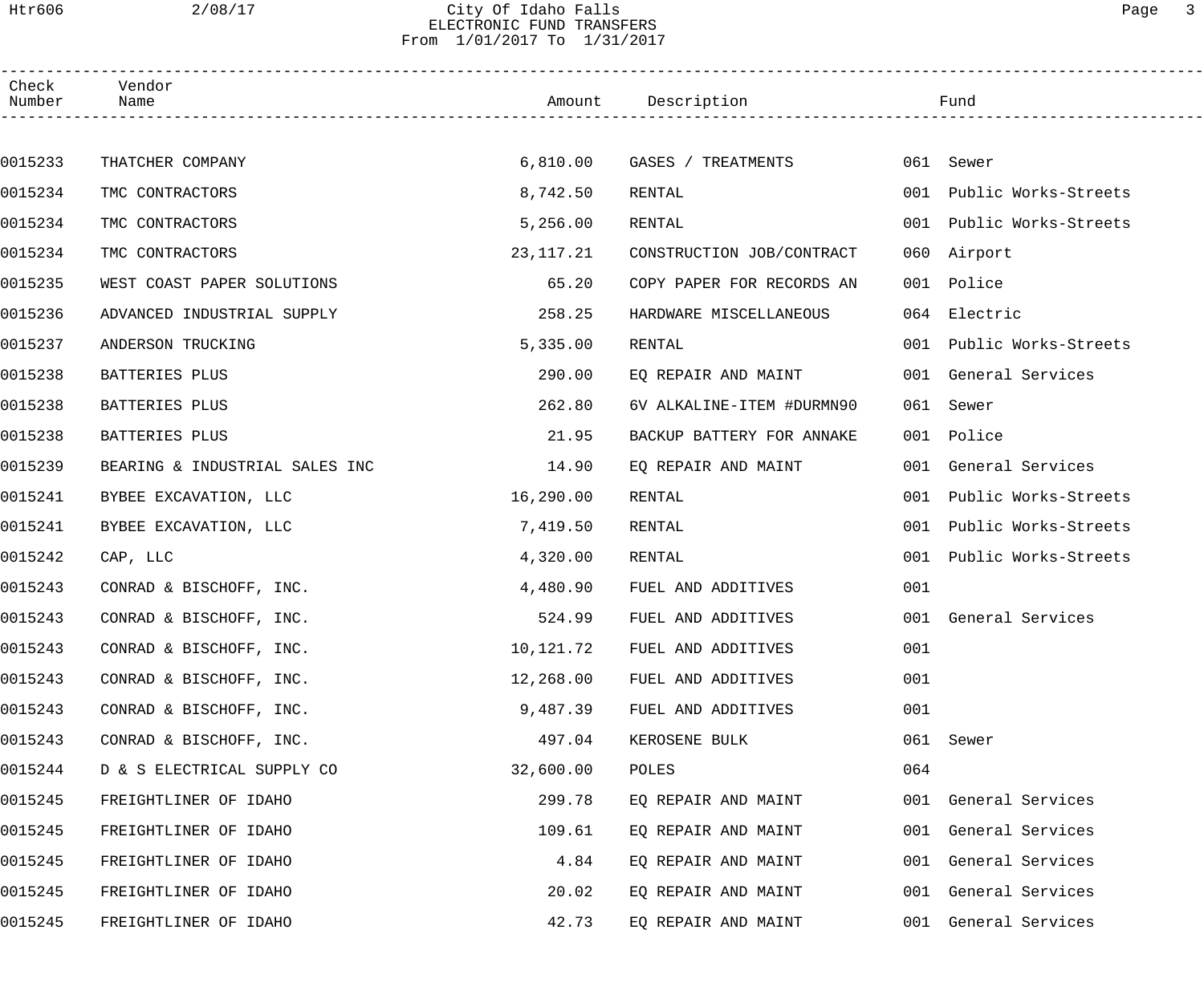City Of Idaho Falls
ELECTRONIC FUND TRANSFERS
From 1/01/2017 To 1/31/2017

| Check Number | Vendor Name | Amount | Description | Fund | |
|---|---|---|---|---|---|
| 0015233 | THATCHER COMPANY | 6,810.00 | GASES / TREATMENTS | 061 | Sewer |
| 0015234 | TMC CONTRACTORS | 8,742.50 | RENTAL | 001 | Public Works-Streets |
| 0015234 | TMC CONTRACTORS | 5,256.00 | RENTAL | 001 | Public Works-Streets |
| 0015234 | TMC CONTRACTORS | 23,117.21 | CONSTRUCTION JOB/CONTRACT | 060 | Airport |
| 0015235 | WEST COAST PAPER SOLUTIONS | 65.20 | COPY PAPER FOR RECORDS AN | 001 | Police |
| 0015236 | ADVANCED INDUSTRIAL SUPPLY | 258.25 | HARDWARE MISCELLANEOUS | 064 | Electric |
| 0015237 | ANDERSON TRUCKING | 5,335.00 | RENTAL | 001 | Public Works-Streets |
| 0015238 | BATTERIES PLUS | 290.00 | EQ REPAIR AND MAINT | 001 | General Services |
| 0015238 | BATTERIES PLUS | 262.80 | 6V ALKALINE-ITEM #DURMN90 | 061 | Sewer |
| 0015238 | BATTERIES PLUS | 21.95 | BACKUP BATTERY FOR ANNAKE | 001 | Police |
| 0015239 | BEARING & INDUSTRIAL SALES INC | 14.90 | EQ REPAIR AND MAINT | 001 | General Services |
| 0015241 | BYBEE EXCAVATION, LLC | 16,290.00 | RENTAL | 001 | Public Works-Streets |
| 0015241 | BYBEE EXCAVATION, LLC | 7,419.50 | RENTAL | 001 | Public Works-Streets |
| 0015242 | CAP, LLC | 4,320.00 | RENTAL | 001 | Public Works-Streets |
| 0015243 | CONRAD & BISCHOFF, INC. | 4,480.90 | FUEL AND ADDITIVES | 001 | |
| 0015243 | CONRAD & BISCHOFF, INC. | 524.99 | FUEL AND ADDITIVES | 001 | General Services |
| 0015243 | CONRAD & BISCHOFF, INC. | 10,121.72 | FUEL AND ADDITIVES | 001 | |
| 0015243 | CONRAD & BISCHOFF, INC. | 12,268.00 | FUEL AND ADDITIVES | 001 | |
| 0015243 | CONRAD & BISCHOFF, INC. | 9,487.39 | FUEL AND ADDITIVES | 001 | |
| 0015243 | CONRAD & BISCHOFF, INC. | 497.04 | KEROSENE BULK | 061 | Sewer |
| 0015244 | D & S ELECTRICAL SUPPLY CO | 32,600.00 | POLES | 064 | |
| 0015245 | FREIGHTLINER OF IDAHO | 299.78 | EQ REPAIR AND MAINT | 001 | General Services |
| 0015245 | FREIGHTLINER OF IDAHO | 109.61 | EQ REPAIR AND MAINT | 001 | General Services |
| 0015245 | FREIGHTLINER OF IDAHO | 4.84 | EQ REPAIR AND MAINT | 001 | General Services |
| 0015245 | FREIGHTLINER OF IDAHO | 20.02 | EQ REPAIR AND MAINT | 001 | General Services |
| 0015245 | FREIGHTLINER OF IDAHO | 42.73 | EQ REPAIR AND MAINT | 001 | General Services |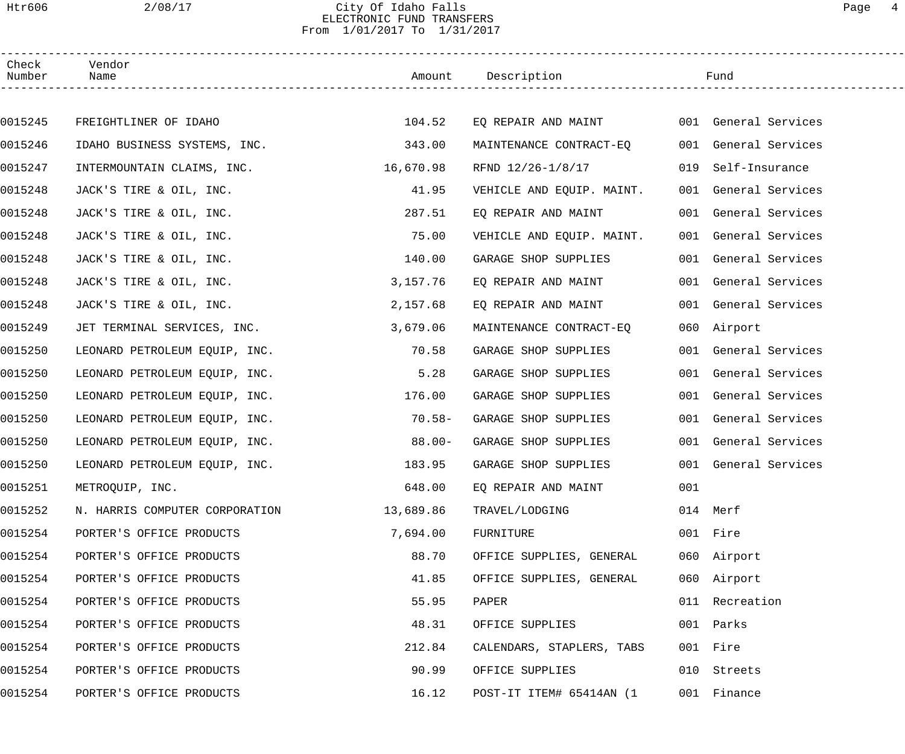City Of Idaho Falls
ELECTRONIC FUND TRANSFERS
From 1/01/2017 To 1/31/2017

| Check Number | Vendor Name | Amount | Description | Fund |
|---|---|---|---|---|
| 0015245 | FREIGHTLINER OF IDAHO | 104.52 | EQ REPAIR AND MAINT | 001 General Services |
| 0015246 | IDAHO BUSINESS SYSTEMS, INC. | 343.00 | MAINTENANCE CONTRACT-EQ | 001 General Services |
| 0015247 | INTERMOUNTAIN CLAIMS, INC. | 16,670.98 | RFND 12/26-1/8/17 | 019 Self-Insurance |
| 0015248 | JACK'S TIRE & OIL, INC. | 41.95 | VEHICLE AND EQUIP. MAINT. | 001 General Services |
| 0015248 | JACK'S TIRE & OIL, INC. | 287.51 | EQ REPAIR AND MAINT | 001 General Services |
| 0015248 | JACK'S TIRE & OIL, INC. | 75.00 | VEHICLE AND EQUIP. MAINT. | 001 General Services |
| 0015248 | JACK'S TIRE & OIL, INC. | 140.00 | GARAGE SHOP SUPPLIES | 001 General Services |
| 0015248 | JACK'S TIRE & OIL, INC. | 3,157.76 | EQ REPAIR AND MAINT | 001 General Services |
| 0015248 | JACK'S TIRE & OIL, INC. | 2,157.68 | EQ REPAIR AND MAINT | 001 General Services |
| 0015249 | JET TERMINAL SERVICES, INC. | 3,679.06 | MAINTENANCE CONTRACT-EQ | 060 Airport |
| 0015250 | LEONARD PETROLEUM EQUIP, INC. | 70.58 | GARAGE SHOP SUPPLIES | 001 General Services |
| 0015250 | LEONARD PETROLEUM EQUIP, INC. | 5.28 | GARAGE SHOP SUPPLIES | 001 General Services |
| 0015250 | LEONARD PETROLEUM EQUIP, INC. | 176.00 | GARAGE SHOP SUPPLIES | 001 General Services |
| 0015250 | LEONARD PETROLEUM EQUIP, INC. | 70.58- | GARAGE SHOP SUPPLIES | 001 General Services |
| 0015250 | LEONARD PETROLEUM EQUIP, INC. | 88.00- | GARAGE SHOP SUPPLIES | 001 General Services |
| 0015250 | LEONARD PETROLEUM EQUIP, INC. | 183.95 | GARAGE SHOP SUPPLIES | 001 General Services |
| 0015251 | METROQUIP, INC. | 648.00 | EQ REPAIR AND MAINT | 001 |
| 0015252 | N. HARRIS COMPUTER CORPORATION | 13,689.86 | TRAVEL/LODGING | 014 Merf |
| 0015254 | PORTER'S OFFICE PRODUCTS | 7,694.00 | FURNITURE | 001 Fire |
| 0015254 | PORTER'S OFFICE PRODUCTS | 88.70 | OFFICE SUPPLIES, GENERAL | 060 Airport |
| 0015254 | PORTER'S OFFICE PRODUCTS | 41.85 | OFFICE SUPPLIES, GENERAL | 060 Airport |
| 0015254 | PORTER'S OFFICE PRODUCTS | 55.95 | PAPER | 011 Recreation |
| 0015254 | PORTER'S OFFICE PRODUCTS | 48.31 | OFFICE SUPPLIES | 001 Parks |
| 0015254 | PORTER'S OFFICE PRODUCTS | 212.84 | CALENDARS, STAPLERS, TABS | 001 Fire |
| 0015254 | PORTER'S OFFICE PRODUCTS | 90.99 | OFFICE SUPPLIES | 010 Streets |
| 0015254 | PORTER'S OFFICE PRODUCTS | 16.12 | POST-IT ITEM# 65414AN (1 | 001 Finance |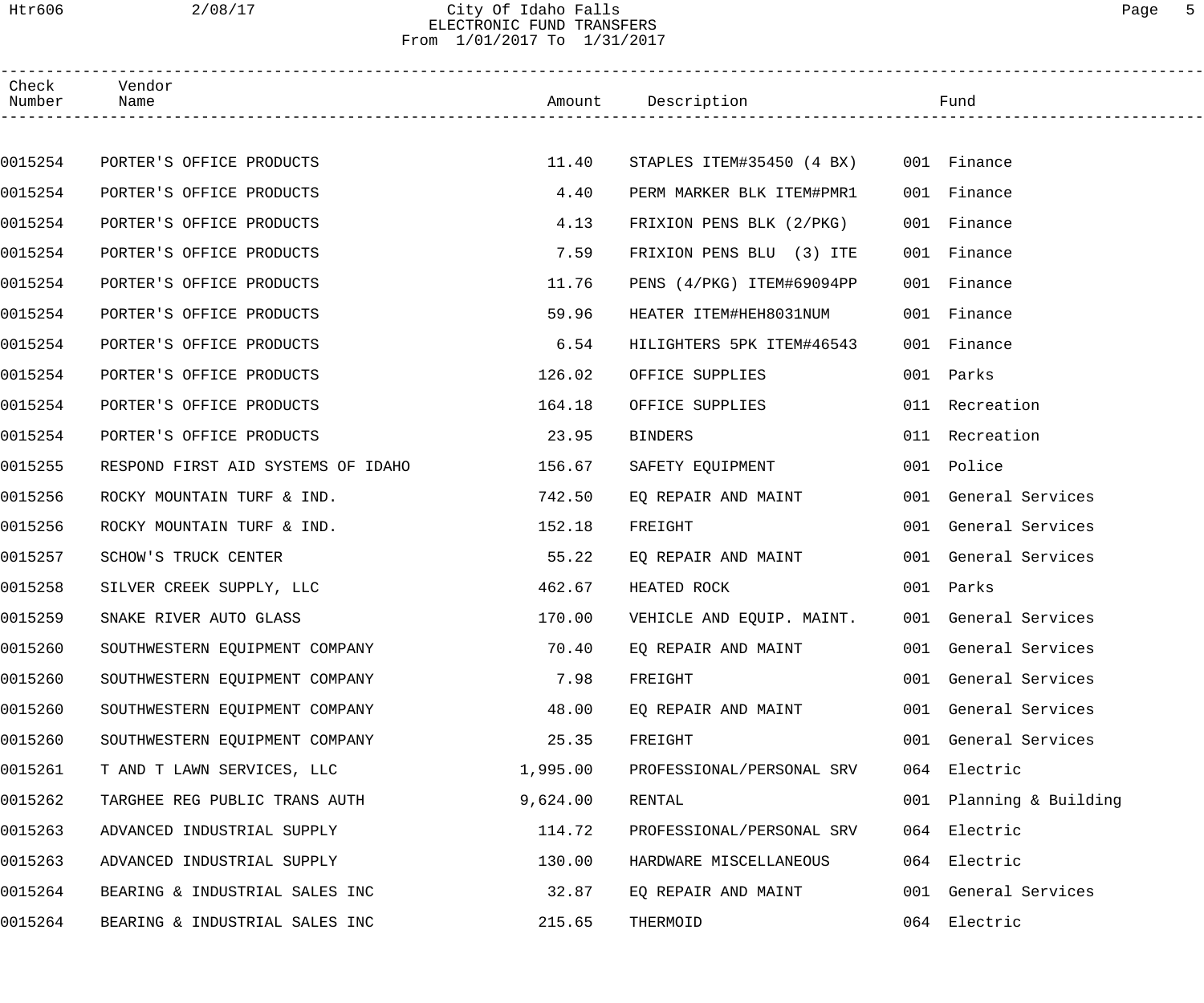# City Of Idaho Falls
## ELECTRONIC FUND TRANSFERS
From 1/01/2017 To 1/31/2017

| Check Number | Vendor Name | Amount | Description | Fund |
|---|---|---|---|---|
| 0015254 | PORTER'S OFFICE PRODUCTS | 11.40 | STAPLES ITEM#35450 (4 BX) | 001 Finance |
| 0015254 | PORTER'S OFFICE PRODUCTS | 4.40 | PERM MARKER BLK ITEM#PMR1 | 001 Finance |
| 0015254 | PORTER'S OFFICE PRODUCTS | 4.13 | FRIXION PENS BLK (2/PKG) | 001 Finance |
| 0015254 | PORTER'S OFFICE PRODUCTS | 7.59 | FRIXION PENS BLU (3) ITE | 001 Finance |
| 0015254 | PORTER'S OFFICE PRODUCTS | 11.76 | PENS (4/PKG) ITEM#69094PP | 001 Finance |
| 0015254 | PORTER'S OFFICE PRODUCTS | 59.96 | HEATER ITEM#HEH8031NUM | 001 Finance |
| 0015254 | PORTER'S OFFICE PRODUCTS | 6.54 | HILIGHTERS 5PK ITEM#46543 | 001 Finance |
| 0015254 | PORTER'S OFFICE PRODUCTS | 126.02 | OFFICE SUPPLIES | 001 Parks |
| 0015254 | PORTER'S OFFICE PRODUCTS | 164.18 | OFFICE SUPPLIES | 011 Recreation |
| 0015254 | PORTER'S OFFICE PRODUCTS | 23.95 | BINDERS | 011 Recreation |
| 0015255 | RESPOND FIRST AID SYSTEMS OF IDAHO | 156.67 | SAFETY EQUIPMENT | 001 Police |
| 0015256 | ROCKY MOUNTAIN TURF & IND. | 742.50 | EQ REPAIR AND MAINT | 001 General Services |
| 0015256 | ROCKY MOUNTAIN TURF & IND. | 152.18 | FREIGHT | 001 General Services |
| 0015257 | SCHOW'S TRUCK CENTER | 55.22 | EQ REPAIR AND MAINT | 001 General Services |
| 0015258 | SILVER CREEK SUPPLY, LLC | 462.67 | HEATED ROCK | 001 Parks |
| 0015259 | SNAKE RIVER AUTO GLASS | 170.00 | VEHICLE AND EQUIP. MAINT. | 001 General Services |
| 0015260 | SOUTHWESTERN EQUIPMENT COMPANY | 70.40 | EQ REPAIR AND MAINT | 001 General Services |
| 0015260 | SOUTHWESTERN EQUIPMENT COMPANY | 7.98 | FREIGHT | 001 General Services |
| 0015260 | SOUTHWESTERN EQUIPMENT COMPANY | 48.00 | EQ REPAIR AND MAINT | 001 General Services |
| 0015260 | SOUTHWESTERN EQUIPMENT COMPANY | 25.35 | FREIGHT | 001 General Services |
| 0015261 | T AND T LAWN SERVICES, LLC | 1,995.00 | PROFESSIONAL/PERSONAL SRV | 064 Electric |
| 0015262 | TARGHEE REG PUBLIC TRANS AUTH | 9,624.00 | RENTAL | 001 Planning & Building |
| 0015263 | ADVANCED INDUSTRIAL SUPPLY | 114.72 | PROFESSIONAL/PERSONAL SRV | 064 Electric |
| 0015263 | ADVANCED INDUSTRIAL SUPPLY | 130.00 | HARDWARE MISCELLANEOUS | 064 Electric |
| 0015264 | BEARING & INDUSTRIAL SALES INC | 32.87 | EQ REPAIR AND MAINT | 001 General Services |
| 0015264 | BEARING & INDUSTRIAL SALES INC | 215.65 | THERMOID | 064 Electric |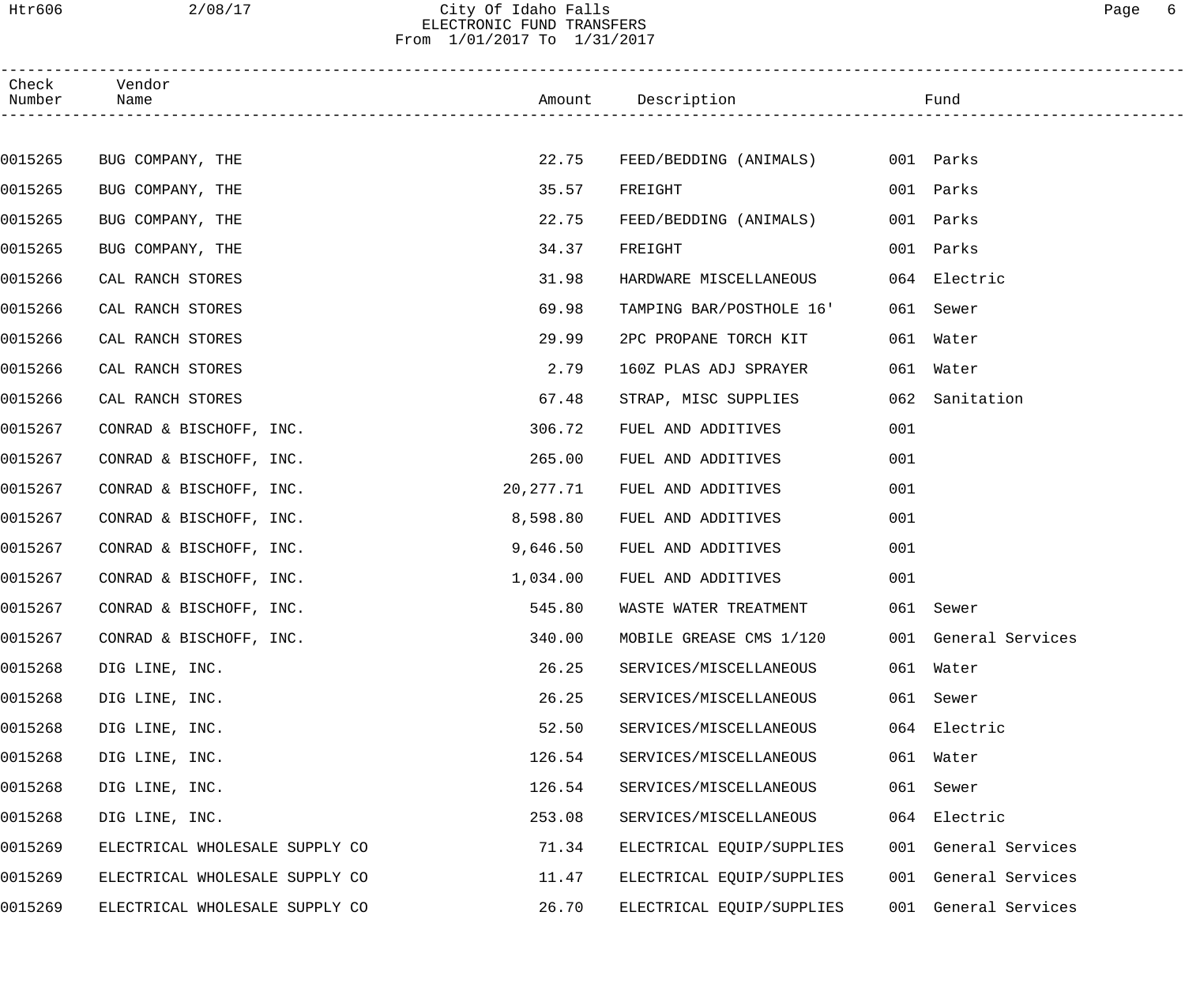City Of Idaho Falls
ELECTRONIC FUND TRANSFERS
From 1/01/2017 To 1/31/2017

| Check Number | Vendor Name | Amount | Description | Fund |
|---|---|---|---|---|
| 0015265 | BUG COMPANY, THE | 22.75 | FEED/BEDDING (ANIMALS) | 001 Parks |
| 0015265 | BUG COMPANY, THE | 35.57 | FREIGHT | 001 Parks |
| 0015265 | BUG COMPANY, THE | 22.75 | FEED/BEDDING (ANIMALS) | 001 Parks |
| 0015265 | BUG COMPANY, THE | 34.37 | FREIGHT | 001 Parks |
| 0015266 | CAL RANCH STORES | 31.98 | HARDWARE MISCELLANEOUS | 064 Electric |
| 0015266 | CAL RANCH STORES | 69.98 | TAMPING BAR/POSTHOLE 16' | 061 Sewer |
| 0015266 | CAL RANCH STORES | 29.99 | 2PC PROPANE TORCH KIT | 061 Water |
| 0015266 | CAL RANCH STORES | 2.79 | 160Z PLAS ADJ SPRAYER | 061 Water |
| 0015266 | CAL RANCH STORES | 67.48 | STRAP, MISC SUPPLIES | 062 Sanitation |
| 0015267 | CONRAD & BISCHOFF, INC. | 306.72 | FUEL AND ADDITIVES | 001 |
| 0015267 | CONRAD & BISCHOFF, INC. | 265.00 | FUEL AND ADDITIVES | 001 |
| 0015267 | CONRAD & BISCHOFF, INC. | 20,277.71 | FUEL AND ADDITIVES | 001 |
| 0015267 | CONRAD & BISCHOFF, INC. | 8,598.80 | FUEL AND ADDITIVES | 001 |
| 0015267 | CONRAD & BISCHOFF, INC. | 9,646.50 | FUEL AND ADDITIVES | 001 |
| 0015267 | CONRAD & BISCHOFF, INC. | 1,034.00 | FUEL AND ADDITIVES | 001 |
| 0015267 | CONRAD & BISCHOFF, INC. | 545.80 | WASTE WATER TREATMENT | 061 Sewer |
| 0015267 | CONRAD & BISCHOFF, INC. | 340.00 | MOBILE GREASE CMS 1/120 | 001 General Services |
| 0015268 | DIG LINE, INC. | 26.25 | SERVICES/MISCELLANEOUS | 061 Water |
| 0015268 | DIG LINE, INC. | 26.25 | SERVICES/MISCELLANEOUS | 061 Sewer |
| 0015268 | DIG LINE, INC. | 52.50 | SERVICES/MISCELLANEOUS | 064 Electric |
| 0015268 | DIG LINE, INC. | 126.54 | SERVICES/MISCELLANEOUS | 061 Water |
| 0015268 | DIG LINE, INC. | 126.54 | SERVICES/MISCELLANEOUS | 061 Sewer |
| 0015268 | DIG LINE, INC. | 253.08 | SERVICES/MISCELLANEOUS | 064 Electric |
| 0015269 | ELECTRICAL WHOLESALE SUPPLY CO | 71.34 | ELECTRICAL EQUIP/SUPPLIES | 001 General Services |
| 0015269 | ELECTRICAL WHOLESALE SUPPLY CO | 11.47 | ELECTRICAL EQUIP/SUPPLIES | 001 General Services |
| 0015269 | ELECTRICAL WHOLESALE SUPPLY CO | 26.70 | ELECTRICAL EQUIP/SUPPLIES | 001 General Services |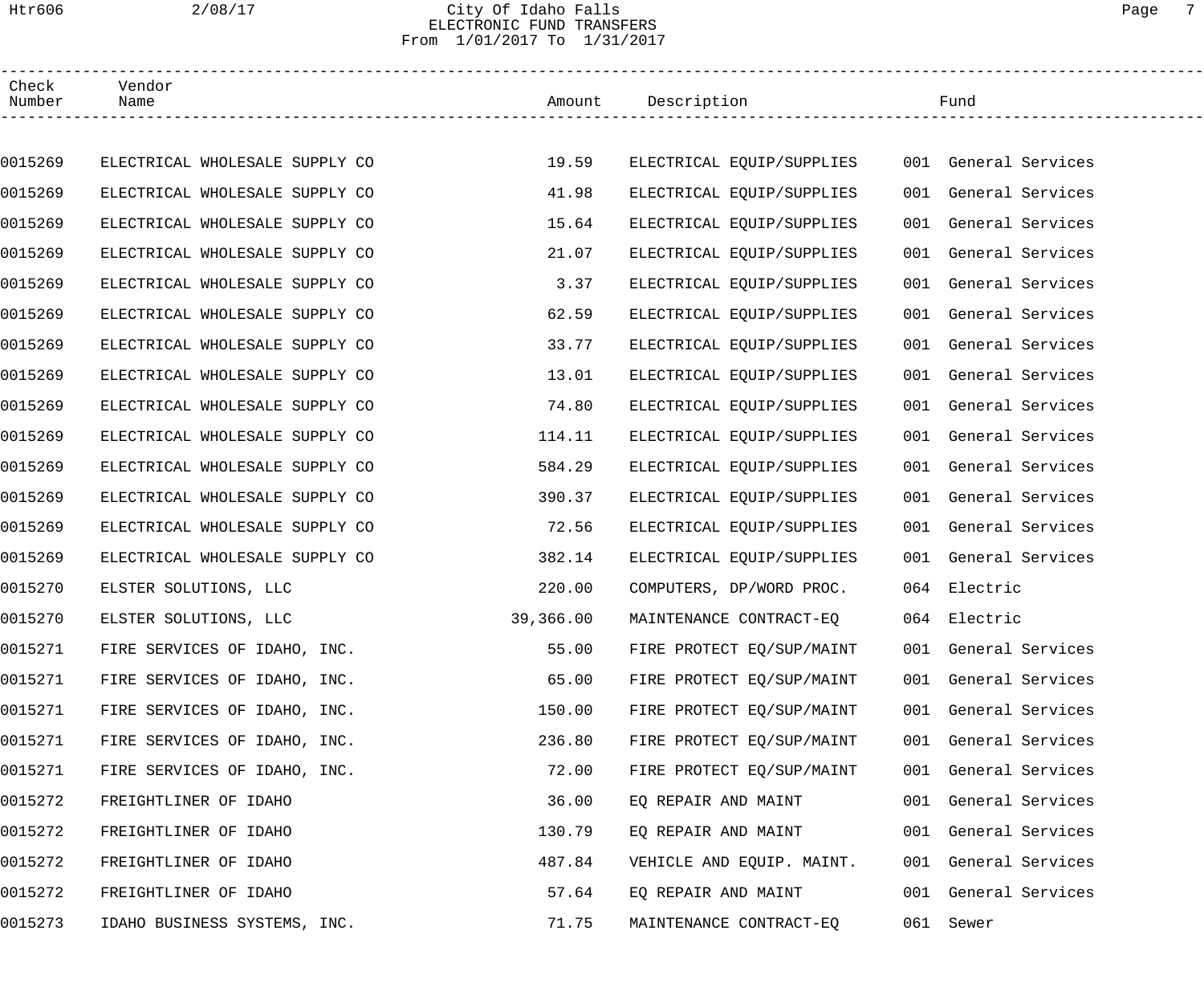City Of Idaho Falls
ELECTRONIC FUND TRANSFERS
From 1/01/2017 To 1/31/2017

| Check Number | Vendor Name | Amount | Description | Fund |
|---|---|---|---|---|
| 0015269 | ELECTRICAL WHOLESALE SUPPLY CO | 19.59 | ELECTRICAL EQUIP/SUPPLIES | 001 General Services |
| 0015269 | ELECTRICAL WHOLESALE SUPPLY CO | 41.98 | ELECTRICAL EQUIP/SUPPLIES | 001 General Services |
| 0015269 | ELECTRICAL WHOLESALE SUPPLY CO | 15.64 | ELECTRICAL EQUIP/SUPPLIES | 001 General Services |
| 0015269 | ELECTRICAL WHOLESALE SUPPLY CO | 21.07 | ELECTRICAL EQUIP/SUPPLIES | 001 General Services |
| 0015269 | ELECTRICAL WHOLESALE SUPPLY CO | 3.37 | ELECTRICAL EQUIP/SUPPLIES | 001 General Services |
| 0015269 | ELECTRICAL WHOLESALE SUPPLY CO | 62.59 | ELECTRICAL EQUIP/SUPPLIES | 001 General Services |
| 0015269 | ELECTRICAL WHOLESALE SUPPLY CO | 33.77 | ELECTRICAL EQUIP/SUPPLIES | 001 General Services |
| 0015269 | ELECTRICAL WHOLESALE SUPPLY CO | 13.01 | ELECTRICAL EQUIP/SUPPLIES | 001 General Services |
| 0015269 | ELECTRICAL WHOLESALE SUPPLY CO | 74.80 | ELECTRICAL EQUIP/SUPPLIES | 001 General Services |
| 0015269 | ELECTRICAL WHOLESALE SUPPLY CO | 114.11 | ELECTRICAL EQUIP/SUPPLIES | 001 General Services |
| 0015269 | ELECTRICAL WHOLESALE SUPPLY CO | 584.29 | ELECTRICAL EQUIP/SUPPLIES | 001 General Services |
| 0015269 | ELECTRICAL WHOLESALE SUPPLY CO | 390.37 | ELECTRICAL EQUIP/SUPPLIES | 001 General Services |
| 0015269 | ELECTRICAL WHOLESALE SUPPLY CO | 72.56 | ELECTRICAL EQUIP/SUPPLIES | 001 General Services |
| 0015269 | ELECTRICAL WHOLESALE SUPPLY CO | 382.14 | ELECTRICAL EQUIP/SUPPLIES | 001 General Services |
| 0015270 | ELSTER SOLUTIONS, LLC | 220.00 | COMPUTERS, DP/WORD PROC. | 064 Electric |
| 0015270 | ELSTER SOLUTIONS, LLC | 39,366.00 | MAINTENANCE CONTRACT-EQ | 064 Electric |
| 0015271 | FIRE SERVICES OF IDAHO, INC. | 55.00 | FIRE PROTECT EQ/SUP/MAINT | 001 General Services |
| 0015271 | FIRE SERVICES OF IDAHO, INC. | 65.00 | FIRE PROTECT EQ/SUP/MAINT | 001 General Services |
| 0015271 | FIRE SERVICES OF IDAHO, INC. | 150.00 | FIRE PROTECT EQ/SUP/MAINT | 001 General Services |
| 0015271 | FIRE SERVICES OF IDAHO, INC. | 236.80 | FIRE PROTECT EQ/SUP/MAINT | 001 General Services |
| 0015271 | FIRE SERVICES OF IDAHO, INC. | 72.00 | FIRE PROTECT EQ/SUP/MAINT | 001 General Services |
| 0015272 | FREIGHTLINER OF IDAHO | 36.00 | EQ REPAIR AND MAINT | 001 General Services |
| 0015272 | FREIGHTLINER OF IDAHO | 130.79 | EQ REPAIR AND MAINT | 001 General Services |
| 0015272 | FREIGHTLINER OF IDAHO | 487.84 | VEHICLE AND EQUIP. MAINT. | 001 General Services |
| 0015272 | FREIGHTLINER OF IDAHO | 57.64 | EQ REPAIR AND MAINT | 001 General Services |
| 0015273 | IDAHO BUSINESS SYSTEMS, INC. | 71.75 | MAINTENANCE CONTRACT-EQ | 061 Sewer |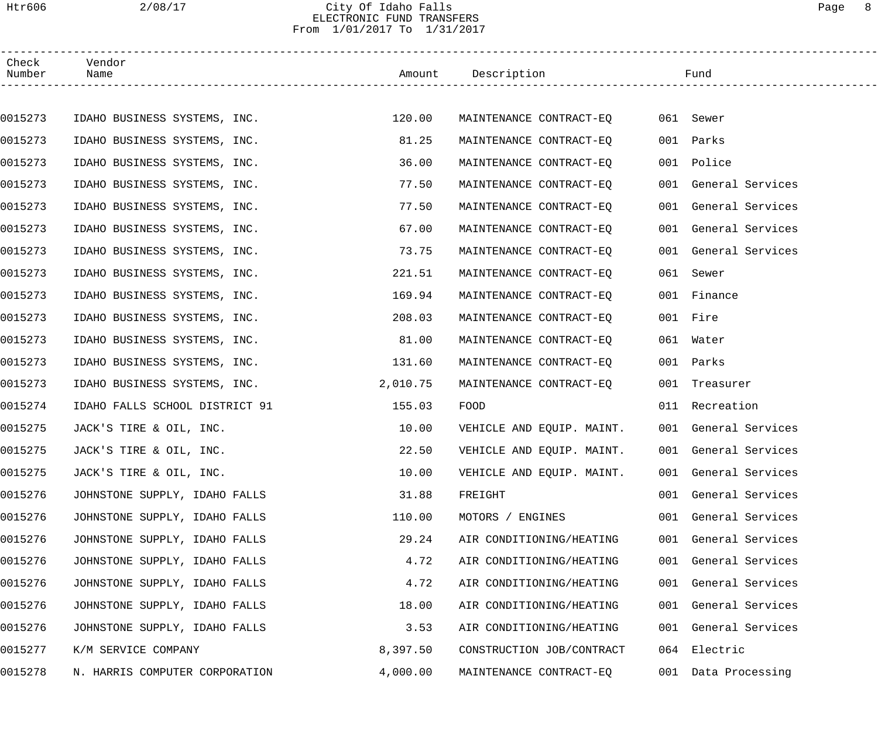City Of Idaho Falls
ELECTRONIC FUND TRANSFERS
From 1/01/2017 To 1/31/2017

| Check Number | Vendor Name | Amount | Description | Fund |
|---|---|---|---|---|
| 0015273 | IDAHO BUSINESS SYSTEMS, INC. | 120.00 | MAINTENANCE CONTRACT-EQ | 061 Sewer |
| 0015273 | IDAHO BUSINESS SYSTEMS, INC. | 81.25 | MAINTENANCE CONTRACT-EQ | 001 Parks |
| 0015273 | IDAHO BUSINESS SYSTEMS, INC. | 36.00 | MAINTENANCE CONTRACT-EQ | 001 Police |
| 0015273 | IDAHO BUSINESS SYSTEMS, INC. | 77.50 | MAINTENANCE CONTRACT-EQ | 001 General Services |
| 0015273 | IDAHO BUSINESS SYSTEMS, INC. | 77.50 | MAINTENANCE CONTRACT-EQ | 001 General Services |
| 0015273 | IDAHO BUSINESS SYSTEMS, INC. | 67.00 | MAINTENANCE CONTRACT-EQ | 001 General Services |
| 0015273 | IDAHO BUSINESS SYSTEMS, INC. | 73.75 | MAINTENANCE CONTRACT-EQ | 001 General Services |
| 0015273 | IDAHO BUSINESS SYSTEMS, INC. | 221.51 | MAINTENANCE CONTRACT-EQ | 061 Sewer |
| 0015273 | IDAHO BUSINESS SYSTEMS, INC. | 169.94 | MAINTENANCE CONTRACT-EQ | 001 Finance |
| 0015273 | IDAHO BUSINESS SYSTEMS, INC. | 208.03 | MAINTENANCE CONTRACT-EQ | 001 Fire |
| 0015273 | IDAHO BUSINESS SYSTEMS, INC. | 81.00 | MAINTENANCE CONTRACT-EQ | 061 Water |
| 0015273 | IDAHO BUSINESS SYSTEMS, INC. | 131.60 | MAINTENANCE CONTRACT-EQ | 001 Parks |
| 0015273 | IDAHO BUSINESS SYSTEMS, INC. | 2,010.75 | MAINTENANCE CONTRACT-EQ | 001 Treasurer |
| 0015274 | IDAHO FALLS SCHOOL DISTRICT 91 | 155.03 | FOOD | 011 Recreation |
| 0015275 | JACK'S TIRE & OIL, INC. | 10.00 | VEHICLE AND EQUIP. MAINT. | 001 General Services |
| 0015275 | JACK'S TIRE & OIL, INC. | 22.50 | VEHICLE AND EQUIP. MAINT. | 001 General Services |
| 0015275 | JACK'S TIRE & OIL, INC. | 10.00 | VEHICLE AND EQUIP. MAINT. | 001 General Services |
| 0015276 | JOHNSTONE SUPPLY, IDAHO FALLS | 31.88 | FREIGHT | 001 General Services |
| 0015276 | JOHNSTONE SUPPLY, IDAHO FALLS | 110.00 | MOTORS / ENGINES | 001 General Services |
| 0015276 | JOHNSTONE SUPPLY, IDAHO FALLS | 29.24 | AIR CONDITIONING/HEATING | 001 General Services |
| 0015276 | JOHNSTONE SUPPLY, IDAHO FALLS | 4.72 | AIR CONDITIONING/HEATING | 001 General Services |
| 0015276 | JOHNSTONE SUPPLY, IDAHO FALLS | 4.72 | AIR CONDITIONING/HEATING | 001 General Services |
| 0015276 | JOHNSTONE SUPPLY, IDAHO FALLS | 18.00 | AIR CONDITIONING/HEATING | 001 General Services |
| 0015276 | JOHNSTONE SUPPLY, IDAHO FALLS | 3.53 | AIR CONDITIONING/HEATING | 001 General Services |
| 0015277 | K/M SERVICE COMPANY | 8,397.50 | CONSTRUCTION JOB/CONTRACT | 064 Electric |
| 0015278 | N. HARRIS COMPUTER CORPORATION | 4,000.00 | MAINTENANCE CONTRACT-EQ | 001 Data Processing |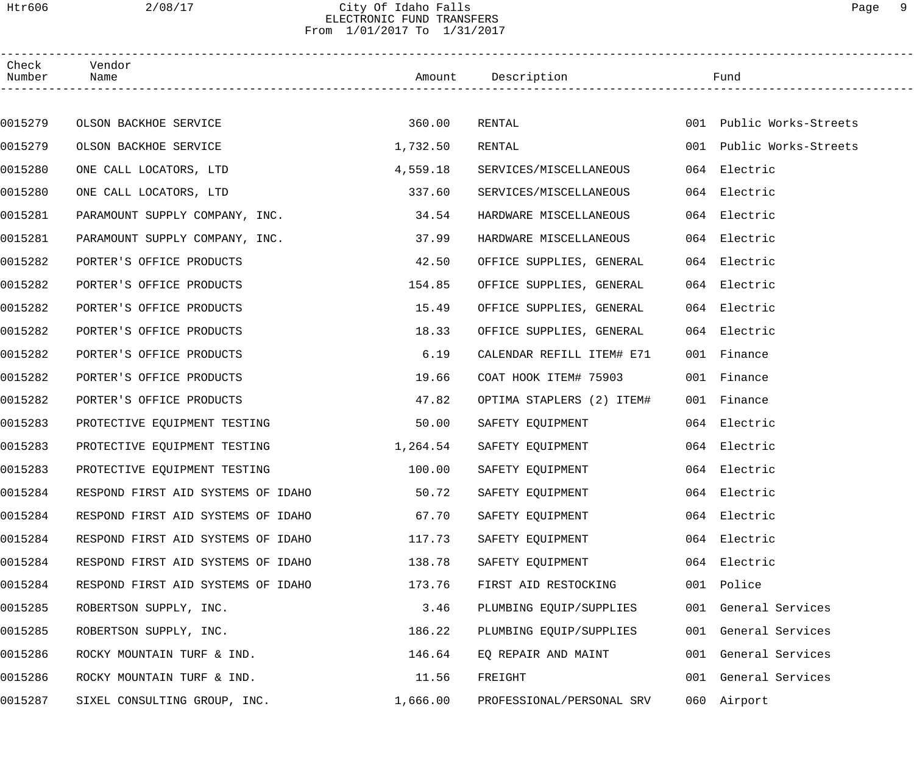# City Of Idaho Falls
## ELECTRONIC FUND TRANSFERS
### From 1/01/2017 To 1/31/2017

| Check Number | Vendor Name | Amount | Description | Fund |
|---|---|---|---|---|
| 0015279 | OLSON BACKHOE SERVICE | 360.00 | RENTAL | 001 Public Works-Streets |
| 0015279 | OLSON BACKHOE SERVICE | 1,732.50 | RENTAL | 001 Public Works-Streets |
| 0015280 | ONE CALL LOCATORS, LTD | 4,559.18 | SERVICES/MISCELLANEOUS | 064 Electric |
| 0015280 | ONE CALL LOCATORS, LTD | 337.60 | SERVICES/MISCELLANEOUS | 064 Electric |
| 0015281 | PARAMOUNT SUPPLY COMPANY, INC. | 34.54 | HARDWARE MISCELLANEOUS | 064 Electric |
| 0015281 | PARAMOUNT SUPPLY COMPANY, INC. | 37.99 | HARDWARE MISCELLANEOUS | 064 Electric |
| 0015282 | PORTER'S OFFICE PRODUCTS | 42.50 | OFFICE SUPPLIES, GENERAL | 064 Electric |
| 0015282 | PORTER'S OFFICE PRODUCTS | 154.85 | OFFICE SUPPLIES, GENERAL | 064 Electric |
| 0015282 | PORTER'S OFFICE PRODUCTS | 15.49 | OFFICE SUPPLIES, GENERAL | 064 Electric |
| 0015282 | PORTER'S OFFICE PRODUCTS | 18.33 | OFFICE SUPPLIES, GENERAL | 064 Electric |
| 0015282 | PORTER'S OFFICE PRODUCTS | 6.19 | CALENDAR REFILL ITEM# E71 | 001 Finance |
| 0015282 | PORTER'S OFFICE PRODUCTS | 19.66 | COAT HOOK ITEM# 75903 | 001 Finance |
| 0015282 | PORTER'S OFFICE PRODUCTS | 47.82 | OPTIMA STAPLERS (2) ITEM# | 001 Finance |
| 0015283 | PROTECTIVE EQUIPMENT TESTING | 50.00 | SAFETY EQUIPMENT | 064 Electric |
| 0015283 | PROTECTIVE EQUIPMENT TESTING | 1,264.54 | SAFETY EQUIPMENT | 064 Electric |
| 0015283 | PROTECTIVE EQUIPMENT TESTING | 100.00 | SAFETY EQUIPMENT | 064 Electric |
| 0015284 | RESPOND FIRST AID SYSTEMS OF IDAHO | 50.72 | SAFETY EQUIPMENT | 064 Electric |
| 0015284 | RESPOND FIRST AID SYSTEMS OF IDAHO | 67.70 | SAFETY EQUIPMENT | 064 Electric |
| 0015284 | RESPOND FIRST AID SYSTEMS OF IDAHO | 117.73 | SAFETY EQUIPMENT | 064 Electric |
| 0015284 | RESPOND FIRST AID SYSTEMS OF IDAHO | 138.78 | SAFETY EQUIPMENT | 064 Electric |
| 0015284 | RESPOND FIRST AID SYSTEMS OF IDAHO | 173.76 | FIRST AID RESTOCKING | 001 Police |
| 0015285 | ROBERTSON SUPPLY, INC. | 3.46 | PLUMBING EQUIP/SUPPLIES | 001 General Services |
| 0015285 | ROBERTSON SUPPLY, INC. | 186.22 | PLUMBING EQUIP/SUPPLIES | 001 General Services |
| 0015286 | ROCKY MOUNTAIN TURF & IND. | 146.64 | EQ REPAIR AND MAINT | 001 General Services |
| 0015286 | ROCKY MOUNTAIN TURF & IND. | 11.56 | FREIGHT | 001 General Services |
| 0015287 | SIXEL CONSULTING GROUP, INC. | 1,666.00 | PROFESSIONAL/PERSONAL SRV | 060 Airport |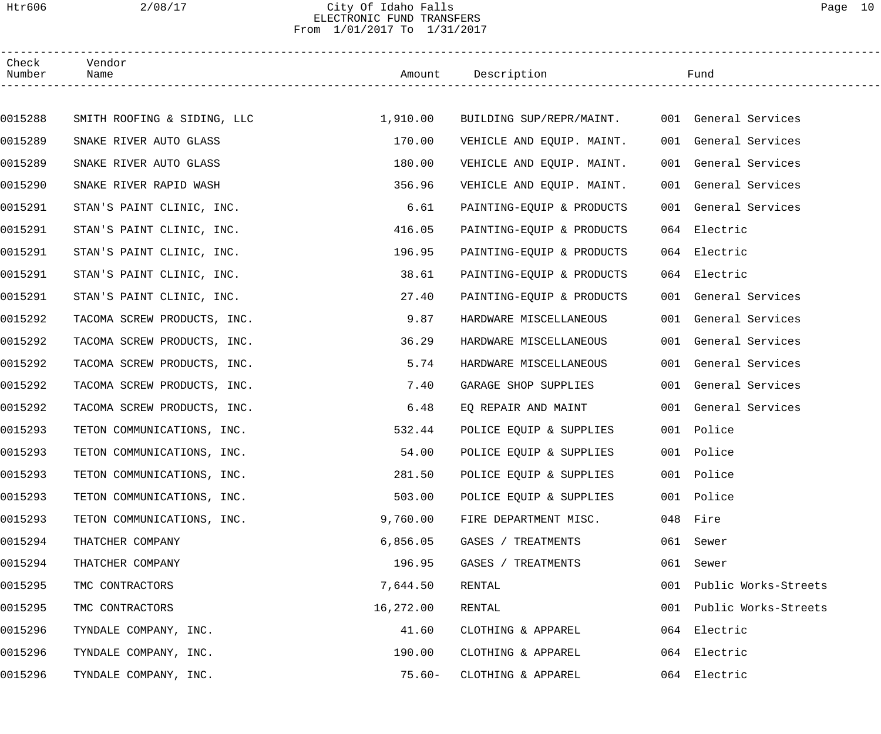# City Of Idaho Falls
## ELECTRONIC FUND TRANSFERS
### From 1/01/2017 To 1/31/2017

| Check Number | Vendor Name | Amount | Description | Fund |
|---|---|---|---|---|
| 0015288 | SMITH ROOFING & SIDING, LLC | 1,910.00 | BUILDING SUP/REPR/MAINT. | 001 General Services |
| 0015289 | SNAKE RIVER AUTO GLASS | 170.00 | VEHICLE AND EQUIP. MAINT. | 001 General Services |
| 0015289 | SNAKE RIVER AUTO GLASS | 180.00 | VEHICLE AND EQUIP. MAINT. | 001 General Services |
| 0015290 | SNAKE RIVER RAPID WASH | 356.96 | VEHICLE AND EQUIP. MAINT. | 001 General Services |
| 0015291 | STAN'S PAINT CLINIC, INC. | 6.61 | PAINTING-EQUIP & PRODUCTS | 001 General Services |
| 0015291 | STAN'S PAINT CLINIC, INC. | 416.05 | PAINTING-EQUIP & PRODUCTS | 064 Electric |
| 0015291 | STAN'S PAINT CLINIC, INC. | 196.95 | PAINTING-EQUIP & PRODUCTS | 064 Electric |
| 0015291 | STAN'S PAINT CLINIC, INC. | 38.61 | PAINTING-EQUIP & PRODUCTS | 064 Electric |
| 0015291 | STAN'S PAINT CLINIC, INC. | 27.40 | PAINTING-EQUIP & PRODUCTS | 001 General Services |
| 0015292 | TACOMA SCREW PRODUCTS, INC. | 9.87 | HARDWARE MISCELLANEOUS | 001 General Services |
| 0015292 | TACOMA SCREW PRODUCTS, INC. | 36.29 | HARDWARE MISCELLANEOUS | 001 General Services |
| 0015292 | TACOMA SCREW PRODUCTS, INC. | 5.74 | HARDWARE MISCELLANEOUS | 001 General Services |
| 0015292 | TACOMA SCREW PRODUCTS, INC. | 7.40 | GARAGE SHOP SUPPLIES | 001 General Services |
| 0015292 | TACOMA SCREW PRODUCTS, INC. | 6.48 | EQ REPAIR AND MAINT | 001 General Services |
| 0015293 | TETON COMMUNICATIONS, INC. | 532.44 | POLICE EQUIP & SUPPLIES | 001 Police |
| 0015293 | TETON COMMUNICATIONS, INC. | 54.00 | POLICE EQUIP & SUPPLIES | 001 Police |
| 0015293 | TETON COMMUNICATIONS, INC. | 281.50 | POLICE EQUIP & SUPPLIES | 001 Police |
| 0015293 | TETON COMMUNICATIONS, INC. | 503.00 | POLICE EQUIP & SUPPLIES | 001 Police |
| 0015293 | TETON COMMUNICATIONS, INC. | 9,760.00 | FIRE DEPARTMENT MISC. | 048 Fire |
| 0015294 | THATCHER COMPANY | 6,856.05 | GASES / TREATMENTS | 061 Sewer |
| 0015294 | THATCHER COMPANY | 196.95 | GASES / TREATMENTS | 061 Sewer |
| 0015295 | TMC CONTRACTORS | 7,644.50 | RENTAL | 001 Public Works-Streets |
| 0015295 | TMC CONTRACTORS | 16,272.00 | RENTAL | 001 Public Works-Streets |
| 0015296 | TYNDALE COMPANY, INC. | 41.60 | CLOTHING & APPAREL | 064 Electric |
| 0015296 | TYNDALE COMPANY, INC. | 190.00 | CLOTHING & APPAREL | 064 Electric |
| 0015296 | TYNDALE COMPANY, INC. | 75.60- | CLOTHING & APPAREL | 064 Electric |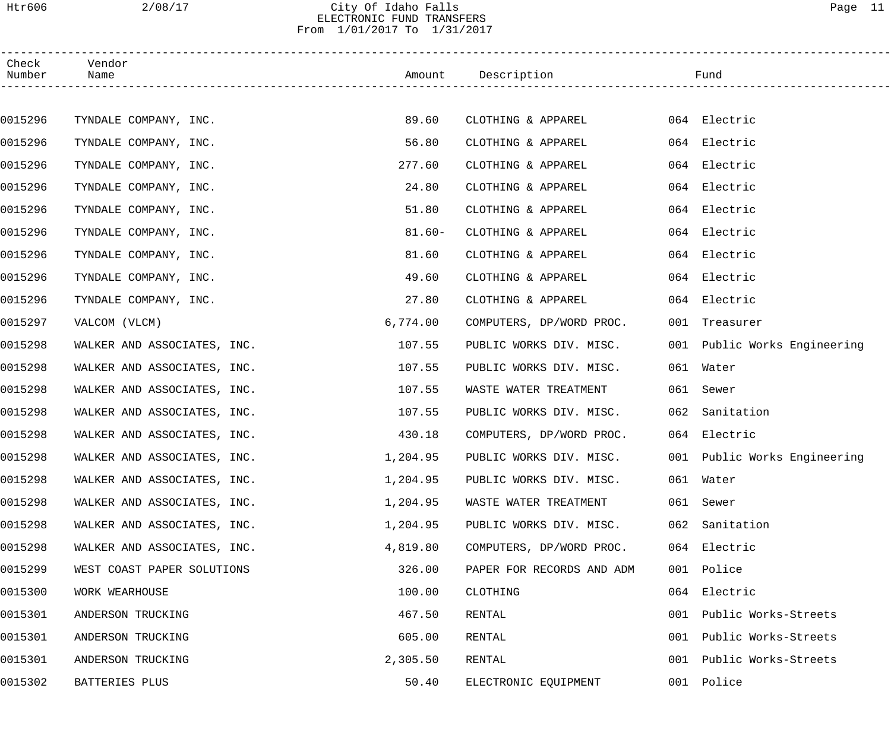# City Of Idaho Falls
## ELECTRONIC FUND TRANSFERS
From 1/01/2017 To 1/31/2017

| Check Number | Vendor Name | Amount | Description | Fund |
|---|---|---|---|---|
| 0015296 | TYNDALE COMPANY, INC. | 89.60 | CLOTHING & APPAREL | 064 Electric |
| 0015296 | TYNDALE COMPANY, INC. | 56.80 | CLOTHING & APPAREL | 064 Electric |
| 0015296 | TYNDALE COMPANY, INC. | 277.60 | CLOTHING & APPAREL | 064 Electric |
| 0015296 | TYNDALE COMPANY, INC. | 24.80 | CLOTHING & APPAREL | 064 Electric |
| 0015296 | TYNDALE COMPANY, INC. | 51.80 | CLOTHING & APPAREL | 064 Electric |
| 0015296 | TYNDALE COMPANY, INC. | 81.60- | CLOTHING & APPAREL | 064 Electric |
| 0015296 | TYNDALE COMPANY, INC. | 81.60 | CLOTHING & APPAREL | 064 Electric |
| 0015296 | TYNDALE COMPANY, INC. | 49.60 | CLOTHING & APPAREL | 064 Electric |
| 0015296 | TYNDALE COMPANY, INC. | 27.80 | CLOTHING & APPAREL | 064 Electric |
| 0015297 | VALCOM (VLCM) | 6,774.00 | COMPUTERS, DP/WORD PROC. | 001 Treasurer |
| 0015298 | WALKER AND ASSOCIATES, INC. | 107.55 | PUBLIC WORKS DIV. MISC. | 001 Public Works Engineering |
| 0015298 | WALKER AND ASSOCIATES, INC. | 107.55 | PUBLIC WORKS DIV. MISC. | 061 Water |
| 0015298 | WALKER AND ASSOCIATES, INC. | 107.55 | WASTE WATER TREATMENT | 061 Sewer |
| 0015298 | WALKER AND ASSOCIATES, INC. | 107.55 | PUBLIC WORKS DIV. MISC. | 062 Sanitation |
| 0015298 | WALKER AND ASSOCIATES, INC. | 430.18 | COMPUTERS, DP/WORD PROC. | 064 Electric |
| 0015298 | WALKER AND ASSOCIATES, INC. | 1,204.95 | PUBLIC WORKS DIV. MISC. | 001 Public Works Engineering |
| 0015298 | WALKER AND ASSOCIATES, INC. | 1,204.95 | PUBLIC WORKS DIV. MISC. | 061 Water |
| 0015298 | WALKER AND ASSOCIATES, INC. | 1,204.95 | WASTE WATER TREATMENT | 061 Sewer |
| 0015298 | WALKER AND ASSOCIATES, INC. | 1,204.95 | PUBLIC WORKS DIV. MISC. | 062 Sanitation |
| 0015298 | WALKER AND ASSOCIATES, INC. | 4,819.80 | COMPUTERS, DP/WORD PROC. | 064 Electric |
| 0015299 | WEST COAST PAPER SOLUTIONS | 326.00 | PAPER FOR RECORDS AND ADM | 001 Police |
| 0015300 | WORK WEARHOUSE | 100.00 | CLOTHING | 064 Electric |
| 0015301 | ANDERSON TRUCKING | 467.50 | RENTAL | 001 Public Works-Streets |
| 0015301 | ANDERSON TRUCKING | 605.00 | RENTAL | 001 Public Works-Streets |
| 0015301 | ANDERSON TRUCKING | 2,305.50 | RENTAL | 001 Public Works-Streets |
| 0015302 | BATTERIES PLUS | 50.40 | ELECTRONIC EQUIPMENT | 001 Police |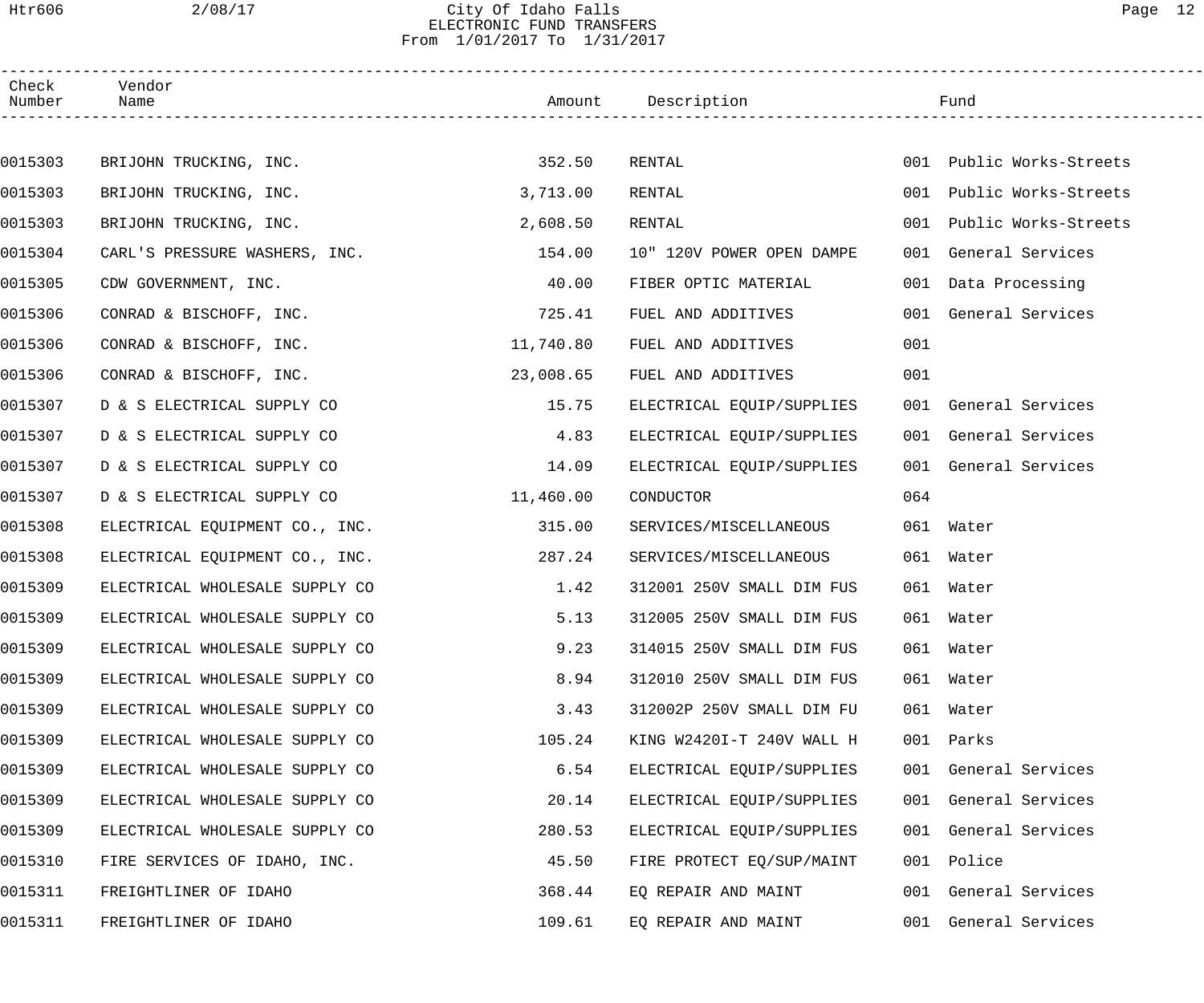# City Of Idaho Falls
## ELECTRONIC FUND TRANSFERS
From 1/01/2017 To 1/31/2017

| Check Number | Vendor Name | Amount | Description | Fund |
|---|---|---|---|---|
| 0015303 | BRIJOHN TRUCKING, INC. | 352.50 | RENTAL | 001 Public Works-Streets |
| 0015303 | BRIJOHN TRUCKING, INC. | 3,713.00 | RENTAL | 001 Public Works-Streets |
| 0015303 | BRIJOHN TRUCKING, INC. | 2,608.50 | RENTAL | 001 Public Works-Streets |
| 0015304 | CARL'S PRESSURE WASHERS, INC. | 154.00 | 10" 120V POWER OPEN DAMPE | 001 General Services |
| 0015305 | CDW GOVERNMENT, INC. | 40.00 | FIBER OPTIC MATERIAL | 001 Data Processing |
| 0015306 | CONRAD & BISCHOFF, INC. | 725.41 | FUEL AND ADDITIVES | 001 General Services |
| 0015306 | CONRAD & BISCHOFF, INC. | 11,740.80 | FUEL AND ADDITIVES | 001 |
| 0015306 | CONRAD & BISCHOFF, INC. | 23,008.65 | FUEL AND ADDITIVES | 001 |
| 0015307 | D & S ELECTRICAL SUPPLY CO | 15.75 | ELECTRICAL EQUIP/SUPPLIES | 001 General Services |
| 0015307 | D & S ELECTRICAL SUPPLY CO | 4.83 | ELECTRICAL EQUIP/SUPPLIES | 001 General Services |
| 0015307 | D & S ELECTRICAL SUPPLY CO | 14.09 | ELECTRICAL EQUIP/SUPPLIES | 001 General Services |
| 0015307 | D & S ELECTRICAL SUPPLY CO | 11,460.00 | CONDUCTOR | 064 |
| 0015308 | ELECTRICAL EQUIPMENT CO., INC. | 315.00 | SERVICES/MISCELLANEOUS | 061 Water |
| 0015308 | ELECTRICAL EQUIPMENT CO., INC. | 287.24 | SERVICES/MISCELLANEOUS | 061 Water |
| 0015309 | ELECTRICAL WHOLESALE SUPPLY CO | 1.42 | 312001 250V SMALL DIM FUS | 061 Water |
| 0015309 | ELECTRICAL WHOLESALE SUPPLY CO | 5.13 | 312005 250V SMALL DIM FUS | 061 Water |
| 0015309 | ELECTRICAL WHOLESALE SUPPLY CO | 9.23 | 314015 250V SMALL DIM FUS | 061 Water |
| 0015309 | ELECTRICAL WHOLESALE SUPPLY CO | 8.94 | 312010 250V SMALL DIM FUS | 061 Water |
| 0015309 | ELECTRICAL WHOLESALE SUPPLY CO | 3.43 | 312002P 250V SMALL DIM FU | 061 Water |
| 0015309 | ELECTRICAL WHOLESALE SUPPLY CO | 105.24 | KING W2420I-T 240V WALL H | 001 Parks |
| 0015309 | ELECTRICAL WHOLESALE SUPPLY CO | 6.54 | ELECTRICAL EQUIP/SUPPLIES | 001 General Services |
| 0015309 | ELECTRICAL WHOLESALE SUPPLY CO | 20.14 | ELECTRICAL EQUIP/SUPPLIES | 001 General Services |
| 0015309 | ELECTRICAL WHOLESALE SUPPLY CO | 280.53 | ELECTRICAL EQUIP/SUPPLIES | 001 General Services |
| 0015310 | FIRE SERVICES OF IDAHO, INC. | 45.50 | FIRE PROTECT EQ/SUP/MAINT | 001 Police |
| 0015311 | FREIGHTLINER OF IDAHO | 368.44 | EQ REPAIR AND MAINT | 001 General Services |
| 0015311 | FREIGHTLINER OF IDAHO | 109.61 | EQ REPAIR AND MAINT | 001 General Services |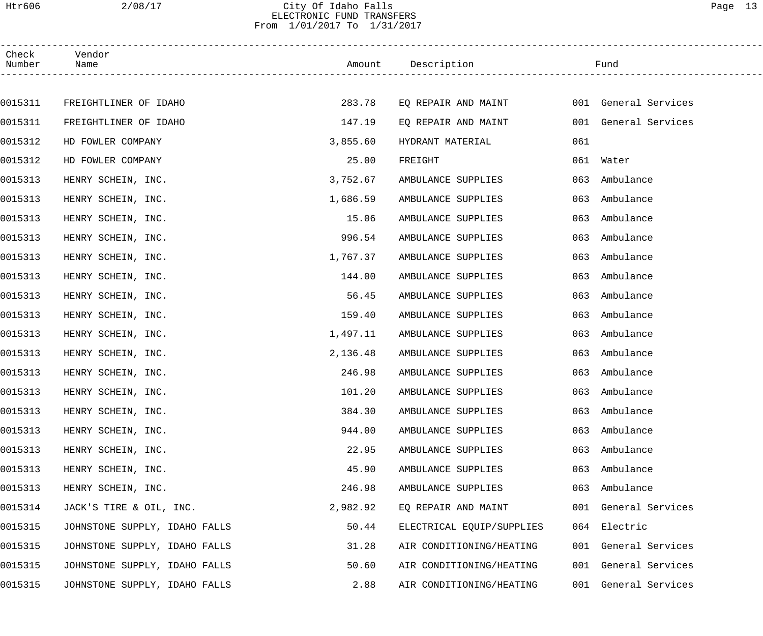City Of Idaho Falls
ELECTRONIC FUND TRANSFERS
From 1/01/2017 To 1/31/2017

| Check Number | Vendor Name | Amount | Description | Fund |
|---|---|---|---|---|
| 0015311 | FREIGHTLINER OF IDAHO | 283.78 | EQ REPAIR AND MAINT | 001 General Services |
| 0015311 | FREIGHTLINER OF IDAHO | 147.19 | EQ REPAIR AND MAINT | 001 General Services |
| 0015312 | HD FOWLER COMPANY | 3,855.60 | HYDRANT MATERIAL | 061 |
| 0015312 | HD FOWLER COMPANY | 25.00 | FREIGHT | 061 Water |
| 0015313 | HENRY SCHEIN, INC. | 3,752.67 | AMBULANCE SUPPLIES | 063 Ambulance |
| 0015313 | HENRY SCHEIN, INC. | 1,686.59 | AMBULANCE SUPPLIES | 063 Ambulance |
| 0015313 | HENRY SCHEIN, INC. | 15.06 | AMBULANCE SUPPLIES | 063 Ambulance |
| 0015313 | HENRY SCHEIN, INC. | 996.54 | AMBULANCE SUPPLIES | 063 Ambulance |
| 0015313 | HENRY SCHEIN, INC. | 1,767.37 | AMBULANCE SUPPLIES | 063 Ambulance |
| 0015313 | HENRY SCHEIN, INC. | 144.00 | AMBULANCE SUPPLIES | 063 Ambulance |
| 0015313 | HENRY SCHEIN, INC. | 56.45 | AMBULANCE SUPPLIES | 063 Ambulance |
| 0015313 | HENRY SCHEIN, INC. | 159.40 | AMBULANCE SUPPLIES | 063 Ambulance |
| 0015313 | HENRY SCHEIN, INC. | 1,497.11 | AMBULANCE SUPPLIES | 063 Ambulance |
| 0015313 | HENRY SCHEIN, INC. | 2,136.48 | AMBULANCE SUPPLIES | 063 Ambulance |
| 0015313 | HENRY SCHEIN, INC. | 246.98 | AMBULANCE SUPPLIES | 063 Ambulance |
| 0015313 | HENRY SCHEIN, INC. | 101.20 | AMBULANCE SUPPLIES | 063 Ambulance |
| 0015313 | HENRY SCHEIN, INC. | 384.30 | AMBULANCE SUPPLIES | 063 Ambulance |
| 0015313 | HENRY SCHEIN, INC. | 944.00 | AMBULANCE SUPPLIES | 063 Ambulance |
| 0015313 | HENRY SCHEIN, INC. | 22.95 | AMBULANCE SUPPLIES | 063 Ambulance |
| 0015313 | HENRY SCHEIN, INC. | 45.90 | AMBULANCE SUPPLIES | 063 Ambulance |
| 0015313 | HENRY SCHEIN, INC. | 246.98 | AMBULANCE SUPPLIES | 063 Ambulance |
| 0015314 | JACK'S TIRE & OIL, INC. | 2,982.92 | EQ REPAIR AND MAINT | 001 General Services |
| 0015315 | JOHNSTONE SUPPLY, IDAHO FALLS | 50.44 | ELECTRICAL EQUIP/SUPPLIES | 064 Electric |
| 0015315 | JOHNSTONE SUPPLY, IDAHO FALLS | 31.28 | AIR CONDITIONING/HEATING | 001 General Services |
| 0015315 | JOHNSTONE SUPPLY, IDAHO FALLS | 50.60 | AIR CONDITIONING/HEATING | 001 General Services |
| 0015315 | JOHNSTONE SUPPLY, IDAHO FALLS | 2.88 | AIR CONDITIONING/HEATING | 001 General Services |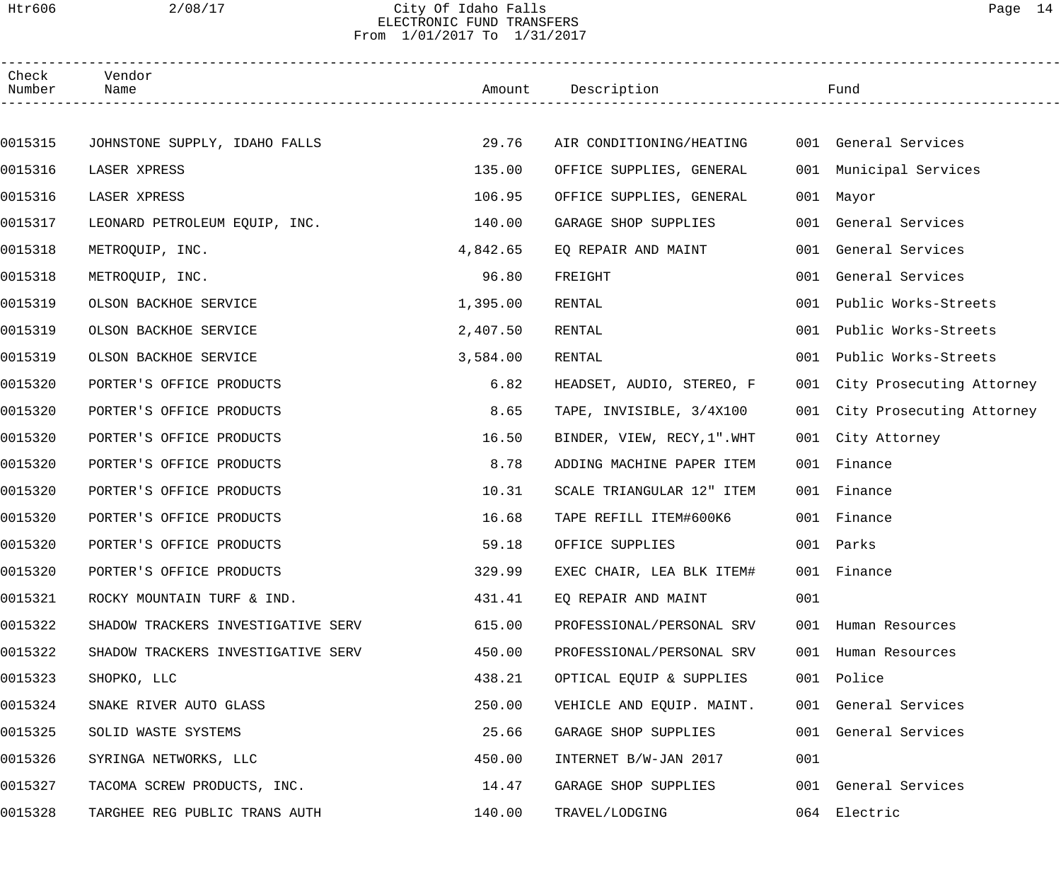City Of Idaho Falls
ELECTRONIC FUND TRANSFERS
From 1/01/2017 To 1/31/2017

| Check Number | Vendor Name | Amount | Description | Fund |
|---|---|---|---|---|
| 0015315 | JOHNSTONE SUPPLY, IDAHO FALLS | 29.76 | AIR CONDITIONING/HEATING | 001 General Services |
| 0015316 | LASER XPRESS | 135.00 | OFFICE SUPPLIES, GENERAL | 001 Municipal Services |
| 0015316 | LASER XPRESS | 106.95 | OFFICE SUPPLIES, GENERAL | 001 Mayor |
| 0015317 | LEONARD PETROLEUM EQUIP, INC. | 140.00 | GARAGE SHOP SUPPLIES | 001 General Services |
| 0015318 | METROQUIP, INC. | 4,842.65 | EQ REPAIR AND MAINT | 001 General Services |
| 0015318 | METROQUIP, INC. | 96.80 | FREIGHT | 001 General Services |
| 0015319 | OLSON BACKHOE SERVICE | 1,395.00 | RENTAL | 001 Public Works-Streets |
| 0015319 | OLSON BACKHOE SERVICE | 2,407.50 | RENTAL | 001 Public Works-Streets |
| 0015319 | OLSON BACKHOE SERVICE | 3,584.00 | RENTAL | 001 Public Works-Streets |
| 0015320 | PORTER'S OFFICE PRODUCTS | 6.82 | HEADSET, AUDIO, STEREO, F | 001 City Prosecuting Attorney |
| 0015320 | PORTER'S OFFICE PRODUCTS | 8.65 | TAPE, INVISIBLE, 3/4X100 | 001 City Prosecuting Attorney |
| 0015320 | PORTER'S OFFICE PRODUCTS | 16.50 | BINDER, VIEW, RECY,1".WHT | 001 City Attorney |
| 0015320 | PORTER'S OFFICE PRODUCTS | 8.78 | ADDING MACHINE PAPER ITEM | 001 Finance |
| 0015320 | PORTER'S OFFICE PRODUCTS | 10.31 | SCALE TRIANGULAR 12" ITEM | 001 Finance |
| 0015320 | PORTER'S OFFICE PRODUCTS | 16.68 | TAPE REFILL ITEM#600K6 | 001 Finance |
| 0015320 | PORTER'S OFFICE PRODUCTS | 59.18 | OFFICE SUPPLIES | 001 Parks |
| 0015320 | PORTER'S OFFICE PRODUCTS | 329.99 | EXEC CHAIR, LEA BLK ITEM# | 001 Finance |
| 0015321 | ROCKY MOUNTAIN TURF & IND. | 431.41 | EQ REPAIR AND MAINT | 001 |
| 0015322 | SHADOW TRACKERS INVESTIGATIVE SERV | 615.00 | PROFESSIONAL/PERSONAL SRV | 001 Human Resources |
| 0015322 | SHADOW TRACKERS INVESTIGATIVE SERV | 450.00 | PROFESSIONAL/PERSONAL SRV | 001 Human Resources |
| 0015323 | SHOPKO, LLC | 438.21 | OPTICAL EQUIP & SUPPLIES | 001 Police |
| 0015324 | SNAKE RIVER AUTO GLASS | 250.00 | VEHICLE AND EQUIP. MAINT. | 001 General Services |
| 0015325 | SOLID WASTE SYSTEMS | 25.66 | GARAGE SHOP SUPPLIES | 001 General Services |
| 0015326 | SYRINGA NETWORKS, LLC | 450.00 | INTERNET B/W-JAN 2017 | 001 |
| 0015327 | TACOMA SCREW PRODUCTS, INC. | 14.47 | GARAGE SHOP SUPPLIES | 001 General Services |
| 0015328 | TARGHEE REG PUBLIC TRANS AUTH | 140.00 | TRAVEL/LODGING | 064 Electric |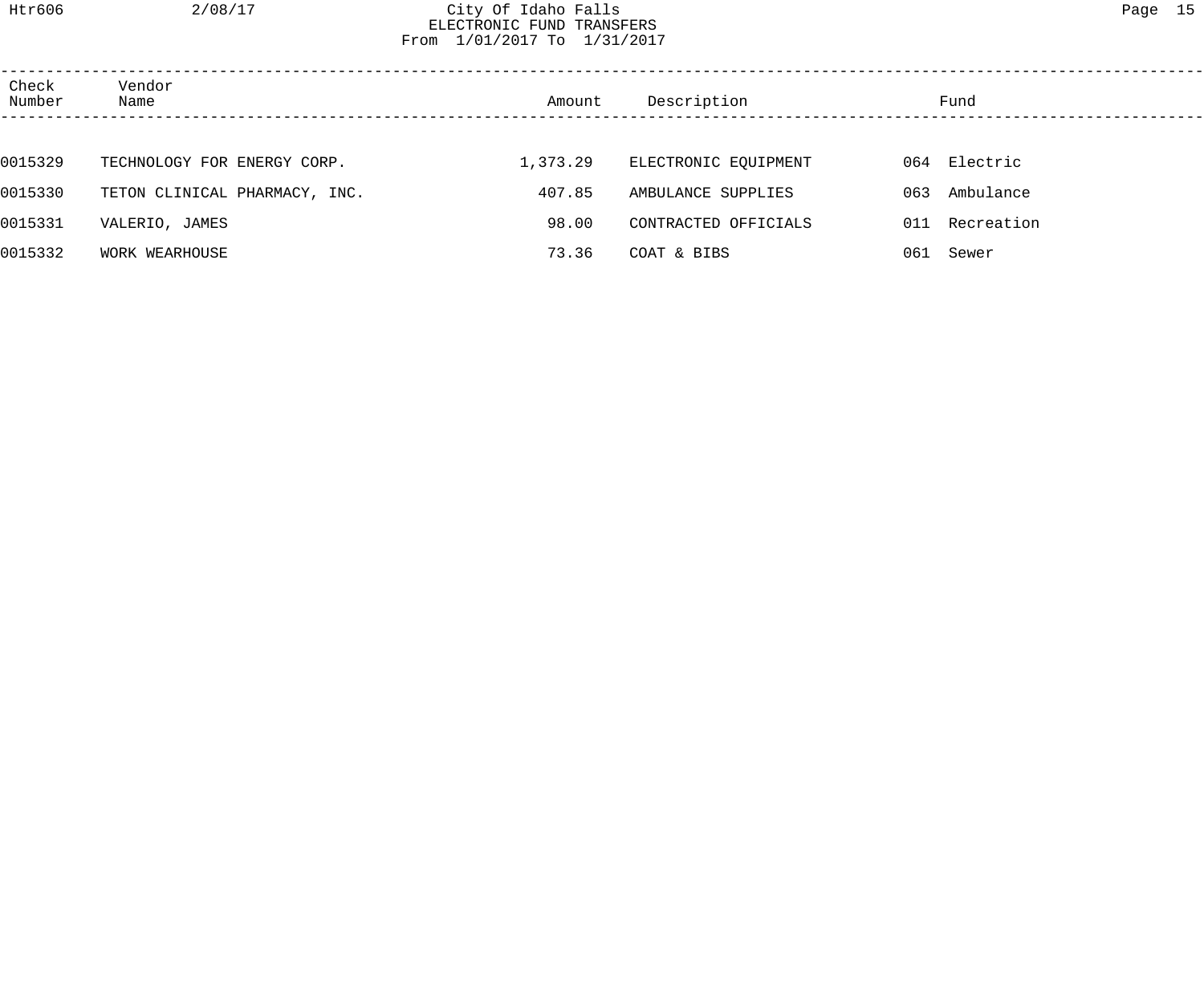City Of Idaho Falls
ELECTRONIC FUND TRANSFERS
From 1/01/2017 To 1/31/2017

| Check Number | Vendor Name | Amount | Description | Fund |
|---|---|---|---|---|
| 0015329 | TECHNOLOGY FOR ENERGY CORP. | 1,373.29 | ELECTRONIC EQUIPMENT | 064 Electric |
| 0015330 | TETON CLINICAL PHARMACY, INC. | 407.85 | AMBULANCE SUPPLIES | 063 Ambulance |
| 0015331 | VALERIO, JAMES | 98.00 | CONTRACTED OFFICIALS | 011 Recreation |
| 0015332 | WORK WEARHOUSE | 73.36 | COAT & BIBS | 061 Sewer |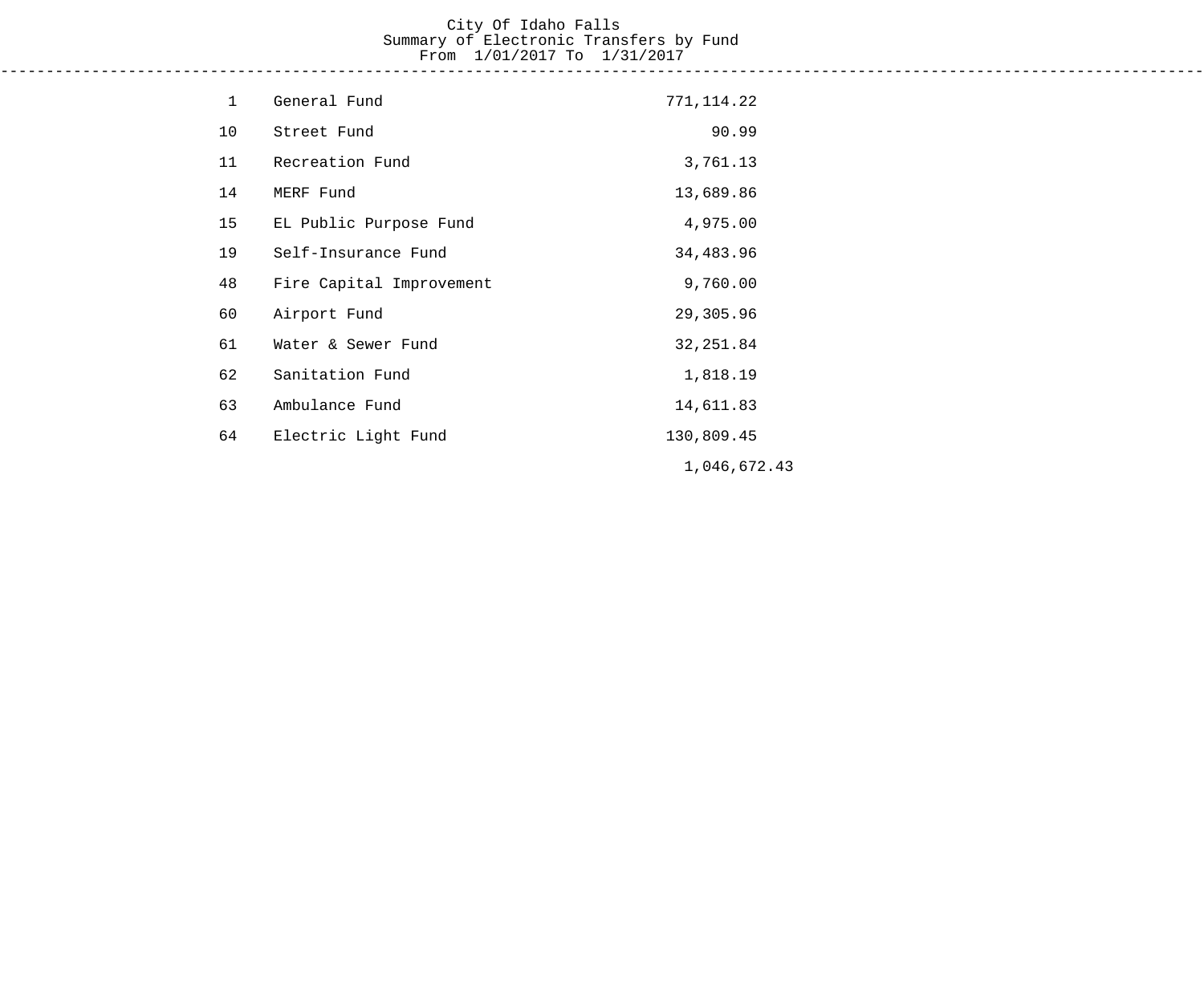# City Of Idaho Falls
## Summary of Electronic Transfers by Fund
### From 1/01/2017 To 1/31/2017

| Fund | Name | Amount |
|---|---|---|
| 1 | General Fund | 771,114.22 |
| 10 | Street Fund | 90.99 |
| 11 | Recreation Fund | 3,761.13 |
| 14 | MERF Fund | 13,689.86 |
| 15 | EL Public Purpose Fund | 4,975.00 |
| 19 | Self-Insurance Fund | 34,483.96 |
| 48 | Fire Capital Improvement | 9,760.00 |
| 60 | Airport Fund | 29,305.96 |
| 61 | Water & Sewer Fund | 32,251.84 |
| 62 | Sanitation Fund | 1,818.19 |
| 63 | Ambulance Fund | 14,611.83 |
| 64 | Electric Light Fund | 130,809.45 |
| | | 1,046,672.43 |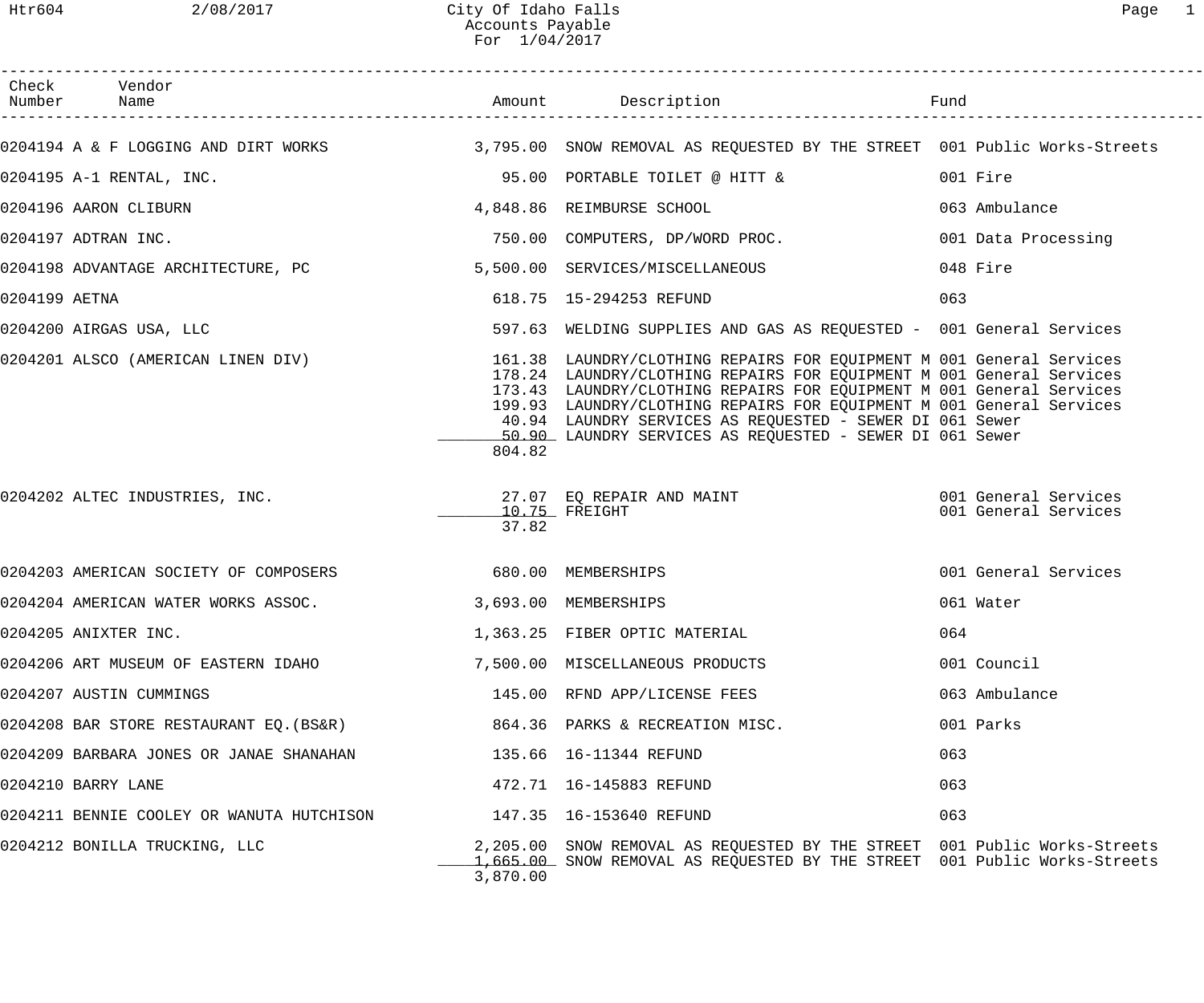# City Of Idaho Falls
## Accounts Payable
### For 1/04/2017

| Check Number | Vendor Name | Amount | Description | Fund |
|---|---|---|---|---|
| 0204194 | A & F LOGGING AND DIRT WORKS | 3,795.00 | SNOW REMOVAL AS REQUESTED BY THE STREET | 001 Public Works-Streets |
| 0204195 | A-1 RENTAL, INC. | 95.00 | PORTABLE TOILET @ HITT & | 001 Fire |
| 0204196 | AARON CLIBURN | 4,848.86 | REIMBURSE SCHOOL | 063 Ambulance |
| 0204197 | ADTRAN INC. | 750.00 | COMPUTERS, DP/WORD PROC. | 001 Data Processing |
| 0204198 | ADVANTAGE ARCHITECTURE, PC | 5,500.00 | SERVICES/MISCELLANEOUS | 048 Fire |
| 0204199 | AETNA | 618.75 | 15-294253 REFUND | 063 |
| 0204200 | AIRGAS USA, LLC | 597.63 | WELDING SUPPLIES AND GAS AS REQUESTED - | 001 General Services |
| 0204201 | ALSCO (AMERICAN LINEN DIV) | 161.38 | LAUNDRY/CLOTHING REPAIRS FOR EQUIPMENT M | 001 General Services |
| | | 178.24 | LAUNDRY/CLOTHING REPAIRS FOR EQUIPMENT M | 001 General Services |
| | | 173.43 | LAUNDRY/CLOTHING REPAIRS FOR EQUIPMENT M | 001 General Services |
| | | 199.93 | LAUNDRY/CLOTHING REPAIRS FOR EQUIPMENT M | 001 General Services |
| | | 40.94 | LAUNDRY SERVICES AS REQUESTED - SEWER DI | 061 Sewer |
| | | 50.90 | LAUNDRY SERVICES AS REQUESTED - SEWER DI | 061 Sewer |
| | | 804.82 | | |
| 0204202 | ALTEC INDUSTRIES, INC. | 27.07 | EQ REPAIR AND MAINT | 001 General Services |
| | | 10.75 | FREIGHT | 001 General Services |
| | | 37.82 | | |
| 0204203 | AMERICAN SOCIETY OF COMPOSERS | 680.00 | MEMBERSHIPS | 001 General Services |
| 0204204 | AMERICAN WATER WORKS ASSOC. | 3,693.00 | MEMBERSHIPS | 061 Water |
| 0204205 | ANIXTER INC. | 1,363.25 | FIBER OPTIC MATERIAL | 064 |
| 0204206 | ART MUSEUM OF EASTERN IDAHO | 7,500.00 | MISCELLANEOUS PRODUCTS | 001 Council |
| 0204207 | AUSTIN CUMMINGS | 145.00 | RFND APP/LICENSE FEES | 063 Ambulance |
| 0204208 | BAR STORE RESTAURANT EQ.(BS&R) | 864.36 | PARKS & RECREATION MISC. | 001 Parks |
| 0204209 | BARBARA JONES OR JANAE SHANAHAN | 135.66 | 16-11344 REFUND | 063 |
| 0204210 | BARRY LANE | 472.71 | 16-145883 REFUND | 063 |
| 0204211 | BENNIE COOLEY OR WANUTA HUTCHISON | 147.35 | 16-153640 REFUND | 063 |
| 0204212 | BONILLA TRUCKING, LLC | 2,205.00 | SNOW REMOVAL AS REQUESTED BY THE STREET | 001 Public Works-Streets |
| | | 1,665.00 | SNOW REMOVAL AS REQUESTED BY THE STREET | 001 Public Works-Streets |
| | | 3,870.00 | | |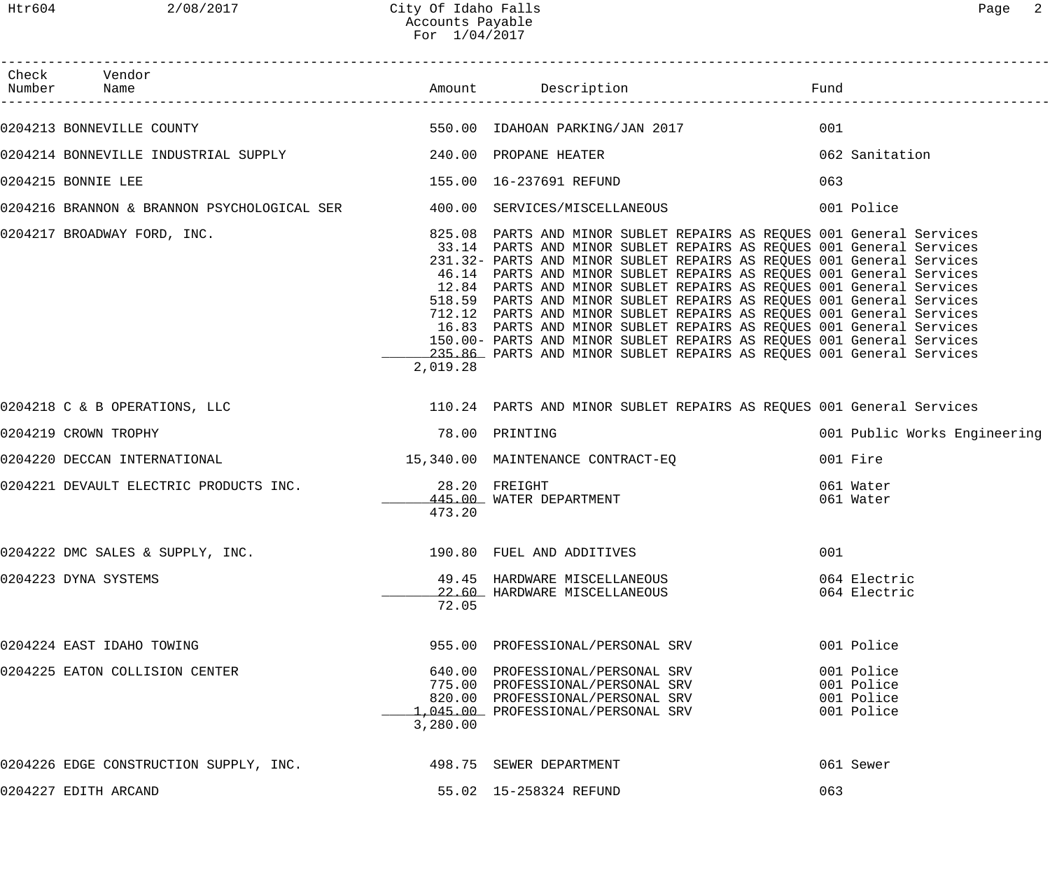# City Of Idaho Falls
## Accounts Payable
### For 1/04/2017

| Check Number | Vendor Name | Amount | Description | Fund |
|---|---|---|---|---|
| 0204213 | BONNEVILLE COUNTY | 550.00 | IDAHOAN PARKING/JAN 2017 | 001 |
| 0204214 | BONNEVILLE INDUSTRIAL SUPPLY | 240.00 | PROPANE HEATER | 062 Sanitation |
| 0204215 | BONNIE LEE | 155.00 | 16-237691 REFUND | 063 |
| 0204216 | BRANNON & BRANNON PSYCHOLOGICAL SER | 400.00 | SERVICES/MISCELLANEOUS | 001 Police |
| 0204217 | BROADWAY FORD, INC. | 825.08 | PARTS AND MINOR SUBLET REPAIRS AS REQUES | 001 General Services |
| | | 33.14 | PARTS AND MINOR SUBLET REPAIRS AS REQUES | 001 General Services |
| | | 231.32- | PARTS AND MINOR SUBLET REPAIRS AS REQUES | 001 General Services |
| | | 46.14 | PARTS AND MINOR SUBLET REPAIRS AS REQUES | 001 General Services |
| | | 12.84 | PARTS AND MINOR SUBLET REPAIRS AS REQUES | 001 General Services |
| | | 518.59 | PARTS AND MINOR SUBLET REPAIRS AS REQUES | 001 General Services |
| | | 712.12 | PARTS AND MINOR SUBLET REPAIRS AS REQUES | 001 General Services |
| | | 16.83 | PARTS AND MINOR SUBLET REPAIRS AS REQUES | 001 General Services |
| | | 150.00- | PARTS AND MINOR SUBLET REPAIRS AS REQUES | 001 General Services |
| | | 235.86 | PARTS AND MINOR SUBLET REPAIRS AS REQUES | 001 General Services |
| | | 2,019.28 | | |
| 0204218 | C & B OPERATIONS, LLC | 110.24 | PARTS AND MINOR SUBLET REPAIRS AS REQUES | 001 General Services |
| 0204219 | CROWN TROPHY | 78.00 | PRINTING | 001 Public Works Engineering |
| 0204220 | DECCAN INTERNATIONAL | 15,340.00 | MAINTENANCE CONTRACT-EQ | 001 Fire |
| 0204221 | DEVAULT ELECTRIC PRODUCTS INC. | 28.20 | FREIGHT | 061 Water |
| | | 445.00 | WATER DEPARTMENT | 061 Water |
| | | 473.20 | | |
| 0204222 | DMC SALES & SUPPLY, INC. | 190.80 | FUEL AND ADDITIVES | 001 |
| 0204223 | DYNA SYSTEMS | 49.45 | HARDWARE MISCELLANEOUS | 064 Electric |
| | | 22.60 | HARDWARE MISCELLANEOUS | 064 Electric |
| | | 72.05 | | |
| 0204224 | EAST IDAHO TOWING | 955.00 | PROFESSIONAL/PERSONAL SRV | 001 Police |
| 0204225 | EATON COLLISION CENTER | 640.00 | PROFESSIONAL/PERSONAL SRV | 001 Police |
| | | 775.00 | PROFESSIONAL/PERSONAL SRV | 001 Police |
| | | 820.00 | PROFESSIONAL/PERSONAL SRV | 001 Police |
| | | 1,045.00 | PROFESSIONAL/PERSONAL SRV | 001 Police |
| | | 3,280.00 | | |
| 0204226 | EDGE CONSTRUCTION SUPPLY, INC. | 498.75 | SEWER DEPARTMENT | 061 Sewer |
| 0204227 | EDITH ARCAND | 55.02 | 15-258324 REFUND | 063 |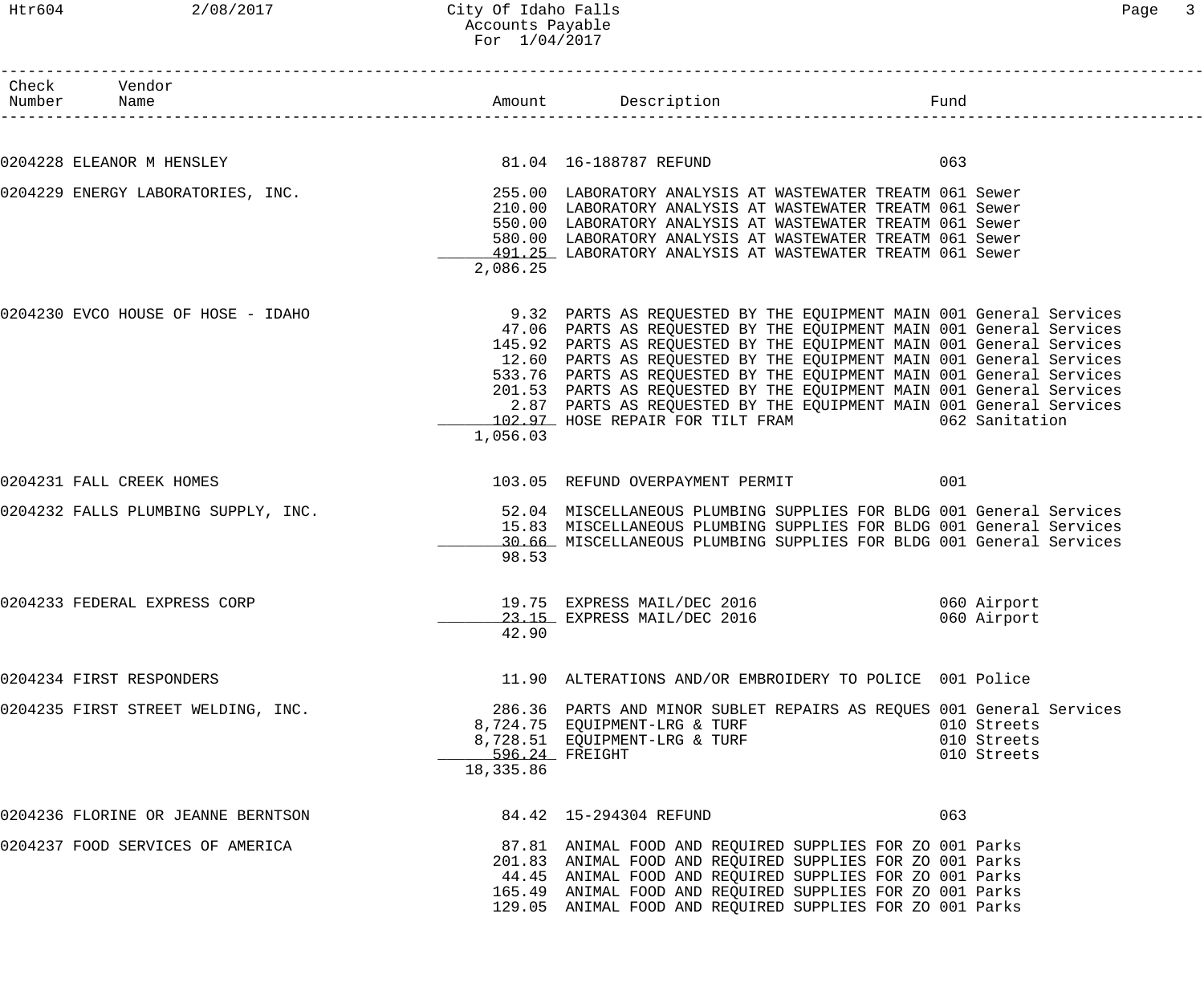# City Of Idaho Falls
## Accounts Payable
### For 1/04/2017

| Check Number | Vendor Name | Amount | Description | Fund |
|---|---|---|---|---|
| 0204228 | ELEANOR M HENSLEY | 81.04 | 16-188787 REFUND | 063 |
| 0204229 | ENERGY LABORATORIES, INC. | 255.00 | LABORATORY ANALYSIS AT WASTEWATER TREATM | 061 Sewer |
| | | 210.00 | LABORATORY ANALYSIS AT WASTEWATER TREATM | 061 Sewer |
| | | 550.00 | LABORATORY ANALYSIS AT WASTEWATER TREATM | 061 Sewer |
| | | 580.00 | LABORATORY ANALYSIS AT WASTEWATER TREATM | 061 Sewer |
| | | 491.25 | LABORATORY ANALYSIS AT WASTEWATER TREATM | 061 Sewer |
| | | 2,086.25 | | |
| 0204230 | EVCO HOUSE OF HOSE - IDAHO | 9.32 | PARTS AS REQUESTED BY THE EQUIPMENT MAIN | 001 General Services |
| | | 47.06 | PARTS AS REQUESTED BY THE EQUIPMENT MAIN | 001 General Services |
| | | 145.92 | PARTS AS REQUESTED BY THE EQUIPMENT MAIN | 001 General Services |
| | | 12.60 | PARTS AS REQUESTED BY THE EQUIPMENT MAIN | 001 General Services |
| | | 533.76 | PARTS AS REQUESTED BY THE EQUIPMENT MAIN | 001 General Services |
| | | 201.53 | PARTS AS REQUESTED BY THE EQUIPMENT MAIN | 001 General Services |
| | | 2.87 | PARTS AS REQUESTED BY THE EQUIPMENT MAIN | 001 General Services |
| | | 102.97 | HOSE REPAIR FOR TILT FRAM | 062 Sanitation |
| | | 1,056.03 | | |
| 0204231 | FALL CREEK HOMES | 103.05 | REFUND OVERPAYMENT PERMIT | 001 |
| 0204232 | FALLS PLUMBING SUPPLY, INC. | 52.04 | MISCELLANEOUS PLUMBING SUPPLIES FOR BLDG | 001 General Services |
| | | 15.83 | MISCELLANEOUS PLUMBING SUPPLIES FOR BLDG | 001 General Services |
| | | 30.66 | MISCELLANEOUS PLUMBING SUPPLIES FOR BLDG | 001 General Services |
| | | 98.53 | | |
| 0204233 | FEDERAL EXPRESS CORP | 19.75 | EXPRESS MAIL/DEC 2016 | 060 Airport |
| | | 23.15 | EXPRESS MAIL/DEC 2016 | 060 Airport |
| | | 42.90 | | |
| 0204234 | FIRST RESPONDERS | 11.90 | ALTERATIONS AND/OR EMBROIDERY TO POLICE | 001 Police |
| 0204235 | FIRST STREET WELDING, INC. | 286.36 | PARTS AND MINOR SUBLET REPAIRS AS REQUES | 001 General Services |
| | | 8,724.75 | EQUIPMENT-LRG & TURF | 010 Streets |
| | | 8,728.51 | EQUIPMENT-LRG & TURF | 010 Streets |
| | | 596.24 | FREIGHT | 010 Streets |
| | | 18,335.86 | | |
| 0204236 | FLORINE OR JEANNE BERNTSON | 84.42 | 15-294304 REFUND | 063 |
| 0204237 | FOOD SERVICES OF AMERICA | 87.81 | ANIMAL FOOD AND REQUIRED SUPPLIES FOR ZO | 001 Parks |
| | | 201.83 | ANIMAL FOOD AND REQUIRED SUPPLIES FOR ZO | 001 Parks |
| | | 44.45 | ANIMAL FOOD AND REQUIRED SUPPLIES FOR ZO | 001 Parks |
| | | 165.49 | ANIMAL FOOD AND REQUIRED SUPPLIES FOR ZO | 001 Parks |
| | | 129.05 | ANIMAL FOOD AND REQUIRED SUPPLIES FOR ZO | 001 Parks |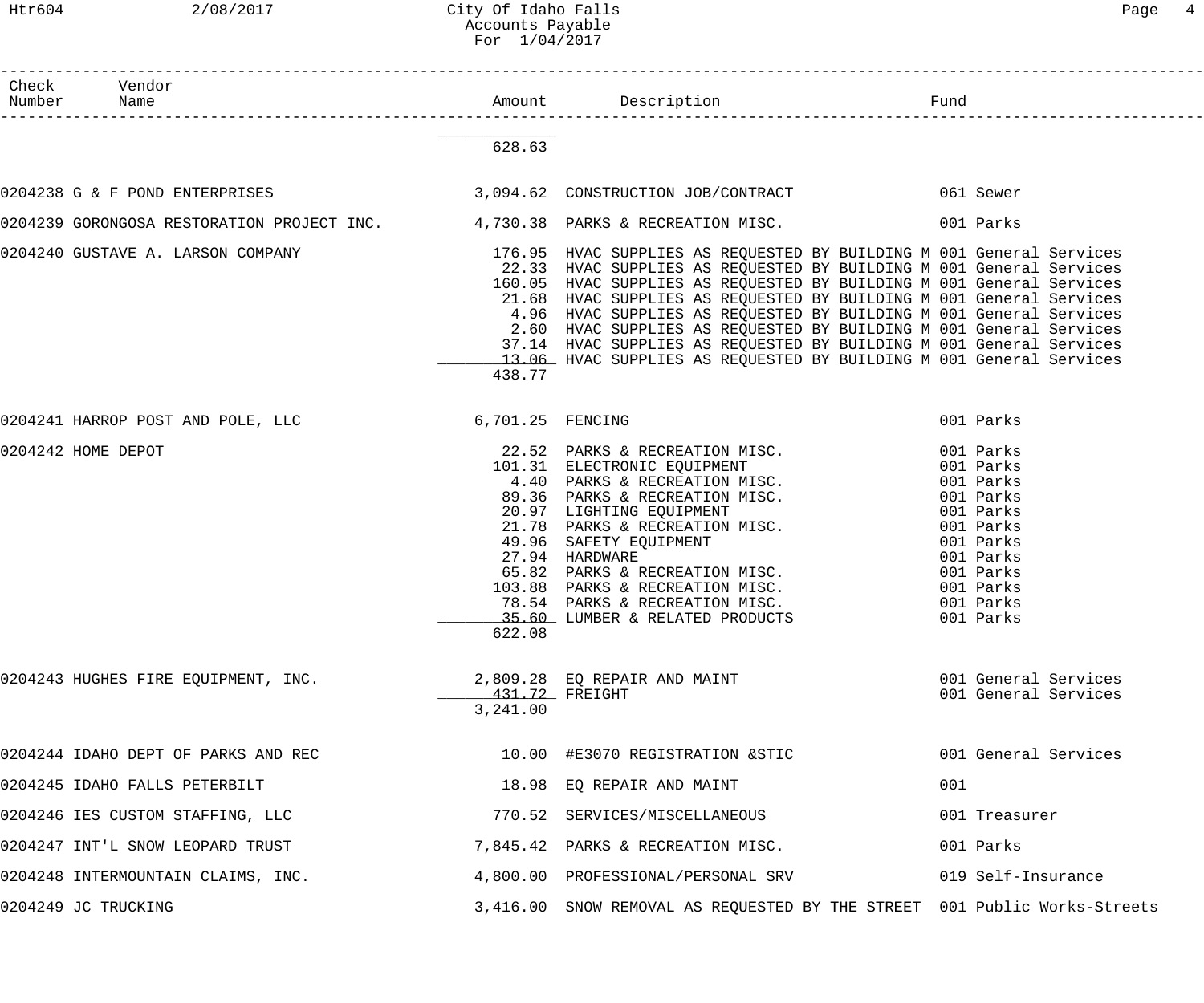# City Of Idaho Falls
## Accounts Payable
### For 1/04/2017

| Check Number | Vendor Name | Amount | Description | Fund |
|---|---|---|---|---|
| | | 628.63 | | |
| 0204238 | G & F POND ENTERPRISES | 3,094.62 | CONSTRUCTION JOB/CONTRACT | 061 Sewer |
| 0204239 | GORONGOSA RESTORATION PROJECT INC. | 4,730.38 | PARKS & RECREATION MISC. | 001 Parks |
| 0204240 | GUSTAVE A. LARSON COMPANY | 176.95 | HVAC SUPPLIES AS REQUESTED BY BUILDING M | 001 General Services |
| | | 22.33 | HVAC SUPPLIES AS REQUESTED BY BUILDING M | 001 General Services |
| | | 160.05 | HVAC SUPPLIES AS REQUESTED BY BUILDING M | 001 General Services |
| | | 21.68 | HVAC SUPPLIES AS REQUESTED BY BUILDING M | 001 General Services |
| | | 4.96 | HVAC SUPPLIES AS REQUESTED BY BUILDING M | 001 General Services |
| | | 2.60 | HVAC SUPPLIES AS REQUESTED BY BUILDING M | 001 General Services |
| | | 37.14 | HVAC SUPPLIES AS REQUESTED BY BUILDING M | 001 General Services |
| | | 13.06 | HVAC SUPPLIES AS REQUESTED BY BUILDING M | 001 General Services |
| | | 438.77 | | |
| 0204241 | HARROP POST AND POLE, LLC | 6,701.25 | FENCING | 001 Parks |
| 0204242 | HOME DEPOT | 22.52 | PARKS & RECREATION MISC. | 001 Parks |
| | | 101.31 | ELECTRONIC EQUIPMENT | 001 Parks |
| | | 4.40 | PARKS & RECREATION MISC. | 001 Parks |
| | | 89.36 | PARKS & RECREATION MISC. | 001 Parks |
| | | 20.97 | LIGHTING EQUIPMENT | 001 Parks |
| | | 21.78 | PARKS & RECREATION MISC. | 001 Parks |
| | | 49.96 | SAFETY EQUIPMENT | 001 Parks |
| | | 27.94 | HARDWARE | 001 Parks |
| | | 65.82 | PARKS & RECREATION MISC. | 001 Parks |
| | | 103.88 | PARKS & RECREATION MISC. | 001 Parks |
| | | 78.54 | PARKS & RECREATION MISC. | 001 Parks |
| | | 35.60 | LUMBER & RELATED PRODUCTS | 001 Parks |
| | | 622.08 | | |
| 0204243 | HUGHES FIRE EQUIPMENT, INC. | 2,809.28 | EQ REPAIR AND MAINT | 001 General Services |
| | | 431.72 | FREIGHT | 001 General Services |
| | | 3,241.00 | | |
| 0204244 | IDAHO DEPT OF PARKS AND REC | 10.00 | #E3070 REGISTRATION &STIC | 001 General Services |
| 0204245 | IDAHO FALLS PETERBILT | 18.98 | EQ REPAIR AND MAINT | 001 |
| 0204246 | IES CUSTOM STAFFING, LLC | 770.52 | SERVICES/MISCELLANEOUS | 001 Treasurer |
| 0204247 | INT'L SNOW LEOPARD TRUST | 7,845.42 | PARKS & RECREATION MISC. | 001 Parks |
| 0204248 | INTERMOUNTAIN CLAIMS, INC. | 4,800.00 | PROFESSIONAL/PERSONAL SRV | 019 Self-Insurance |
| 0204249 | JC TRUCKING | 3,416.00 | SNOW REMOVAL AS REQUESTED BY THE STREET | 001 Public Works-Streets |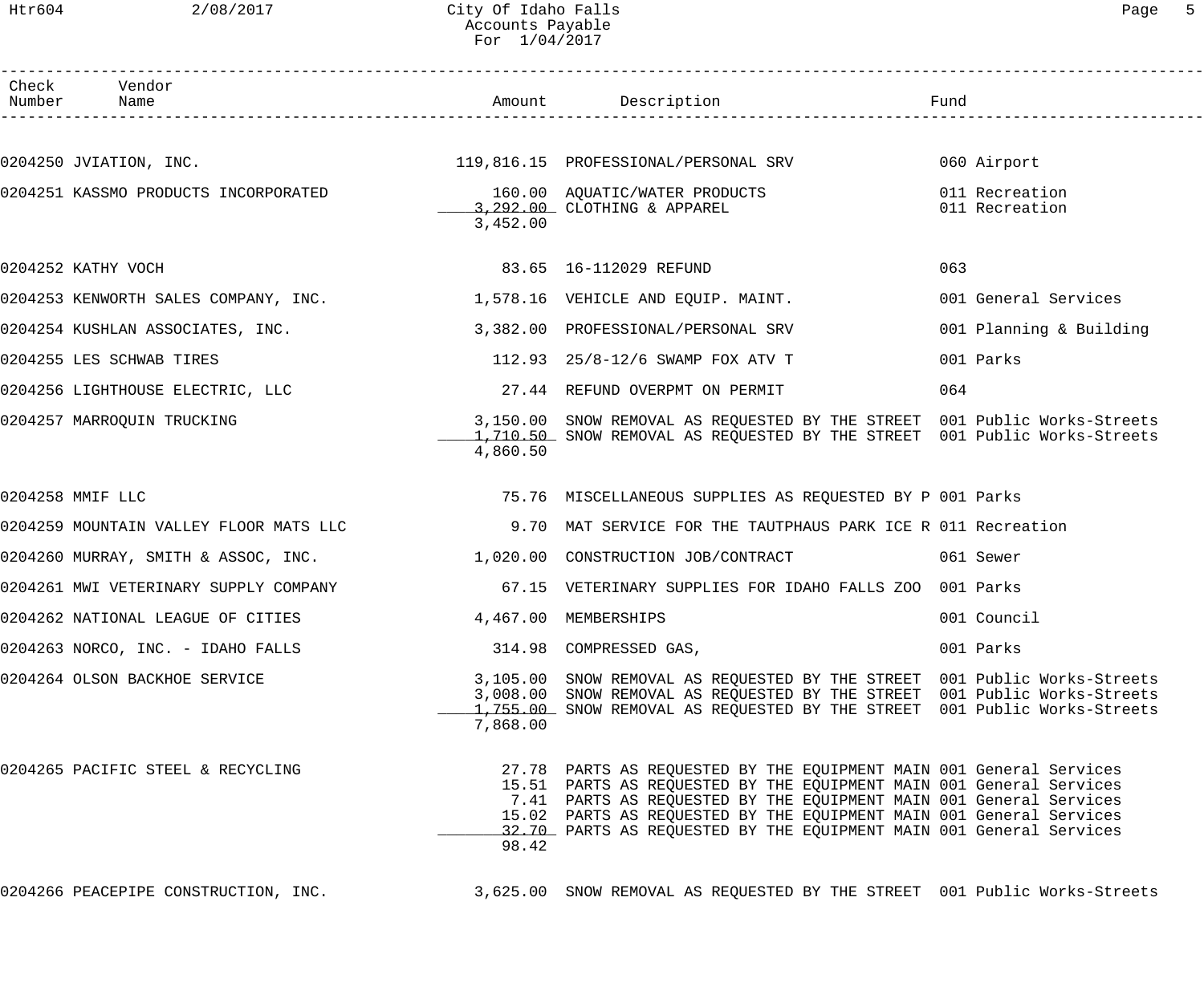# City Of Idaho Falls
## Accounts Payable
### For 1/04/2017

| Check Number | Vendor Name | Amount | Description | Fund |
|---|---|---|---|---|
| 0204250 | JVIATION, INC. | 119,816.15 | PROFESSIONAL/PERSONAL SRV | 060 Airport |
| 0204251 | KASSMO PRODUCTS INCORPORATED | 160.00 | AQUATIC/WATER PRODUCTS | 011 Recreation |
| | | 3,292.00 | CLOTHING & APPAREL | 011 Recreation |
| | | 3,452.00 | | |
| 0204252 | KATHY VOCH | 83.65 | 16-112029 REFUND | 063 |
| 0204253 | KENWORTH SALES COMPANY, INC. | 1,578.16 | VEHICLE AND EQUIP. MAINT. | 001 General Services |
| 0204254 | KUSHLAN ASSOCIATES, INC. | 3,382.00 | PROFESSIONAL/PERSONAL SRV | 001 Planning & Building |
| 0204255 | LES SCHWAB TIRES | 112.93 | 25/8-12/6 SWAMP FOX ATV T | 001 Parks |
| 0204256 | LIGHTHOUSE ELECTRIC, LLC | 27.44 | REFUND OVERPMT ON PERMIT | 064 |
| 0204257 | MARROQUIN TRUCKING | 3,150.00 | SNOW REMOVAL AS REQUESTED BY THE STREET | 001 Public Works-Streets |
| | | 1,710.50 | SNOW REMOVAL AS REQUESTED BY THE STREET | 001 Public Works-Streets |
| | | 4,860.50 | | |
| 0204258 | MMIF LLC | 75.76 | MISCELLANEOUS SUPPLIES AS REQUESTED BY P | 001 Parks |
| 0204259 | MOUNTAIN VALLEY FLOOR MATS LLC | 9.70 | MAT SERVICE FOR THE TAUTPHAUS PARK ICE R | 011 Recreation |
| 0204260 | MURRAY, SMITH & ASSOC, INC. | 1,020.00 | CONSTRUCTION JOB/CONTRACT | 061 Sewer |
| 0204261 | MWI VETERINARY SUPPLY COMPANY | 67.15 | VETERINARY SUPPLIES FOR IDAHO FALLS ZOO | 001 Parks |
| 0204262 | NATIONAL LEAGUE OF CITIES | 4,467.00 | MEMBERSHIPS | 001 Council |
| 0204263 | NORCO, INC. - IDAHO FALLS | 314.98 | COMPRESSED GAS, | 001 Parks |
| 0204264 | OLSON BACKHOE SERVICE | 3,105.00 | SNOW REMOVAL AS REQUESTED BY THE STREET | 001 Public Works-Streets |
| | | 3,008.00 | SNOW REMOVAL AS REQUESTED BY THE STREET | 001 Public Works-Streets |
| | | 1,755.00 | SNOW REMOVAL AS REQUESTED BY THE STREET | 001 Public Works-Streets |
| | | 7,868.00 | | |
| 0204265 | PACIFIC STEEL & RECYCLING | 27.78 | PARTS AS REQUESTED BY THE EQUIPMENT MAIN | 001 General Services |
| | | 15.51 | PARTS AS REQUESTED BY THE EQUIPMENT MAIN | 001 General Services |
| | | 7.41 | PARTS AS REQUESTED BY THE EQUIPMENT MAIN | 001 General Services |
| | | 15.02 | PARTS AS REQUESTED BY THE EQUIPMENT MAIN | 001 General Services |
| | | 32.70 | PARTS AS REQUESTED BY THE EQUIPMENT MAIN | 001 General Services |
| | | 98.42 | | |
| 0204266 | PEACEPIPE CONSTRUCTION, INC. | 3,625.00 | SNOW REMOVAL AS REQUESTED BY THE STREET | 001 Public Works-Streets |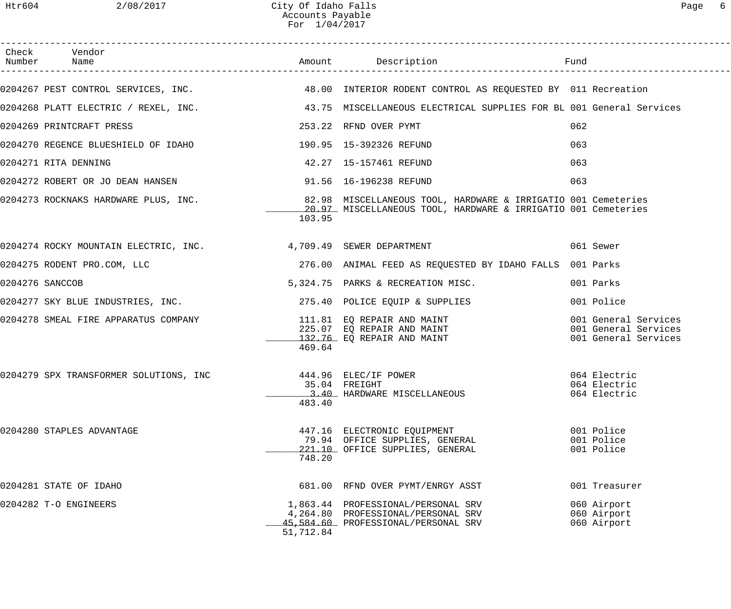City Of Idaho Falls
Accounts Payable
For 1/04/2017

| Check Number | Vendor Name | Amount | Description | Fund |
|---|---|---|---|---|
| 0204267 | PEST CONTROL SERVICES, INC. | 48.00 | INTERIOR RODENT CONTROL AS REQUESTED BY | 011 Recreation |
| 0204268 | PLATT ELECTRIC / REXEL, INC. | 43.75 | MISCELLANEOUS ELECTRICAL SUPPLIES FOR BL | 001 General Services |
| 0204269 | PRINTCRAFT PRESS | 253.22 | RFND OVER PYMT | 062 |
| 0204270 | REGENCE BLUESHIELD OF IDAHO | 190.95 | 15-392326 REFUND | 063 |
| 0204271 | RITA DENNING | 42.27 | 15-157461 REFUND | 063 |
| 0204272 | ROBERT OR JO DEAN HANSEN | 91.56 | 16-196238 REFUND | 063 |
| 0204273 | ROCKNAKS HARDWARE PLUS, INC. | 82.98 | MISCELLANEOUS TOOL, HARDWARE & IRRIGATIO | 001 Cemeteries |
| | | 20.97 | MISCELLANEOUS TOOL, HARDWARE & IRRIGATIO | 001 Cemeteries |
| | | 103.95 | | |
| 0204274 | ROCKY MOUNTAIN ELECTRIC, INC. | 4,709.49 | SEWER DEPARTMENT | 061 Sewer |
| 0204275 | RODENT PRO.COM, LLC | 276.00 | ANIMAL FEED AS REQUESTED BY IDAHO FALLS | 001 Parks |
| 0204276 | SANCCOB | 5,324.75 | PARKS & RECREATION MISC. | 001 Parks |
| 0204277 | SKY BLUE INDUSTRIES, INC. | 275.40 | POLICE EQUIP & SUPPLIES | 001 Police |
| 0204278 | SMEAL FIRE APPARATUS COMPANY | 111.81 | EQ REPAIR AND MAINT | 001 General Services |
| | | 225.07 | EQ REPAIR AND MAINT | 001 General Services |
| | | 132.76 | EQ REPAIR AND MAINT | 001 General Services |
| | | 469.64 | | |
| 0204279 | SPX TRANSFORMER SOLUTIONS, INC | 444.96 | ELEC/IF POWER | 064 Electric |
| | | 35.04 | FREIGHT | 064 Electric |
| | | 3.40 | HARDWARE MISCELLANEOUS | 064 Electric |
| | | 483.40 | | |
| 0204280 | STAPLES ADVANTAGE | 447.16 | ELECTRONIC EQUIPMENT | 001 Police |
| | | 79.94 | OFFICE SUPPLIES, GENERAL | 001 Police |
| | | 221.10 | OFFICE SUPPLIES, GENERAL | 001 Police |
| | | 748.20 | | |
| 0204281 | STATE OF IDAHO | 681.00 | RFND OVER PYMT/ENRGY ASST | 001 Treasurer |
| 0204282 | T-O ENGINEERS | 1,863.44 | PROFESSIONAL/PERSONAL SRV | 060 Airport |
| | | 4,264.80 | PROFESSIONAL/PERSONAL SRV | 060 Airport |
| | | 45,584.60 | PROFESSIONAL/PERSONAL SRV | 060 Airport |
| | | 51,712.84 | | |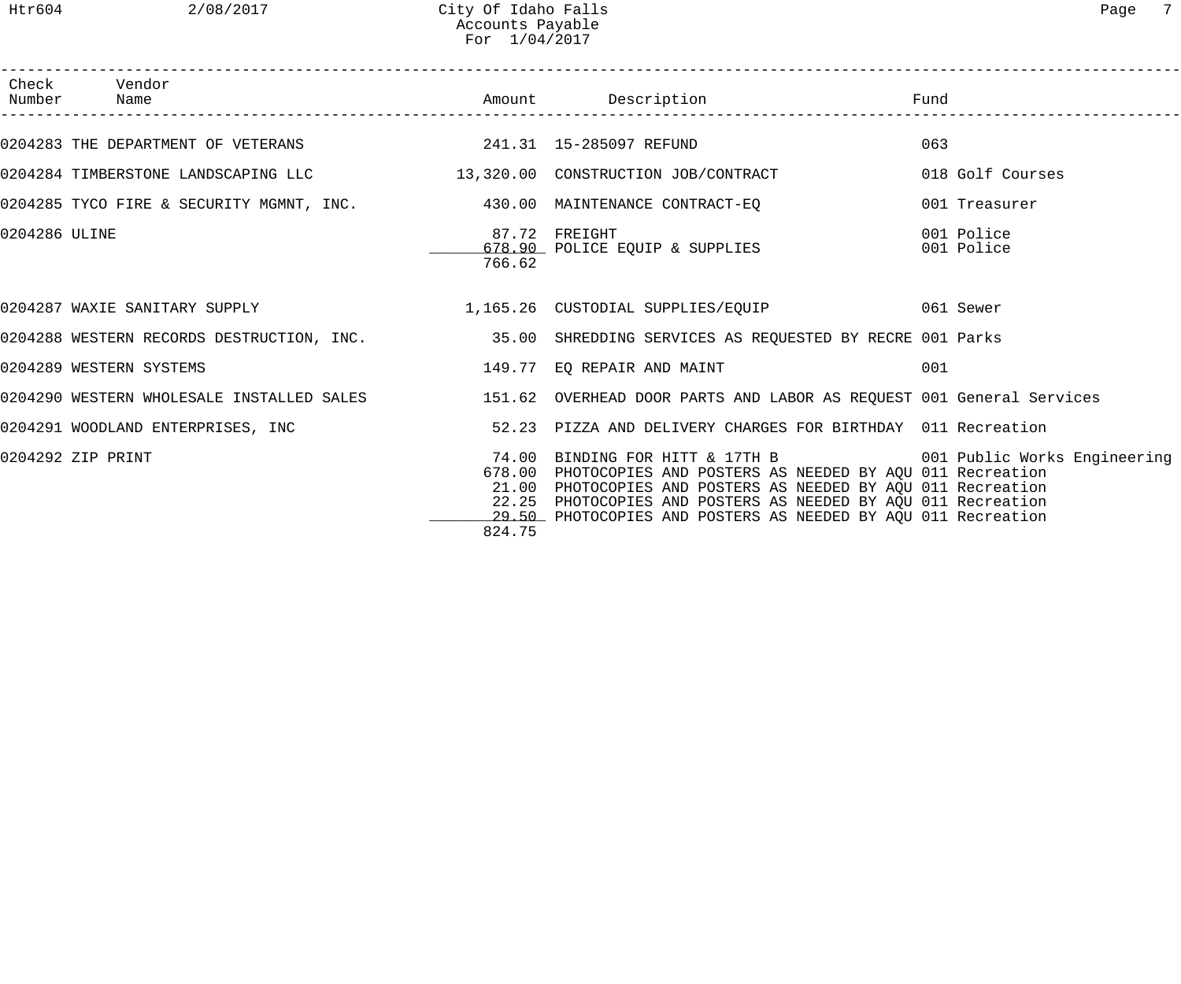# City Of Idaho Falls
## Accounts Payable
### For 1/04/2017

| Check Number | Vendor Name | Amount | Description | Fund |
|---|---|---|---|---|
| 0204283 | THE DEPARTMENT OF VETERANS | 241.31 | 15-285097 REFUND | 063 |
| 0204284 | TIMBERSTONE LANDSCAPING LLC | 13,320.00 | CONSTRUCTION JOB/CONTRACT | 018 Golf Courses |
| 0204285 | TYCO FIRE & SECURITY MGMNT, INC. | 430.00 | MAINTENANCE CONTRACT-EQ | 001 Treasurer |
| 0204286 | ULINE | 87.72 | FREIGHT | 001 Police |
| | | 678.90 | POLICE EQUIP & SUPPLIES | 001 Police |
| | | 766.62 | | |
| 0204287 | WAXIE SANITARY SUPPLY | 1,165.26 | CUSTODIAL SUPPLIES/EQUIP | 061 Sewer |
| 0204288 | WESTERN RECORDS DESTRUCTION, INC. | 35.00 | SHREDDING SERVICES AS REQUESTED BY RECRE | 001 Parks |
| 0204289 | WESTERN SYSTEMS | 149.77 | EQ REPAIR AND MAINT | 001 |
| 0204290 | WESTERN WHOLESALE INSTALLED SALES | 151.62 | OVERHEAD DOOR PARTS AND LABOR AS REQUEST | 001 General Services |
| 0204291 | WOODLAND ENTERPRISES, INC | 52.23 | PIZZA AND DELIVERY CHARGES FOR BIRTHDAY | 011 Recreation |
| 0204292 | ZIP PRINT | 74.00 | BINDING FOR HITT & 17TH B | 001 Public Works Engineering |
| | | 678.00 | PHOTOCOPIES AND POSTERS AS NEEDED BY AQU | 011 Recreation |
| | | 21.00 | PHOTOCOPIES AND POSTERS AS NEEDED BY AQU | 011 Recreation |
| | | 22.25 | PHOTOCOPIES AND POSTERS AS NEEDED BY AQU | 011 Recreation |
| | | 29.50 | PHOTOCOPIES AND POSTERS AS NEEDED BY AQU | 011 Recreation |
| | | 824.75 | | |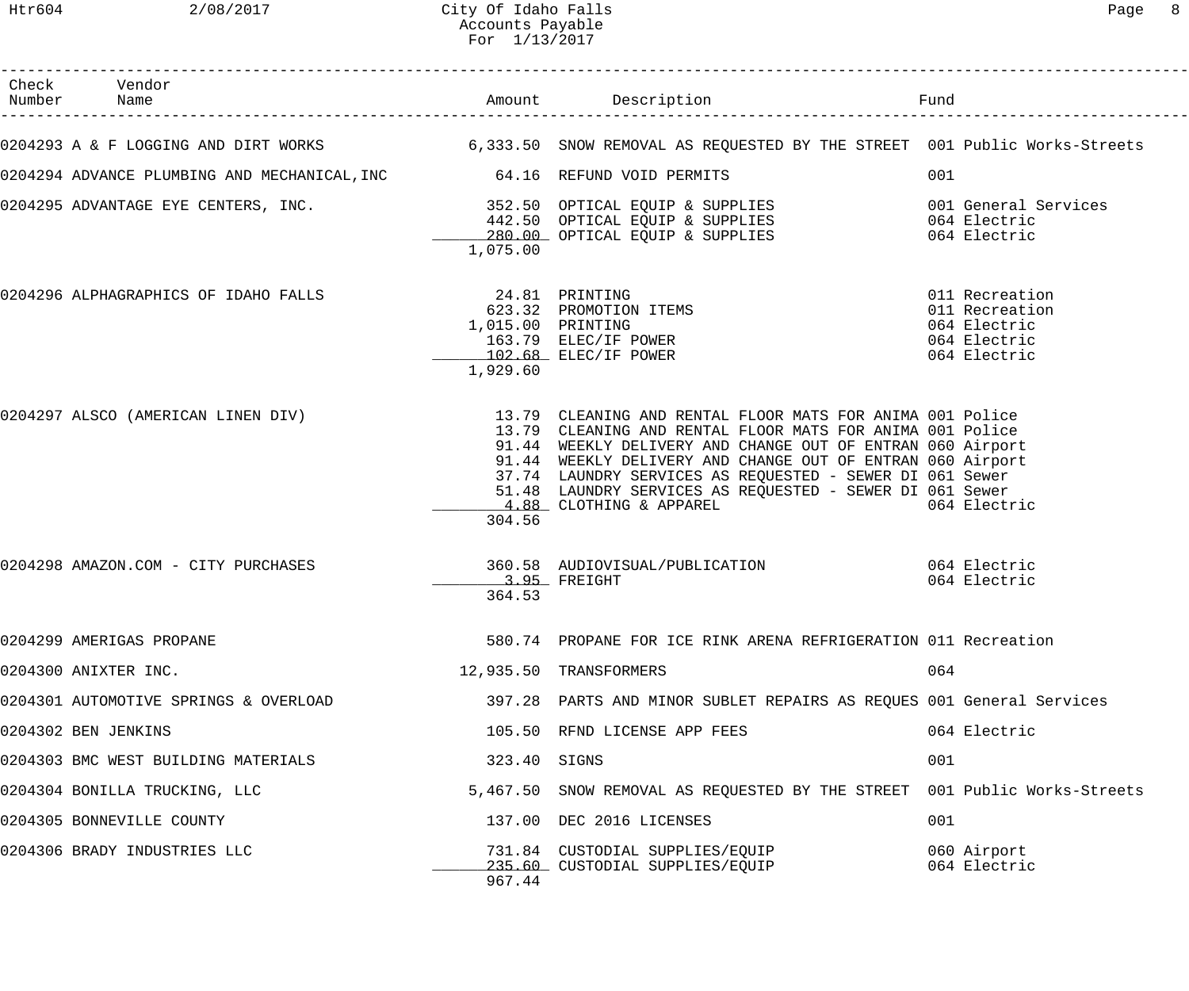# City Of Idaho Falls
## Accounts Payable
### For 1/13/2017

| Check Number | Vendor Name | Amount | Description | Fund |
|---|---|---|---|---|
| 0204293 | A & F LOGGING AND DIRT WORKS | 6,333.50 | SNOW REMOVAL AS REQUESTED BY THE STREET | 001 Public Works-Streets |
| 0204294 | ADVANCE PLUMBING AND MECHANICAL,INC | 64.16 | REFUND VOID PERMITS | 001 |
| 0204295 | ADVANTAGE EYE CENTERS, INC. | 352.50 | OPTICAL EQUIP & SUPPLIES | 001 General Services |
| | | 442.50 | OPTICAL EQUIP & SUPPLIES | 064 Electric |
| | | 280.00 | OPTICAL EQUIP & SUPPLIES | 064 Electric |
| | | 1,075.00 | | |
| 0204296 | ALPHAGRAPHICS OF IDAHO FALLS | 24.81 | PRINTING | 011 Recreation |
| | | 623.32 | PROMOTION ITEMS | 011 Recreation |
| | | 1,015.00 | PRINTING | 064 Electric |
| | | 163.79 | ELEC/IF POWER | 064 Electric |
| | | 102.68 | ELEC/IF POWER | 064 Electric |
| | | 1,929.60 | | |
| 0204297 | ALSCO (AMERICAN LINEN DIV) | 13.79 | CLEANING AND RENTAL FLOOR MATS FOR ANIMA | 001 Police |
| | | 13.79 | CLEANING AND RENTAL FLOOR MATS FOR ANIMA | 001 Police |
| | | 91.44 | WEEKLY DELIVERY AND CHANGE OUT OF ENTRAN | 060 Airport |
| | | 91.44 | WEEKLY DELIVERY AND CHANGE OUT OF ENTRAN | 060 Airport |
| | | 37.74 | LAUNDRY SERVICES AS REQUESTED - SEWER DI | 061 Sewer |
| | | 51.48 | LAUNDRY SERVICES AS REQUESTED - SEWER DI | 061 Sewer |
| | | 4.88 | CLOTHING & APPAREL | 064 Electric |
| | | 304.56 | | |
| 0204298 | AMAZON.COM - CITY PURCHASES | 360.58 | AUDIOVISUAL/PUBLICATION | 064 Electric |
| | | 3.95 | FREIGHT | 064 Electric |
| | | 364.53 | | |
| 0204299 | AMERIGAS PROPANE | 580.74 | PROPANE FOR ICE RINK ARENA REFRIGERATION | 011 Recreation |
| 0204300 | ANIXTER INC. | 12,935.50 | TRANSFORMERS | 064 |
| 0204301 | AUTOMOTIVE SPRINGS & OVERLOAD | 397.28 | PARTS AND MINOR SUBLET REPAIRS AS REQUES | 001 General Services |
| 0204302 | BEN JENKINS | 105.50 | RFND LICENSE APP FEES | 064 Electric |
| 0204303 | BMC WEST BUILDING MATERIALS | 323.40 | SIGNS | 001 |
| 0204304 | BONILLA TRUCKING, LLC | 5,467.50 | SNOW REMOVAL AS REQUESTED BY THE STREET | 001 Public Works-Streets |
| 0204305 | BONNEVILLE COUNTY | 137.00 | DEC 2016 LICENSES | 001 |
| 0204306 | BRADY INDUSTRIES LLC | 731.84 | CUSTODIAL SUPPLIES/EQUIP | 060 Airport |
| | | 235.60 | CUSTODIAL SUPPLIES/EQUIP | 064 Electric |
| | | 967.44 | | |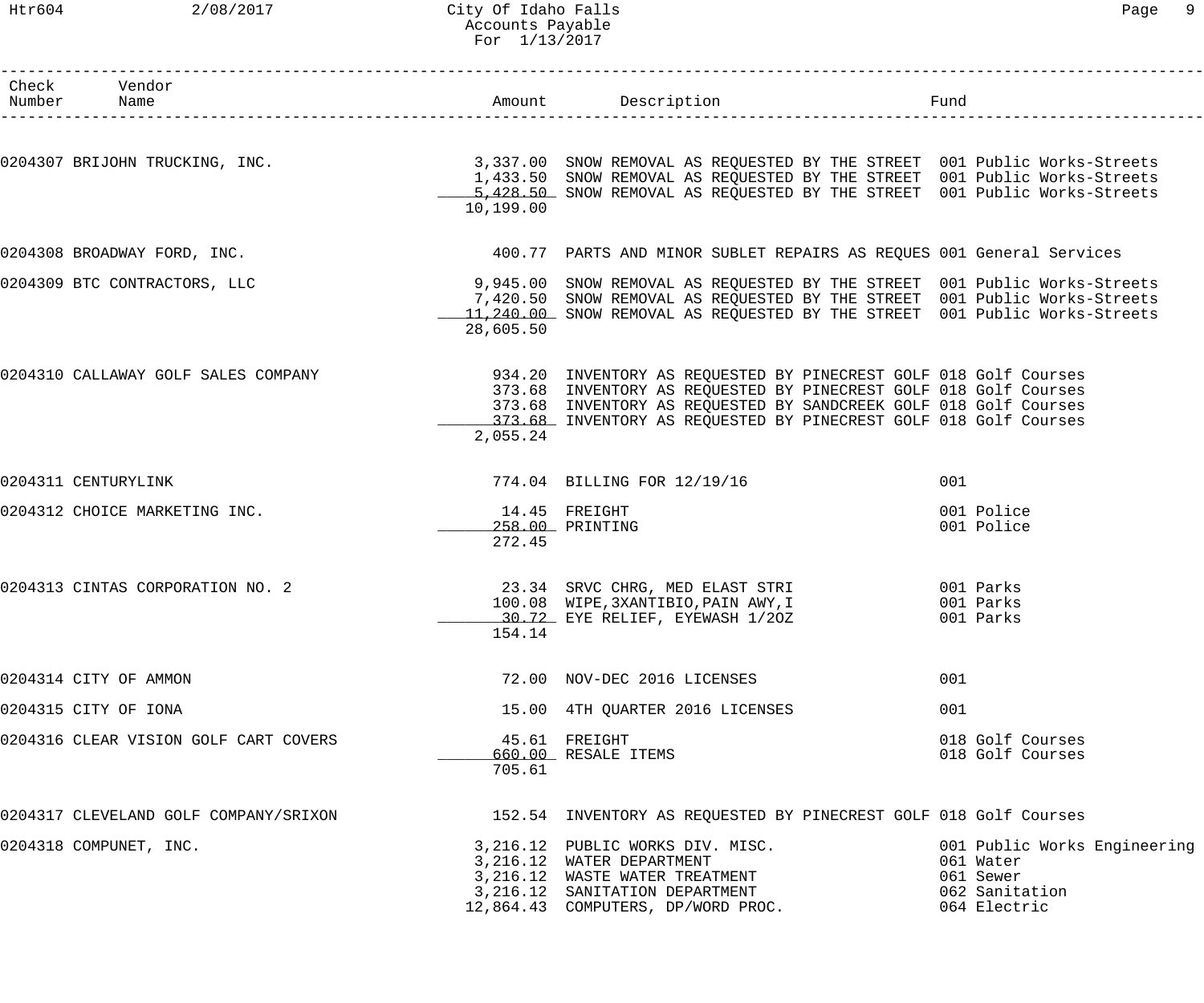City Of Idaho Falls
Accounts Payable
For 1/13/2017

| Check Number | Vendor Name | Amount | Description | Fund |
|---|---|---|---|---|
| 0204307 | BRIJOHN TRUCKING, INC. | 3,337.00 | SNOW REMOVAL AS REQUESTED BY THE STREET | 001 Public Works-Streets |
| | | 1,433.50 | SNOW REMOVAL AS REQUESTED BY THE STREET | 001 Public Works-Streets |
| | | 5,428.50 | SNOW REMOVAL AS REQUESTED BY THE STREET | 001 Public Works-Streets |
| | | 10,199.00 | | |
| 0204308 | BROADWAY FORD, INC. | 400.77 | PARTS AND MINOR SUBLET REPAIRS AS REQUES | 001 General Services |
| 0204309 | BTC CONTRACTORS, LLC | 9,945.00 | SNOW REMOVAL AS REQUESTED BY THE STREET | 001 Public Works-Streets |
| | | 7,420.50 | SNOW REMOVAL AS REQUESTED BY THE STREET | 001 Public Works-Streets |
| | | 11,240.00 | SNOW REMOVAL AS REQUESTED BY THE STREET | 001 Public Works-Streets |
| | | 28,605.50 | | |
| 0204310 | CALLAWAY GOLF SALES COMPANY | 934.20 | INVENTORY AS REQUESTED BY PINECREST GOLF | 018 Golf Courses |
| | | 373.68 | INVENTORY AS REQUESTED BY PINECREST GOLF | 018 Golf Courses |
| | | 373.68 | INVENTORY AS REQUESTED BY SANDCREEK GOLF | 018 Golf Courses |
| | | 373.68 | INVENTORY AS REQUESTED BY PINECREST GOLF | 018 Golf Courses |
| | | 2,055.24 | | |
| 0204311 | CENTURYLINK | 774.04 | BILLING FOR 12/19/16 | 001 |
| 0204312 | CHOICE MARKETING INC. | 14.45 | FREIGHT | 001 Police |
| | | 258.00 | PRINTING | 001 Police |
| | | 272.45 | | |
| 0204313 | CINTAS CORPORATION NO. 2 | 23.34 | SRVC CHRG, MED ELAST STRI | 001 Parks |
| | | 100.08 | WIPE,3XANTIBIO,PAIN AWY,I | 001 Parks |
| | | 30.72 | EYE RELIEF, EYEWASH 1/2OZ | 001 Parks |
| | | 154.14 | | |
| 0204314 | CITY OF AMMON | 72.00 | NOV-DEC 2016 LICENSES | 001 |
| 0204315 | CITY OF IONA | 15.00 | 4TH QUARTER 2016 LICENSES | 001 |
| 0204316 | CLEAR VISION GOLF CART COVERS | 45.61 | FREIGHT | 018 Golf Courses |
| | | 660.00 | RESALE ITEMS | 018 Golf Courses |
| | | 705.61 | | |
| 0204317 | CLEVELAND GOLF COMPANY/SRIXON | 152.54 | INVENTORY AS REQUESTED BY PINECREST GOLF | 018 Golf Courses |
| 0204318 | COMPUNET, INC. | 3,216.12 | PUBLIC WORKS DIV. MISC. | 001 Public Works Engineering |
| | | 3,216.12 | WATER DEPARTMENT | 061 Water |
| | | 3,216.12 | WASTE WATER TREATMENT | 061 Sewer |
| | | 3,216.12 | SANITATION DEPARTMENT | 062 Sanitation |
| | | 12,864.43 | COMPUTERS, DP/WORD PROC. | 064 Electric |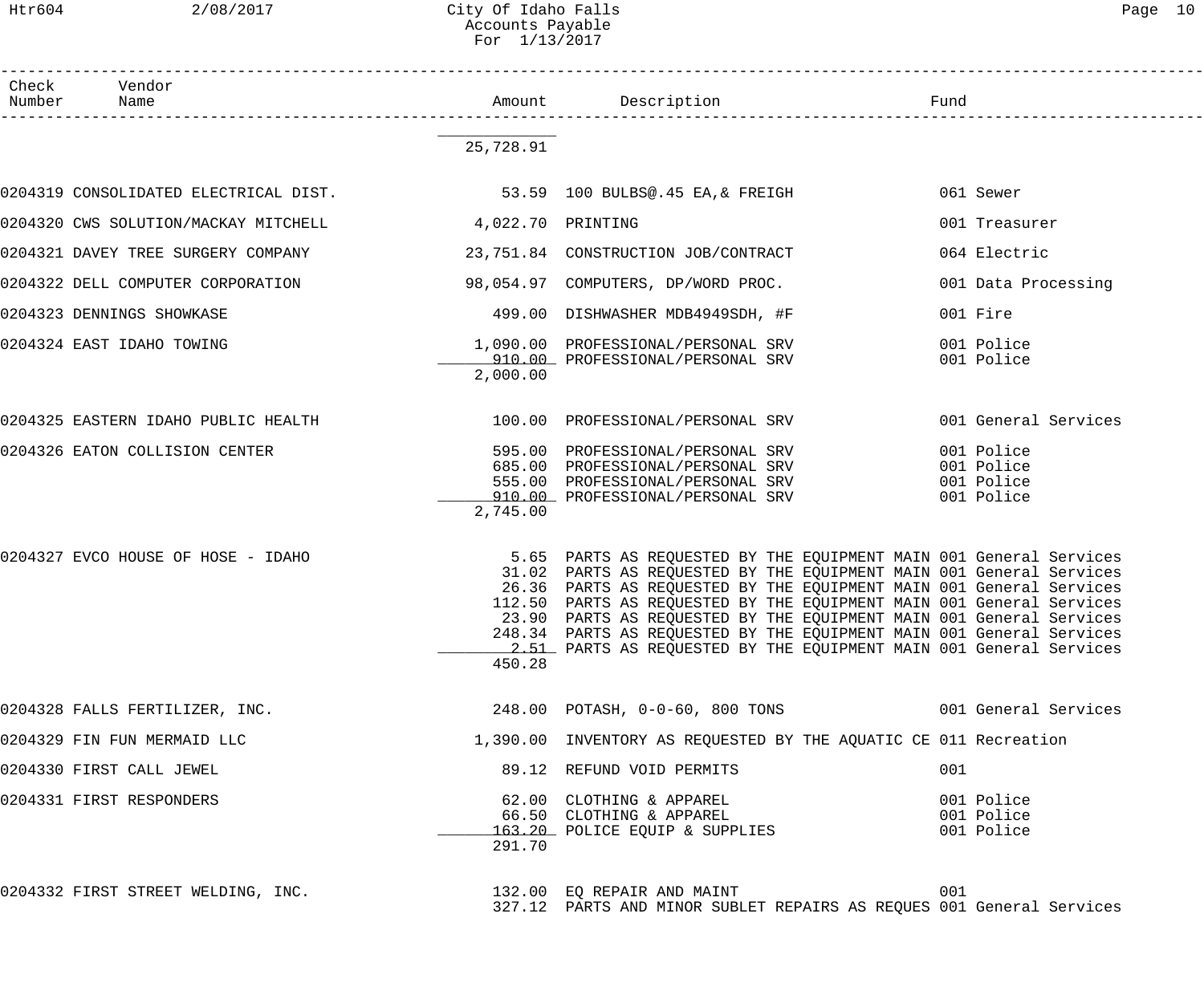# City Of Idaho Falls
## Accounts Payable
### For 1/13/2017

| Check Number | Vendor Name | Amount | Description | Fund |
|---|---|---|---|---|
| | | 25,728.91 | | |
| 0204319 | CONSOLIDATED ELECTRICAL DIST. | 53.59 | 100 BULBS@.45 EA,& FREIGH | 061 Sewer |
| 0204320 | CWS SOLUTION/MACKAY MITCHELL | 4,022.70 | PRINTING | 001 Treasurer |
| 0204321 | DAVEY TREE SURGERY COMPANY | 23,751.84 | CONSTRUCTION JOB/CONTRACT | 064 Electric |
| 0204322 | DELL COMPUTER CORPORATION | 98,054.97 | COMPUTERS, DP/WORD PROC. | 001 Data Processing |
| 0204323 | DENNINGS SHOWKASE | 499.00 | DISHWASHER MDB4949SDH, #F | 001 Fire |
| 0204324 | EAST IDAHO TOWING | 1,090.00 | PROFESSIONAL/PERSONAL SRV | 001 Police |
| | | 910.00 | PROFESSIONAL/PERSONAL SRV | 001 Police |
| | | 2,000.00 | | |
| 0204325 | EASTERN IDAHO PUBLIC HEALTH | 100.00 | PROFESSIONAL/PERSONAL SRV | 001 General Services |
| 0204326 | EATON COLLISION CENTER | 595.00 | PROFESSIONAL/PERSONAL SRV | 001 Police |
| | | 685.00 | PROFESSIONAL/PERSONAL SRV | 001 Police |
| | | 555.00 | PROFESSIONAL/PERSONAL SRV | 001 Police |
| | | 910.00 | PROFESSIONAL/PERSONAL SRV | 001 Police |
| | | 2,745.00 | | |
| 0204327 | EVCO HOUSE OF HOSE - IDAHO | 5.65 | PARTS AS REQUESTED BY THE EQUIPMENT MAIN | 001 General Services |
| | | 31.02 | PARTS AS REQUESTED BY THE EQUIPMENT MAIN | 001 General Services |
| | | 26.36 | PARTS AS REQUESTED BY THE EQUIPMENT MAIN | 001 General Services |
| | | 112.50 | PARTS AS REQUESTED BY THE EQUIPMENT MAIN | 001 General Services |
| | | 23.90 | PARTS AS REQUESTED BY THE EQUIPMENT MAIN | 001 General Services |
| | | 248.34 | PARTS AS REQUESTED BY THE EQUIPMENT MAIN | 001 General Services |
| | | 2.51 | PARTS AS REQUESTED BY THE EQUIPMENT MAIN | 001 General Services |
| | | 450.28 | | |
| 0204328 | FALLS FERTILIZER, INC. | 248.00 | POTASH, 0-0-60, 800 TONS | 001 General Services |
| 0204329 | FIN FUN MERMAID LLC | 1,390.00 | INVENTORY AS REQUESTED BY THE AQUATIC CE | 011 Recreation |
| 0204330 | FIRST CALL JEWEL | 89.12 | REFUND VOID PERMITS | 001 |
| 0204331 | FIRST RESPONDERS | 62.00 | CLOTHING & APPAREL | 001 Police |
| | | 66.50 | CLOTHING & APPAREL | 001 Police |
| | | 163.20 | POLICE EQUIP & SUPPLIES | 001 Police |
| | | 291.70 | | |
| 0204332 | FIRST STREET WELDING, INC. | 132.00 | EQ REPAIR AND MAINT | 001 |
| | | 327.12 | PARTS AND MINOR SUBLET REPAIRS AS REQUES | 001 General Services |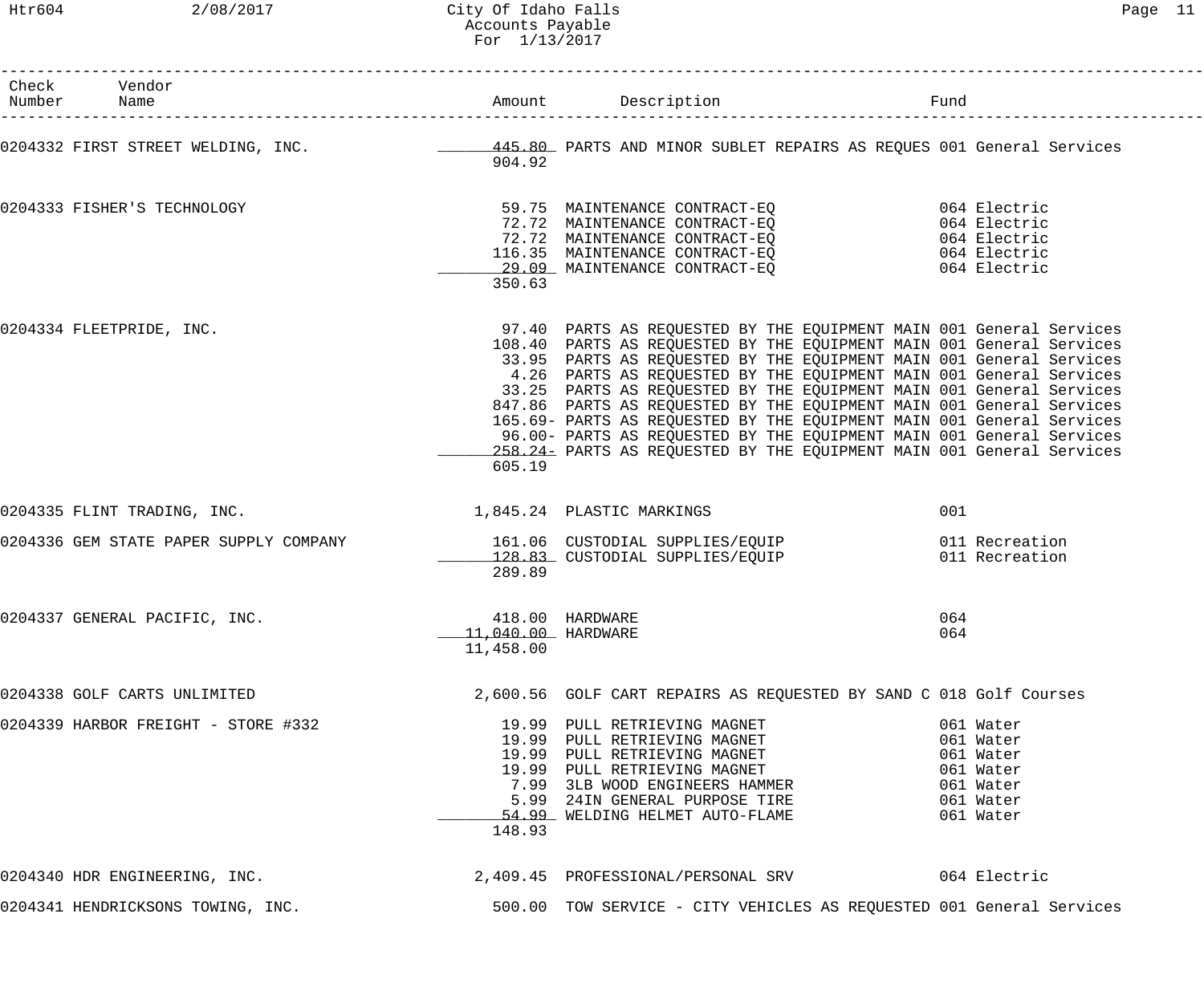| Check Number | Vendor Name | Amount | Description | Fund |
|---|---|---|---|---|
| 0204332 | FIRST STREET WELDING, INC. | 445.80 | PARTS AND MINOR SUBLET REPAIRS AS REQUES | 001 General Services |
| | | 904.92 | | |
| 0204333 | FISHER'S TECHNOLOGY | 59.75 | MAINTENANCE CONTRACT-EQ | 064 Electric |
| | | 72.72 | MAINTENANCE CONTRACT-EQ | 064 Electric |
| | | 72.72 | MAINTENANCE CONTRACT-EQ | 064 Electric |
| | | 116.35 | MAINTENANCE CONTRACT-EQ | 064 Electric |
| | | 29.09 | MAINTENANCE CONTRACT-EQ | 064 Electric |
| | | 350.63 | | |
| 0204334 | FLEETPRIDE, INC. | 97.40 | PARTS AS REQUESTED BY THE EQUIPMENT MAIN | 001 General Services |
| | | 108.40 | PARTS AS REQUESTED BY THE EQUIPMENT MAIN | 001 General Services |
| | | 33.95 | PARTS AS REQUESTED BY THE EQUIPMENT MAIN | 001 General Services |
| | | 4.26 | PARTS AS REQUESTED BY THE EQUIPMENT MAIN | 001 General Services |
| | | 33.25 | PARTS AS REQUESTED BY THE EQUIPMENT MAIN | 001 General Services |
| | | 847.86 | PARTS AS REQUESTED BY THE EQUIPMENT MAIN | 001 General Services |
| | | 165.69- | PARTS AS REQUESTED BY THE EQUIPMENT MAIN | 001 General Services |
| | | 96.00- | PARTS AS REQUESTED BY THE EQUIPMENT MAIN | 001 General Services |
| | | 258.24- | PARTS AS REQUESTED BY THE EQUIPMENT MAIN | 001 General Services |
| | | 605.19 | | |
| 0204335 | FLINT TRADING, INC. | 1,845.24 | PLASTIC MARKINGS | 001 |
| 0204336 | GEM STATE PAPER SUPPLY COMPANY | 161.06 | CUSTODIAL SUPPLIES/EQUIP | 011 Recreation |
| | | 128.83 | CUSTODIAL SUPPLIES/EQUIP | 011 Recreation |
| | | 289.89 | | |
| 0204337 | GENERAL PACIFIC, INC. | 418.00 | HARDWARE | 064 |
| | | 11,040.00 | HARDWARE | 064 |
| | | 11,458.00 | | |
| 0204338 | GOLF CARTS UNLIMITED | 2,600.56 | GOLF CART REPAIRS AS REQUESTED BY SAND C | 018 Golf Courses |
| 0204339 | HARBOR FREIGHT - STORE #332 | 19.99 | PULL RETRIEVING MAGNET | 061 Water |
| | | 19.99 | PULL RETRIEVING MAGNET | 061 Water |
| | | 19.99 | PULL RETRIEVING MAGNET | 061 Water |
| | | 19.99 | PULL RETRIEVING MAGNET | 061 Water |
| | | 7.99 | 3LB WOOD ENGINEERS HAMMER | 061 Water |
| | | 5.99 | 24IN GENERAL PURPOSE TIRE | 061 Water |
| | | 54.99 | WELDING HELMET AUTO-FLAME | 061 Water |
| | | 148.93 | | |
| 0204340 | HDR ENGINEERING, INC. | 2,409.45 | PROFESSIONAL/PERSONAL SRV | 064 Electric |
| 0204341 | HENDRICKSONS TOWING, INC. | 500.00 | TOW SERVICE - CITY VEHICLES AS REQUESTED | 001 General Services |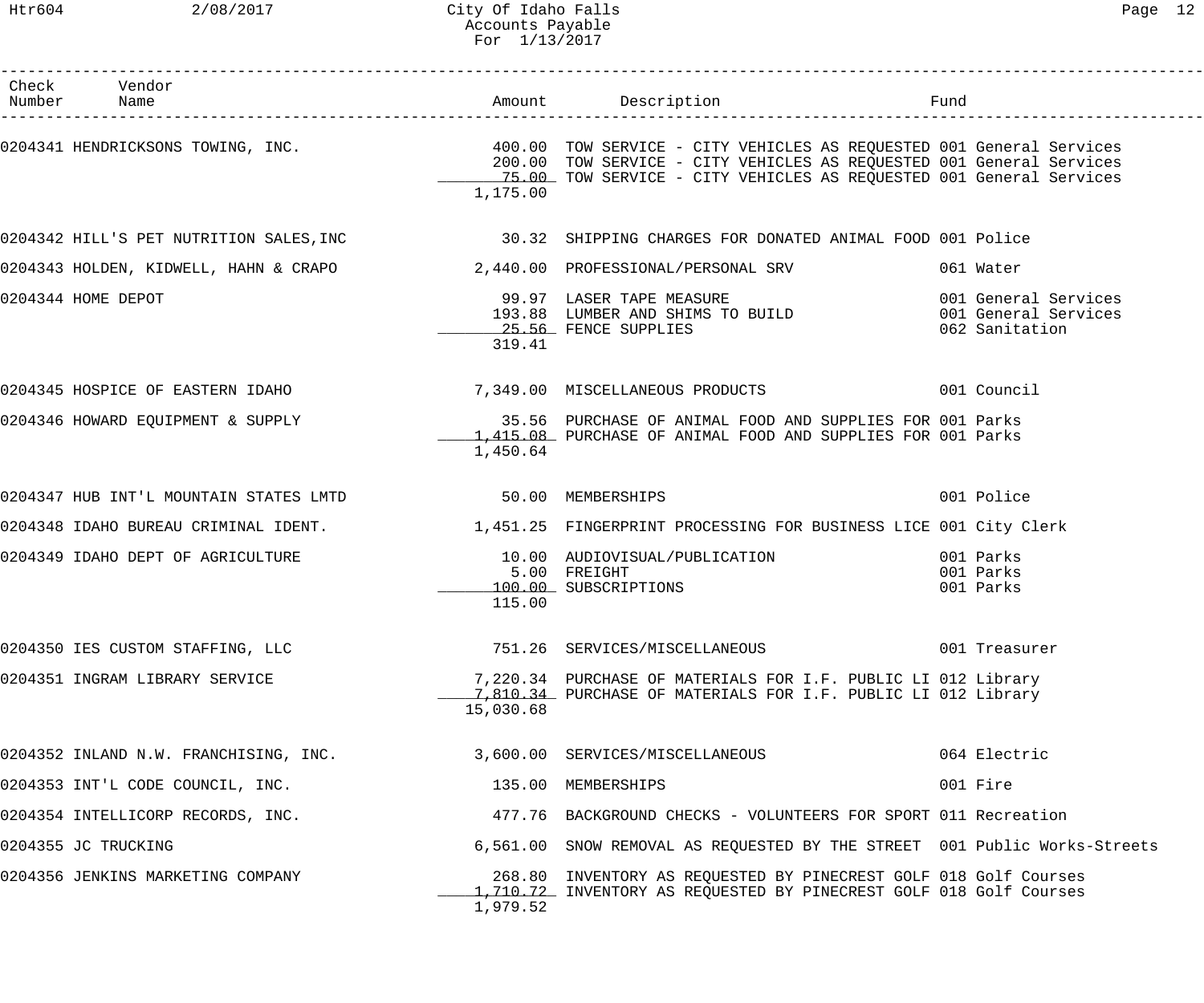# City Of Idaho Falls
## Accounts Payable
### For 1/13/2017

| Check Number | Vendor Name | Amount | Description | Fund |
|---|---|---|---|---|
| 0204341 | HENDRICKSONS TOWING, INC. | 400.00 | TOW SERVICE - CITY VEHICLES AS REQUESTED | 001 General Services |
| | | 200.00 | TOW SERVICE - CITY VEHICLES AS REQUESTED | 001 General Services |
| | | 75.00 | TOW SERVICE - CITY VEHICLES AS REQUESTED | 001 General Services |
| | | 1,175.00 | | |
| 0204342 | HILL'S PET NUTRITION SALES,INC | 30.32 | SHIPPING CHARGES FOR DONATED ANIMAL FOOD | 001 Police |
| 0204343 | HOLDEN, KIDWELL, HAHN & CRAPO | 2,440.00 | PROFESSIONAL/PERSONAL SRV | 061 Water |
| 0204344 | HOME DEPOT | 99.97 | LASER TAPE MEASURE | 001 General Services |
| | | 193.88 | LUMBER AND SHIMS TO BUILD | 001 General Services |
| | | 25.56 | FENCE SUPPLIES | 062 Sanitation |
| | | 319.41 | | |
| 0204345 | HOSPICE OF EASTERN IDAHO | 7,349.00 | MISCELLANEOUS PRODUCTS | 001 Council |
| 0204346 | HOWARD EQUIPMENT & SUPPLY | 35.56 | PURCHASE OF ANIMAL FOOD AND SUPPLIES FOR | 001 Parks |
| | | 1,415.08 | PURCHASE OF ANIMAL FOOD AND SUPPLIES FOR | 001 Parks |
| | | 1,450.64 | | |
| 0204347 | HUB INT'L MOUNTAIN STATES LMTD | 50.00 | MEMBERSHIPS | 001 Police |
| 0204348 | IDAHO BUREAU CRIMINAL IDENT. | 1,451.25 | FINGERPRINT PROCESSING FOR BUSINESS LICE | 001 City Clerk |
| 0204349 | IDAHO DEPT OF AGRICULTURE | 10.00 | AUDIOVISUAL/PUBLICATION | 001 Parks |
| | | 5.00 | FREIGHT | 001 Parks |
| | | 100.00 | SUBSCRIPTIONS | 001 Parks |
| | | 115.00 | | |
| 0204350 | IES CUSTOM STAFFING, LLC | 751.26 | SERVICES/MISCELLANEOUS | 001 Treasurer |
| 0204351 | INGRAM LIBRARY SERVICE | 7,220.34 | PURCHASE OF MATERIALS FOR I.F. PUBLIC LI | 012 Library |
| | | 7,810.34 | PURCHASE OF MATERIALS FOR I.F. PUBLIC LI | 012 Library |
| | | 15,030.68 | | |
| 0204352 | INLAND N.W. FRANCHISING, INC. | 3,600.00 | SERVICES/MISCELLANEOUS | 064 Electric |
| 0204353 | INT'L CODE COUNCIL, INC. | 135.00 | MEMBERSHIPS | 001 Fire |
| 0204354 | INTELLICORP RECORDS, INC. | 477.76 | BACKGROUND CHECKS - VOLUNTEERS FOR SPORT | 011 Recreation |
| 0204355 | JC TRUCKING | 6,561.00 | SNOW REMOVAL AS REQUESTED BY THE STREET | 001 Public Works-Streets |
| 0204356 | JENKINS MARKETING COMPANY | 268.80 | INVENTORY AS REQUESTED BY PINECREST GOLF | 018 Golf Courses |
| | | 1,710.72 | INVENTORY AS REQUESTED BY PINECREST GOLF | 018 Golf Courses |
| | | 1,979.52 | | |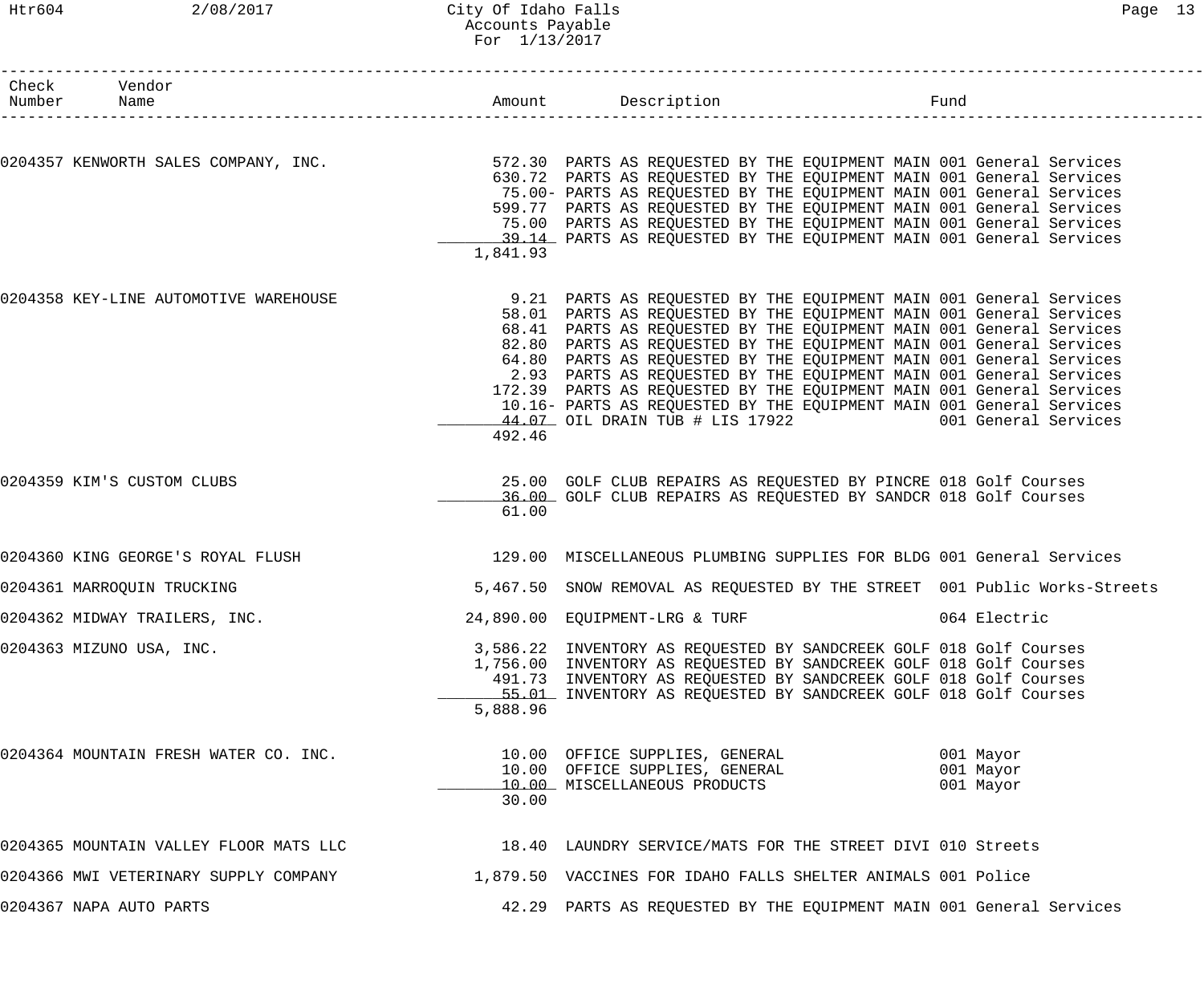City Of Idaho Falls
Accounts Payable
For 1/13/2017

| Check Number | Vendor Name | Amount | Description | Fund |
|---|---|---|---|---|
| 0204357 | KENWORTH SALES COMPANY, INC. | 572.30 | PARTS AS REQUESTED BY THE EQUIPMENT MAIN | 001 General Services |
| | | 630.72 | PARTS AS REQUESTED BY THE EQUIPMENT MAIN | 001 General Services |
| | | 75.00- | PARTS AS REQUESTED BY THE EQUIPMENT MAIN | 001 General Services |
| | | 599.77 | PARTS AS REQUESTED BY THE EQUIPMENT MAIN | 001 General Services |
| | | 75.00 | PARTS AS REQUESTED BY THE EQUIPMENT MAIN | 001 General Services |
| | | 39.14 | PARTS AS REQUESTED BY THE EQUIPMENT MAIN | 001 General Services |
| | | 1,841.93 | | |
| 0204358 | KEY-LINE AUTOMOTIVE WAREHOUSE | 9.21 | PARTS AS REQUESTED BY THE EQUIPMENT MAIN | 001 General Services |
| | | 58.01 | PARTS AS REQUESTED BY THE EQUIPMENT MAIN | 001 General Services |
| | | 68.41 | PARTS AS REQUESTED BY THE EQUIPMENT MAIN | 001 General Services |
| | | 82.80 | PARTS AS REQUESTED BY THE EQUIPMENT MAIN | 001 General Services |
| | | 64.80 | PARTS AS REQUESTED BY THE EQUIPMENT MAIN | 001 General Services |
| | | 2.93 | PARTS AS REQUESTED BY THE EQUIPMENT MAIN | 001 General Services |
| | | 172.39 | PARTS AS REQUESTED BY THE EQUIPMENT MAIN | 001 General Services |
| | | 10.16- | PARTS AS REQUESTED BY THE EQUIPMENT MAIN | 001 General Services |
| | | 44.07 | OIL DRAIN TUB # LIS 17922 | 001 General Services |
| | | 492.46 | | |
| 0204359 | KIM'S CUSTOM CLUBS | 25.00 | GOLF CLUB REPAIRS AS REQUESTED BY PINCRE | 018 Golf Courses |
| | | 36.00 | GOLF CLUB REPAIRS AS REQUESTED BY SANDCR | 018 Golf Courses |
| | | 61.00 | | |
| 0204360 | KING GEORGE'S ROYAL FLUSH | 129.00 | MISCELLANEOUS PLUMBING SUPPLIES FOR BLDG | 001 General Services |
| 0204361 | MARROQUIN TRUCKING | 5,467.50 | SNOW REMOVAL AS REQUESTED BY THE STREET | 001 Public Works-Streets |
| 0204362 | MIDWAY TRAILERS, INC. | 24,890.00 | EQUIPMENT-LRG & TURF | 064 Electric |
| 0204363 | MIZUNO USA, INC. | 3,586.22 | INVENTORY AS REQUESTED BY SANDCREEK GOLF | 018 Golf Courses |
| | | 1,756.00 | INVENTORY AS REQUESTED BY SANDCREEK GOLF | 018 Golf Courses |
| | | 491.73 | INVENTORY AS REQUESTED BY SANDCREEK GOLF | 018 Golf Courses |
| | | 55.01 | INVENTORY AS REQUESTED BY SANDCREEK GOLF | 018 Golf Courses |
| | | 5,888.96 | | |
| 0204364 | MOUNTAIN FRESH WATER CO. INC. | 10.00 | OFFICE SUPPLIES, GENERAL | 001 Mayor |
| | | 10.00 | OFFICE SUPPLIES, GENERAL | 001 Mayor |
| | | 10.00 | MISCELLANEOUS PRODUCTS | 001 Mayor |
| | | 30.00 | | |
| 0204365 | MOUNTAIN VALLEY FLOOR MATS LLC | 18.40 | LAUNDRY SERVICE/MATS FOR THE STREET DIVI | 010 Streets |
| 0204366 | MWI VETERINARY SUPPLY COMPANY | 1,879.50 | VACCINES FOR IDAHO FALLS SHELTER ANIMALS | 001 Police |
| 0204367 | NAPA AUTO PARTS | 42.29 | PARTS AS REQUESTED BY THE EQUIPMENT MAIN | 001 General Services |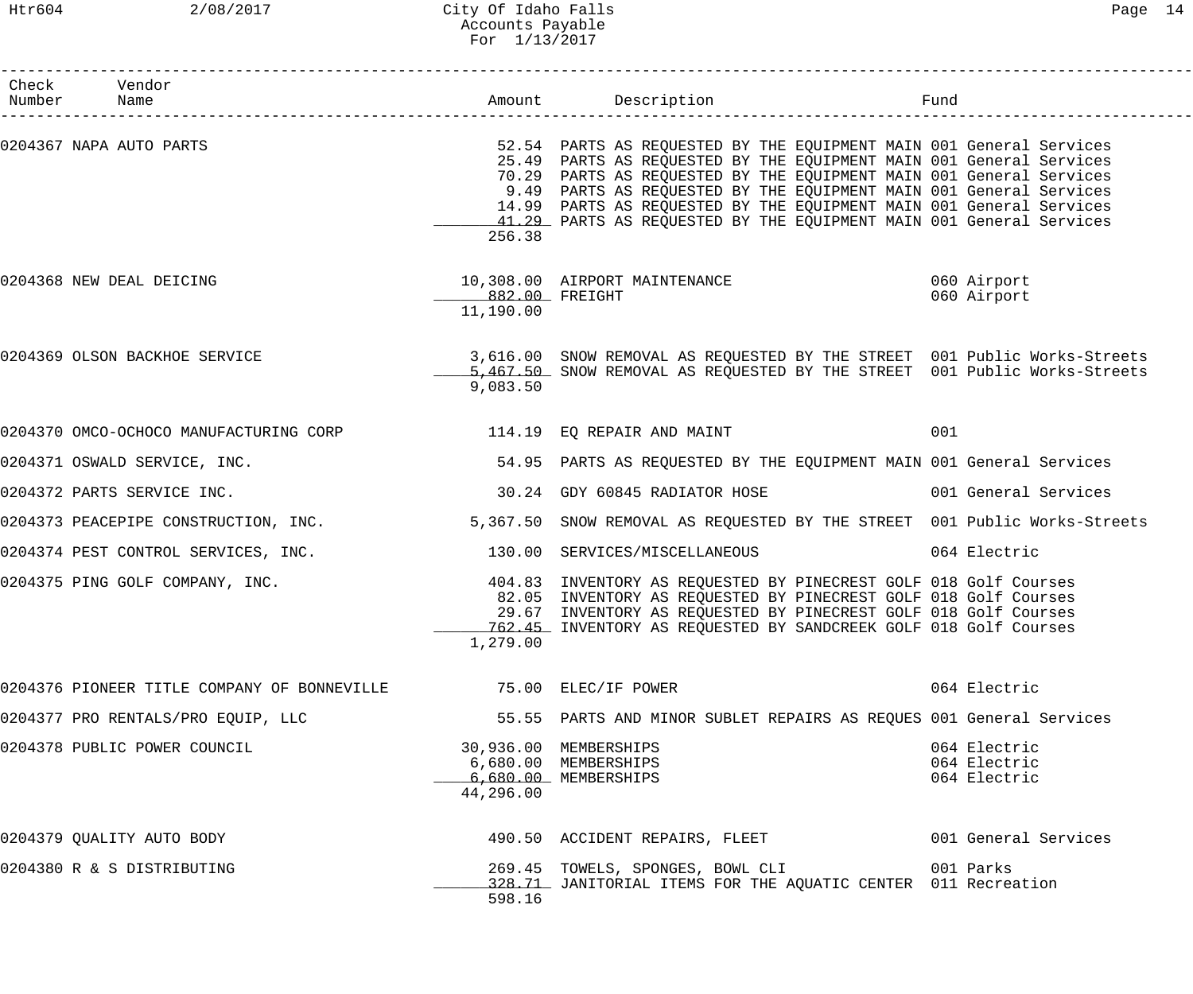# City Of Idaho Falls
## Accounts Payable
### For 1/13/2017

| Check Number | Vendor Name | Amount | Description | Fund |
|---|---|---|---|---|
| 0204367 | NAPA AUTO PARTS | 52.54 | PARTS AS REQUESTED BY THE EQUIPMENT MAIN | 001 General Services |
| | | 25.49 | PARTS AS REQUESTED BY THE EQUIPMENT MAIN | 001 General Services |
| | | 70.29 | PARTS AS REQUESTED BY THE EQUIPMENT MAIN | 001 General Services |
| | | 9.49 | PARTS AS REQUESTED BY THE EQUIPMENT MAIN | 001 General Services |
| | | 14.99 | PARTS AS REQUESTED BY THE EQUIPMENT MAIN | 001 General Services |
| | | 41.29 | PARTS AS REQUESTED BY THE EQUIPMENT MAIN | 001 General Services |
| | | 256.38 | | |
| 0204368 | NEW DEAL DEICING | 10,308.00 | AIRPORT MAINTENANCE | 060 Airport |
| | | 882.00 | FREIGHT | 060 Airport |
| | | 11,190.00 | | |
| 0204369 | OLSON BACKHOE SERVICE | 3,616.00 | SNOW REMOVAL AS REQUESTED BY THE STREET | 001 Public Works-Streets |
| | | 5,467.50 | SNOW REMOVAL AS REQUESTED BY THE STREET | 001 Public Works-Streets |
| | | 9,083.50 | | |
| 0204370 | OMCO-OCHOCO MANUFACTURING CORP | 114.19 | EQ REPAIR AND MAINT | 001 |
| 0204371 | OSWALD SERVICE, INC. | 54.95 | PARTS AS REQUESTED BY THE EQUIPMENT MAIN | 001 General Services |
| 0204372 | PARTS SERVICE INC. | 30.24 | GDY 60845 RADIATOR HOSE | 001 General Services |
| 0204373 | PEACEPIPE CONSTRUCTION, INC. | 5,367.50 | SNOW REMOVAL AS REQUESTED BY THE STREET | 001 Public Works-Streets |
| 0204374 | PEST CONTROL SERVICES, INC. | 130.00 | SERVICES/MISCELLANEOUS | 064 Electric |
| 0204375 | PING GOLF COMPANY, INC. | 404.83 | INVENTORY AS REQUESTED BY PINECREST GOLF | 018 Golf Courses |
| | | 82.05 | INVENTORY AS REQUESTED BY PINECREST GOLF | 018 Golf Courses |
| | | 29.67 | INVENTORY AS REQUESTED BY PINECREST GOLF | 018 Golf Courses |
| | | 762.45 | INVENTORY AS REQUESTED BY SANDCREEK GOLF | 018 Golf Courses |
| | | 1,279.00 | | |
| 0204376 | PIONEER TITLE COMPANY OF BONNEVILLE | 75.00 | ELEC/IF POWER | 064 Electric |
| 0204377 | PRO RENTALS/PRO EQUIP, LLC | 55.55 | PARTS AND MINOR SUBLET REPAIRS AS REQUES | 001 General Services |
| 0204378 | PUBLIC POWER COUNCIL | 30,936.00 | MEMBERSHIPS | 064 Electric |
| | | 6,680.00 | MEMBERSHIPS | 064 Electric |
| | | 6,680.00 | MEMBERSHIPS | 064 Electric |
| | | 44,296.00 | | |
| 0204379 | QUALITY AUTO BODY | 490.50 | ACCIDENT REPAIRS, FLEET | 001 General Services |
| 0204380 | R & S DISTRIBUTING | 269.45 | TOWELS, SPONGES, BOWL CLI | 001 Parks |
| | | 328.71 | JANITORIAL ITEMS FOR THE AQUATIC CENTER | 011 Recreation |
| | | 598.16 | | |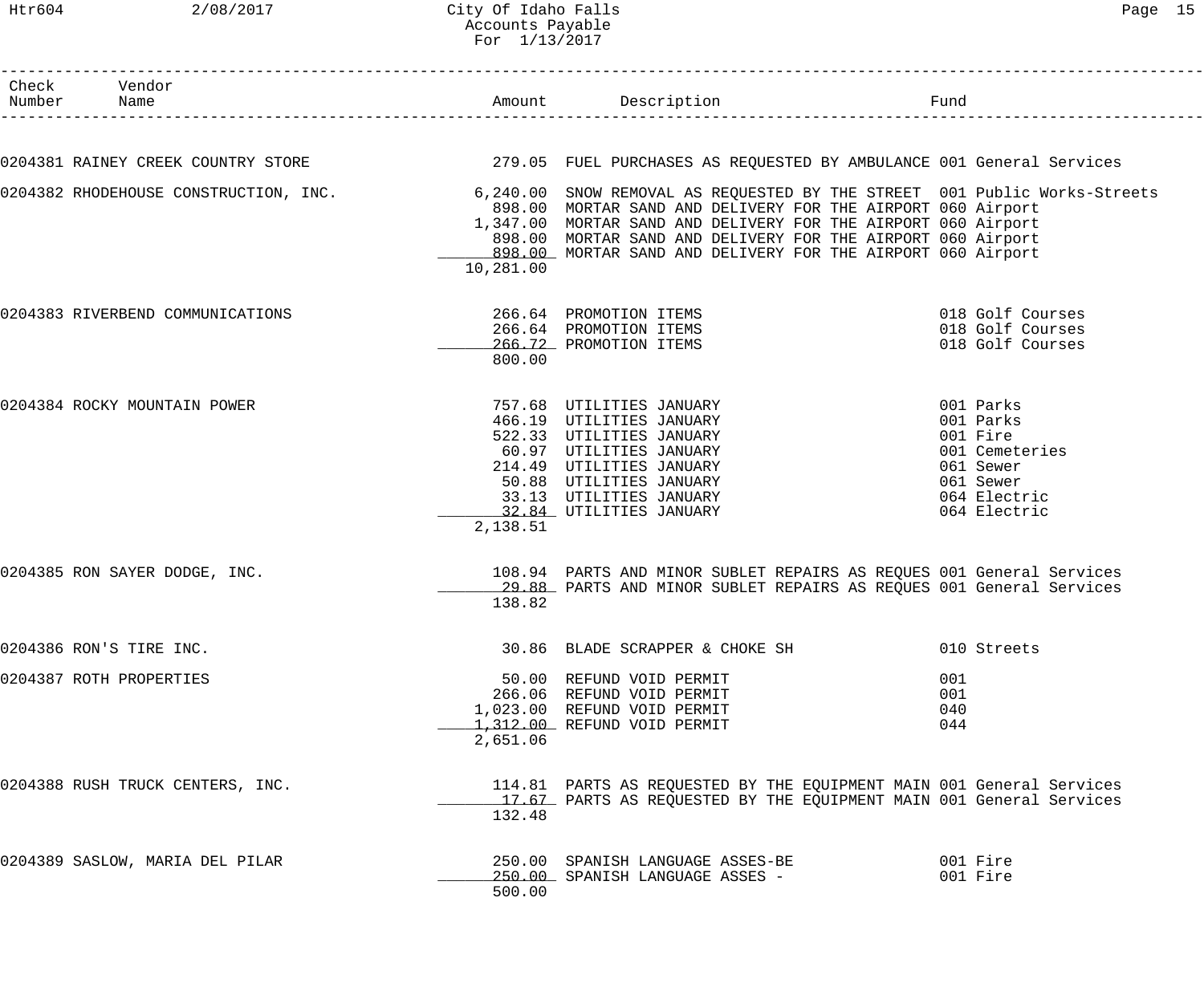# City Of Idaho Falls
## Accounts Payable
### For 1/13/2017

| Check Number | Vendor Name | Amount | Description | Fund |
|---|---|---|---|---|
| 0204381 | RAINEY CREEK COUNTRY STORE | 279.05 | FUEL PURCHASES AS REQUESTED BY AMBULANCE | 001 General Services |
| 0204382 | RHODEHOUSE CONSTRUCTION, INC. | 6,240.00 | SNOW REMOVAL AS REQUESTED BY THE STREET | 001 Public Works-Streets |
| | | 898.00 | MORTAR SAND AND DELIVERY FOR THE AIRPORT | 060 Airport |
| | | 1,347.00 | MORTAR SAND AND DELIVERY FOR THE AIRPORT | 060 Airport |
| | | 898.00 | MORTAR SAND AND DELIVERY FOR THE AIRPORT | 060 Airport |
| | | 898.00 | MORTAR SAND AND DELIVERY FOR THE AIRPORT | 060 Airport |
| | | 10,281.00 | | |
| 0204383 | RIVERBEND COMMUNICATIONS | 266.64 | PROMOTION ITEMS | 018 Golf Courses |
| | | 266.64 | PROMOTION ITEMS | 018 Golf Courses |
| | | 266.72 | PROMOTION ITEMS | 018 Golf Courses |
| | | 800.00 | | |
| 0204384 | ROCKY MOUNTAIN POWER | 757.68 | UTILITIES JANUARY | 001 Parks |
| | | 466.19 | UTILITIES JANUARY | 001 Parks |
| | | 522.33 | UTILITIES JANUARY | 001 Fire |
| | | 60.97 | UTILITIES JANUARY | 001 Cemeteries |
| | | 214.49 | UTILITIES JANUARY | 061 Sewer |
| | | 50.88 | UTILITIES JANUARY | 061 Sewer |
| | | 33.13 | UTILITIES JANUARY | 064 Electric |
| | | 32.84 | UTILITIES JANUARY | 064 Electric |
| | | 2,138.51 | | |
| 0204385 | RON SAYER DODGE, INC. | 108.94 | PARTS AND MINOR SUBLET REPAIRS AS REQUES | 001 General Services |
| | | 29.88 | PARTS AND MINOR SUBLET REPAIRS AS REQUES | 001 General Services |
| | | 138.82 | | |
| 0204386 | RON'S TIRE INC. | 30.86 | BLADE SCRAPPER & CHOKE SH | 010 Streets |
| 0204387 | ROTH PROPERTIES | 50.00 | REFUND VOID PERMIT | 001 |
| | | 266.06 | REFUND VOID PERMIT | 001 |
| | | 1,023.00 | REFUND VOID PERMIT | 040 |
| | | 1,312.00 | REFUND VOID PERMIT | 044 |
| | | 2,651.06 | | |
| 0204388 | RUSH TRUCK CENTERS, INC. | 114.81 | PARTS AS REQUESTED BY THE EQUIPMENT MAIN | 001 General Services |
| | | 17.67 | PARTS AS REQUESTED BY THE EQUIPMENT MAIN | 001 General Services |
| | | 132.48 | | |
| 0204389 | SASLOW, MARIA DEL PILAR | 250.00 | SPANISH LANGUAGE ASSES-BE | 001 Fire |
| | | 250.00 | SPANISH LANGUAGE ASSES - | 001 Fire |
| | | 500.00 | | |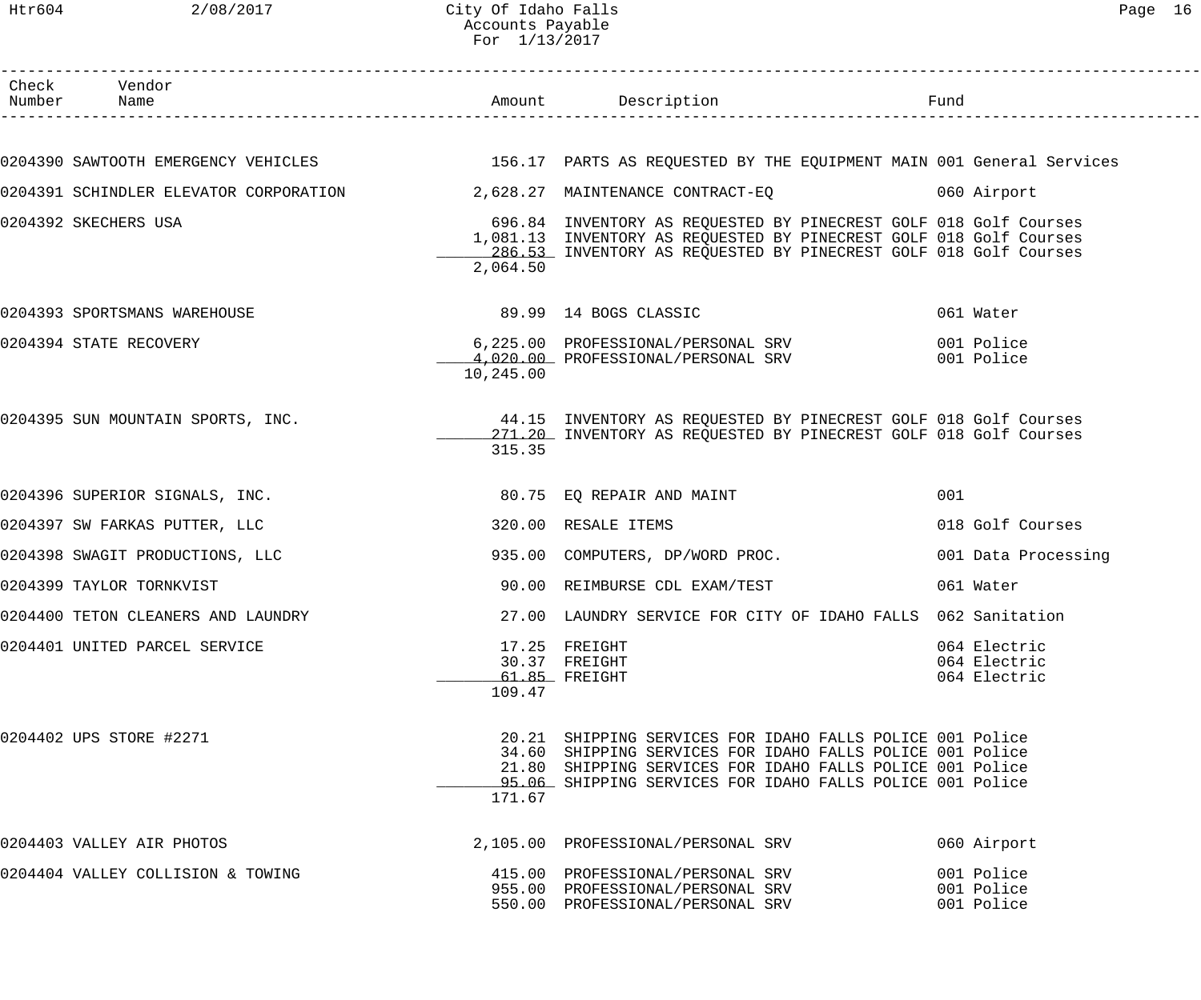# City Of Idaho Falls
## Accounts Payable
### For 1/13/2017

| Check Number | Vendor Name | Amount | Description | Fund |
|---|---|---|---|---|
| 0204390 | SAWTOOTH EMERGENCY VEHICLES | 156.17 | PARTS AS REQUESTED BY THE EQUIPMENT MAIN | 001 General Services |
| 0204391 | SCHINDLER ELEVATOR CORPORATION | 2,628.27 | MAINTENANCE CONTRACT-EQ | 060 Airport |
| 0204392 | SKECHERS USA | 696.84 | INVENTORY AS REQUESTED BY PINECREST GOLF | 018 Golf Courses |
| | | 1,081.13 | INVENTORY AS REQUESTED BY PINECREST GOLF | 018 Golf Courses |
| | | 286.53 | INVENTORY AS REQUESTED BY PINECREST GOLF | 018 Golf Courses |
| | | 2,064.50 | | |
| 0204393 | SPORTSMANS WAREHOUSE | 89.99 | 14 BOGS CLASSIC | 061 Water |
| 0204394 | STATE RECOVERY | 6,225.00 | PROFESSIONAL/PERSONAL SRV | 001 Police |
| | | 4,020.00 | PROFESSIONAL/PERSONAL SRV | 001 Police |
| | | 10,245.00 | | |
| 0204395 | SUN MOUNTAIN SPORTS, INC. | 44.15 | INVENTORY AS REQUESTED BY PINECREST GOLF | 018 Golf Courses |
| | | 271.20 | INVENTORY AS REQUESTED BY PINECREST GOLF | 018 Golf Courses |
| | | 315.35 | | |
| 0204396 | SUPERIOR SIGNALS, INC. | 80.75 | EQ REPAIR AND MAINT | 001 |
| 0204397 | SW FARKAS PUTTER, LLC | 320.00 | RESALE ITEMS | 018 Golf Courses |
| 0204398 | SWAGIT PRODUCTIONS, LLC | 935.00 | COMPUTERS, DP/WORD PROC. | 001 Data Processing |
| 0204399 | TAYLOR TORNKVIST | 90.00 | REIMBURSE CDL EXAM/TEST | 061 Water |
| 0204400 | TETON CLEANERS AND LAUNDRY | 27.00 | LAUNDRY SERVICE FOR CITY OF IDAHO FALLS | 062 Sanitation |
| 0204401 | UNITED PARCEL SERVICE | 17.25 | FREIGHT | 064 Electric |
| | | 30.37 | FREIGHT | 064 Electric |
| | | 61.85 | FREIGHT | 064 Electric |
| | | 109.47 | | |
| 0204402 | UPS STORE #2271 | 20.21 | SHIPPING SERVICES FOR IDAHO FALLS POLICE | 001 Police |
| | | 34.60 | SHIPPING SERVICES FOR IDAHO FALLS POLICE | 001 Police |
| | | 21.80 | SHIPPING SERVICES FOR IDAHO FALLS POLICE | 001 Police |
| | | 95.06 | SHIPPING SERVICES FOR IDAHO FALLS POLICE | 001 Police |
| | | 171.67 | | |
| 0204403 | VALLEY AIR PHOTOS | 2,105.00 | PROFESSIONAL/PERSONAL SRV | 060 Airport |
| 0204404 | VALLEY COLLISION & TOWING | 415.00 | PROFESSIONAL/PERSONAL SRV | 001 Police |
| | | 955.00 | PROFESSIONAL/PERSONAL SRV | 001 Police |
| | | 550.00 | PROFESSIONAL/PERSONAL SRV | 001 Police |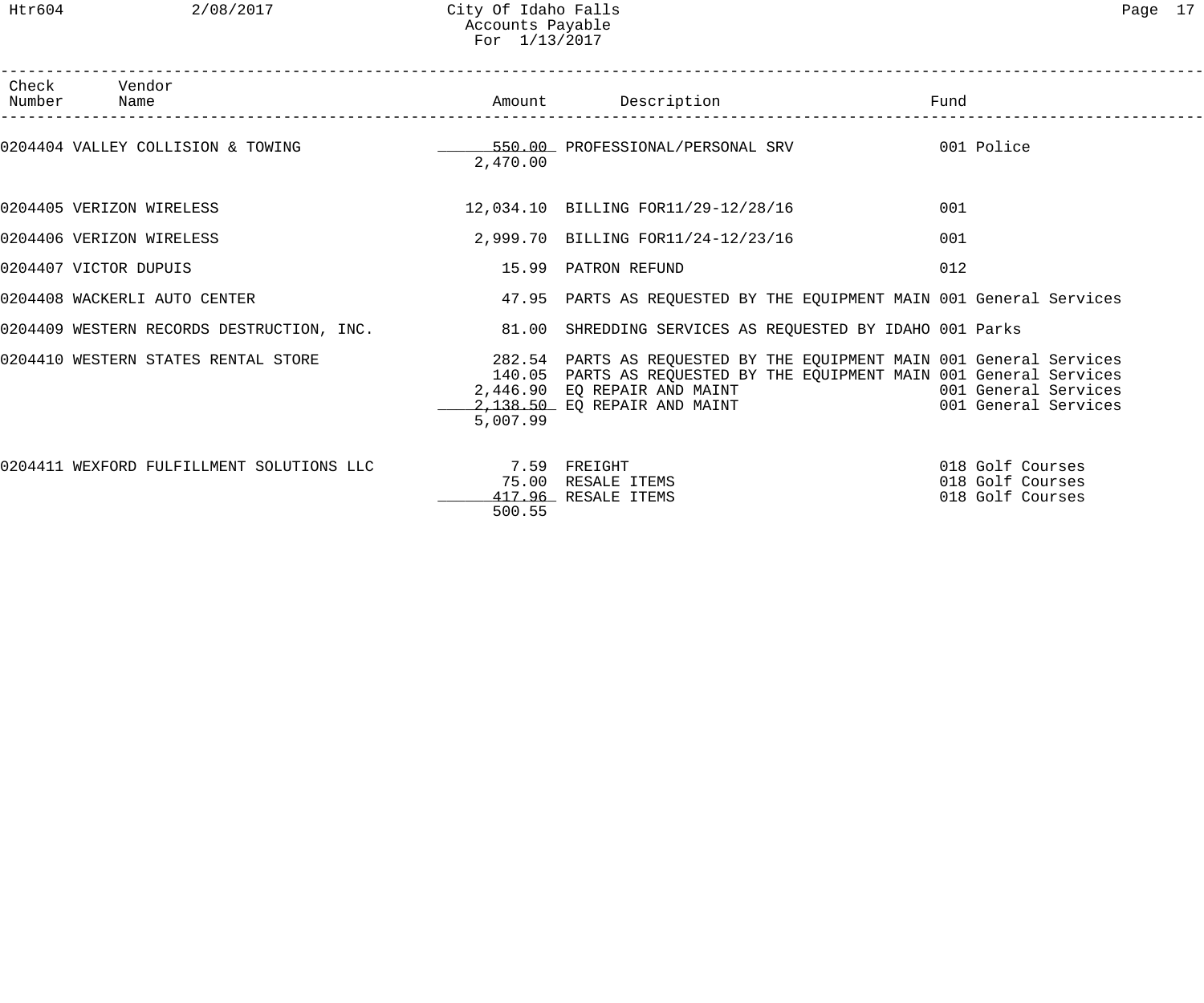| Check Number | Vendor Name | Amount | Description | Fund |
|---|---|---|---|---|
| 0204404 | VALLEY COLLISION & TOWING | 550.00 | PROFESSIONAL/PERSONAL SRV | 001 Police |
| | | 2,470.00 | | |
| 0204405 | VERIZON WIRELESS | 12,034.10 | BILLING FOR11/29-12/28/16 | 001 |
| 0204406 | VERIZON WIRELESS | 2,999.70 | BILLING FOR11/24-12/23/16 | 001 |
| 0204407 | VICTOR DUPUIS | 15.99 | PATRON REFUND | 012 |
| 0204408 | WACKERLI AUTO CENTER | 47.95 | PARTS AS REQUESTED BY THE EQUIPMENT MAIN | 001 General Services |
| 0204409 | WESTERN RECORDS DESTRUCTION, INC. | 81.00 | SHREDDING SERVICES AS REQUESTED BY IDAHO | 001 Parks |
| 0204410 | WESTERN STATES RENTAL STORE | 282.54 | PARTS AS REQUESTED BY THE EQUIPMENT MAIN | 001 General Services |
| | | 140.05 | PARTS AS REQUESTED BY THE EQUIPMENT MAIN | 001 General Services |
| | | 2,446.90 | EQ REPAIR AND MAINT | 001 General Services |
| | | 2,138.50 | EQ REPAIR AND MAINT | 001 General Services |
| | | 5,007.99 | | |
| 0204411 | WEXFORD FULFILLMENT SOLUTIONS LLC | 7.59 | FREIGHT | 018 Golf Courses |
| | | 75.00 | RESALE ITEMS | 018 Golf Courses |
| | | 417.96 | RESALE ITEMS | 018 Golf Courses |
| | | 500.55 | | |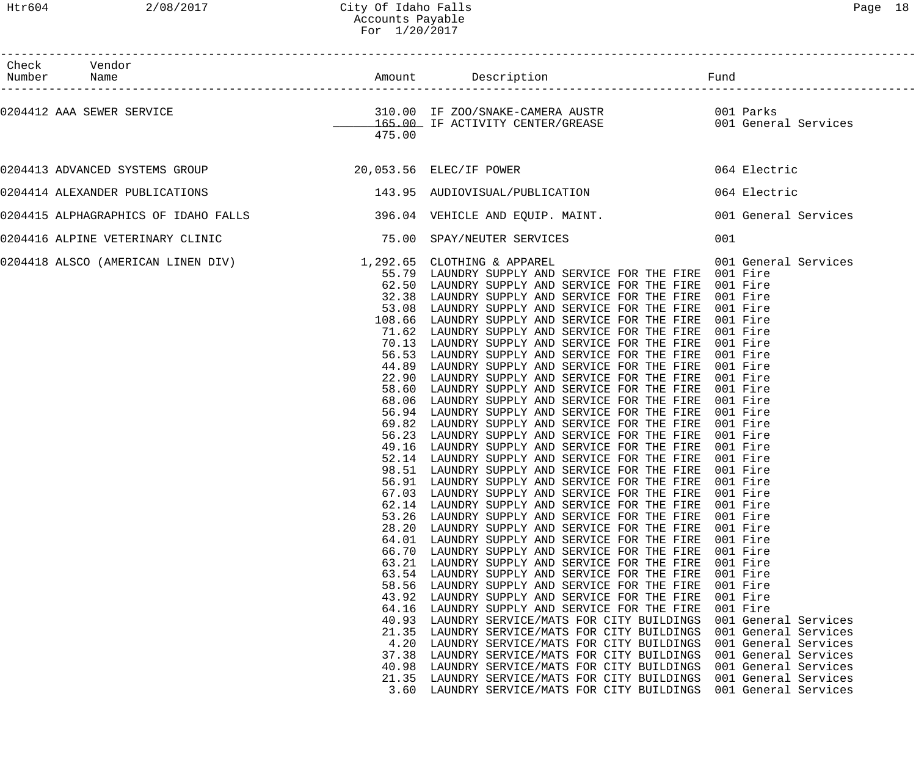# City Of Idaho Falls
## Accounts Payable
### For 1/20/2017

| Check Number | Vendor Name | Amount | Description | Fund |
|---|---|---|---|---|
| 0204412 | AAA SEWER SERVICE | 310.00 | IF ZOO/SNAKE-CAMERA AUSTR | 001 Parks |
| | | 165.00 | IF ACTIVITY CENTER/GREASE | 001 General Services |
| | | 475.00 | | |
| 0204413 | ADVANCED SYSTEMS GROUP | 20,053.56 | ELEC/IF POWER | 064 Electric |
| 0204414 | ALEXANDER PUBLICATIONS | 143.95 | AUDIOVISUAL/PUBLICATION | 064 Electric |
| 0204415 | ALPHAGRAPHICS OF IDAHO FALLS | 396.04 | VEHICLE AND EQUIP. MAINT. | 001 General Services |
| 0204416 | ALPINE VETERINARY CLINIC | 75.00 | SPAY/NEUTER SERVICES | 001 |
| 0204418 | ALSCO (AMERICAN LINEN DIV) | 1,292.65 | CLOTHING & APPAREL | 001 General Services |
| | | 55.79 | LAUNDRY SUPPLY AND SERVICE FOR THE FIRE | 001 Fire |
| | | 62.50 | LAUNDRY SUPPLY AND SERVICE FOR THE FIRE | 001 Fire |
| | | 32.38 | LAUNDRY SUPPLY AND SERVICE FOR THE FIRE | 001 Fire |
| | | 53.08 | LAUNDRY SUPPLY AND SERVICE FOR THE FIRE | 001 Fire |
| | | 108.66 | LAUNDRY SUPPLY AND SERVICE FOR THE FIRE | 001 Fire |
| | | 71.62 | LAUNDRY SUPPLY AND SERVICE FOR THE FIRE | 001 Fire |
| | | 70.13 | LAUNDRY SUPPLY AND SERVICE FOR THE FIRE | 001 Fire |
| | | 56.53 | LAUNDRY SUPPLY AND SERVICE FOR THE FIRE | 001 Fire |
| | | 44.89 | LAUNDRY SUPPLY AND SERVICE FOR THE FIRE | 001 Fire |
| | | 22.90 | LAUNDRY SUPPLY AND SERVICE FOR THE FIRE | 001 Fire |
| | | 58.60 | LAUNDRY SUPPLY AND SERVICE FOR THE FIRE | 001 Fire |
| | | 68.06 | LAUNDRY SUPPLY AND SERVICE FOR THE FIRE | 001 Fire |
| | | 56.94 | LAUNDRY SUPPLY AND SERVICE FOR THE FIRE | 001 Fire |
| | | 69.82 | LAUNDRY SUPPLY AND SERVICE FOR THE FIRE | 001 Fire |
| | | 56.23 | LAUNDRY SUPPLY AND SERVICE FOR THE FIRE | 001 Fire |
| | | 49.16 | LAUNDRY SUPPLY AND SERVICE FOR THE FIRE | 001 Fire |
| | | 52.14 | LAUNDRY SUPPLY AND SERVICE FOR THE FIRE | 001 Fire |
| | | 98.51 | LAUNDRY SUPPLY AND SERVICE FOR THE FIRE | 001 Fire |
| | | 56.91 | LAUNDRY SUPPLY AND SERVICE FOR THE FIRE | 001 Fire |
| | | 67.03 | LAUNDRY SUPPLY AND SERVICE FOR THE FIRE | 001 Fire |
| | | 62.14 | LAUNDRY SUPPLY AND SERVICE FOR THE FIRE | 001 Fire |
| | | 53.26 | LAUNDRY SUPPLY AND SERVICE FOR THE FIRE | 001 Fire |
| | | 28.20 | LAUNDRY SUPPLY AND SERVICE FOR THE FIRE | 001 Fire |
| | | 64.01 | LAUNDRY SUPPLY AND SERVICE FOR THE FIRE | 001 Fire |
| | | 66.70 | LAUNDRY SUPPLY AND SERVICE FOR THE FIRE | 001 Fire |
| | | 63.21 | LAUNDRY SUPPLY AND SERVICE FOR THE FIRE | 001 Fire |
| | | 63.54 | LAUNDRY SUPPLY AND SERVICE FOR THE FIRE | 001 Fire |
| | | 58.56 | LAUNDRY SUPPLY AND SERVICE FOR THE FIRE | 001 Fire |
| | | 43.92 | LAUNDRY SUPPLY AND SERVICE FOR THE FIRE | 001 Fire |
| | | 64.16 | LAUNDRY SUPPLY AND SERVICE FOR THE FIRE | 001 Fire |
| | | 40.93 | LAUNDRY SERVICE/MATS FOR CITY BUILDINGS | 001 General Services |
| | | 21.35 | LAUNDRY SERVICE/MATS FOR CITY BUILDINGS | 001 General Services |
| | | 4.20 | LAUNDRY SERVICE/MATS FOR CITY BUILDINGS | 001 General Services |
| | | 37.38 | LAUNDRY SERVICE/MATS FOR CITY BUILDINGS | 001 General Services |
| | | 40.98 | LAUNDRY SERVICE/MATS FOR CITY BUILDINGS | 001 General Services |
| | | 21.35 | LAUNDRY SERVICE/MATS FOR CITY BUILDINGS | 001 General Services |
| | | 3.60 | LAUNDRY SERVICE/MATS FOR CITY BUILDINGS | 001 General Services |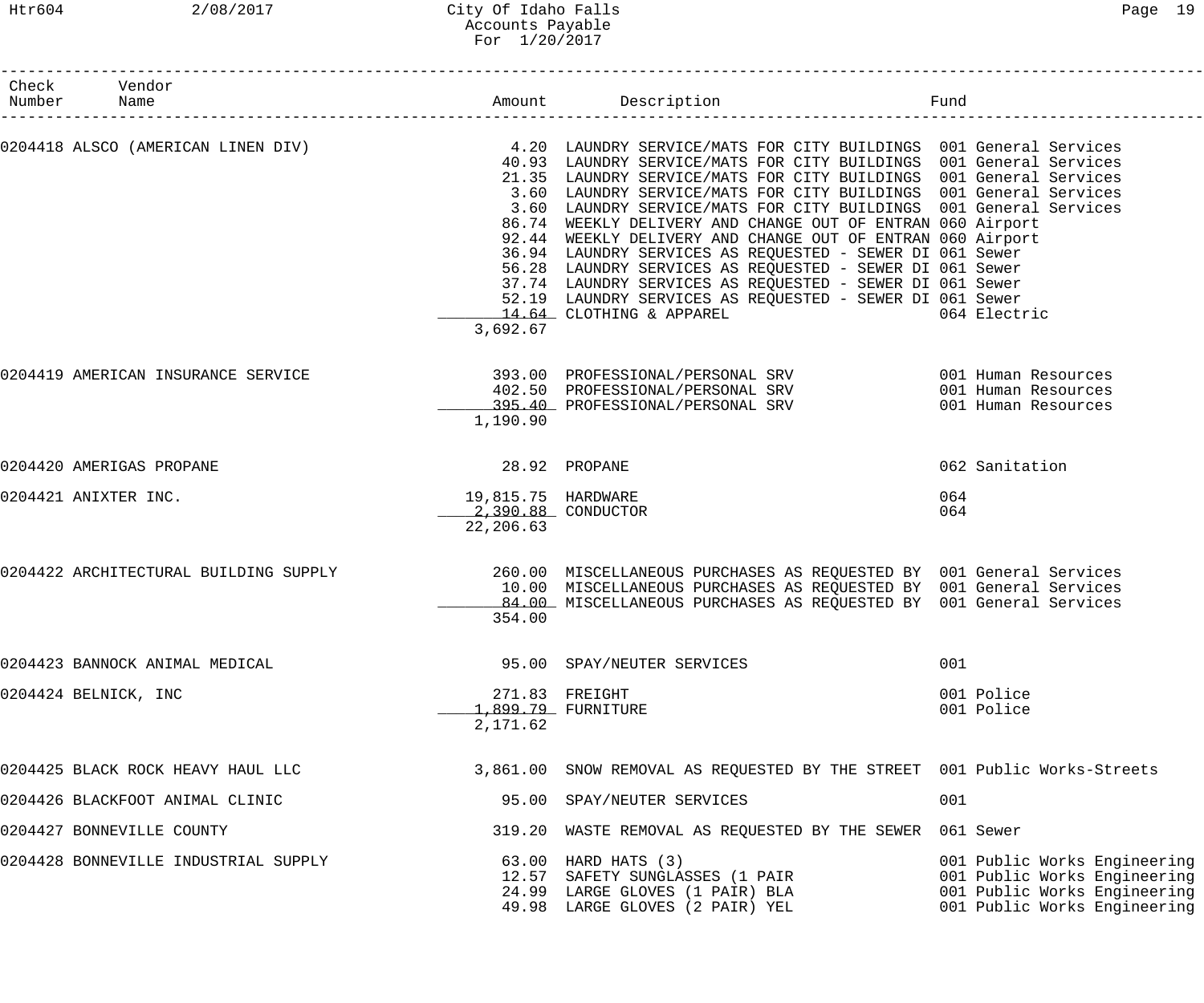City Of Idaho Falls
Accounts Payable
For 1/20/2017

| Check Number | Vendor Name | Amount | Description | Fund |
|---|---|---|---|---|
| 0204418 | ALSCO (AMERICAN LINEN DIV) | 4.20 | LAUNDRY SERVICE/MATS FOR CITY BUILDINGS | 001 General Services |
| | | 40.93 | LAUNDRY SERVICE/MATS FOR CITY BUILDINGS | 001 General Services |
| | | 21.35 | LAUNDRY SERVICE/MATS FOR CITY BUILDINGS | 001 General Services |
| | | 3.60 | LAUNDRY SERVICE/MATS FOR CITY BUILDINGS | 001 General Services |
| | | 3.60 | LAUNDRY SERVICE/MATS FOR CITY BUILDINGS | 001 General Services |
| | | 86.74 | WEEKLY DELIVERY AND CHANGE OUT OF ENTRAN | 060 Airport |
| | | 92.44 | WEEKLY DELIVERY AND CHANGE OUT OF ENTRAN | 060 Airport |
| | | 36.94 | LAUNDRY SERVICES AS REQUESTED - SEWER DI | 061 Sewer |
| | | 56.28 | LAUNDRY SERVICES AS REQUESTED - SEWER DI | 061 Sewer |
| | | 37.74 | LAUNDRY SERVICES AS REQUESTED - SEWER DI | 061 Sewer |
| | | 52.19 | LAUNDRY SERVICES AS REQUESTED - SEWER DI | 061 Sewer |
| | | 14.64 | CLOTHING & APPAREL | 064 Electric |
| | | 3,692.67 | | |
| 0204419 | AMERICAN INSURANCE SERVICE | 393.00 | PROFESSIONAL/PERSONAL SRV | 001 Human Resources |
| | | 402.50 | PROFESSIONAL/PERSONAL SRV | 001 Human Resources |
| | | 395.40 | PROFESSIONAL/PERSONAL SRV | 001 Human Resources |
| | | 1,190.90 | | |
| 0204420 | AMERIGAS PROPANE | 28.92 | PROPANE | 062 Sanitation |
| 0204421 | ANIXTER INC. | 19,815.75 | HARDWARE | 064 |
| | | 2,390.88 | CONDUCTOR | 064 |
| | | 22,206.63 | | |
| 0204422 | ARCHITECTURAL BUILDING SUPPLY | 260.00 | MISCELLANEOUS PURCHASES AS REQUESTED BY | 001 General Services |
| | | 10.00 | MISCELLANEOUS PURCHASES AS REQUESTED BY | 001 General Services |
| | | 84.00 | MISCELLANEOUS PURCHASES AS REQUESTED BY | 001 General Services |
| | | 354.00 | | |
| 0204423 | BANNOCK ANIMAL MEDICAL | 95.00 | SPAY/NEUTER SERVICES | 001 |
| 0204424 | BELNICK, INC | 271.83 | FREIGHT | 001 Police |
| | | 1,899.79 | FURNITURE | 001 Police |
| | | 2,171.62 | | |
| 0204425 | BLACK ROCK HEAVY HAUL LLC | 3,861.00 | SNOW REMOVAL AS REQUESTED BY THE STREET | 001 Public Works-Streets |
| 0204426 | BLACKFOOT ANIMAL CLINIC | 95.00 | SPAY/NEUTER SERVICES | 001 |
| 0204427 | BONNEVILLE COUNTY | 319.20 | WASTE REMOVAL AS REQUESTED BY THE SEWER | 061 Sewer |
| 0204428 | BONNEVILLE INDUSTRIAL SUPPLY | 63.00 | HARD HATS (3) | 001 Public Works Engineering |
| | | 12.57 | SAFETY SUNGLASSES (1 PAIR | 001 Public Works Engineering |
| | | 24.99 | LARGE GLOVES (1 PAIR) BLA | 001 Public Works Engineering |
| | | 49.98 | LARGE GLOVES (2 PAIR) YEL | 001 Public Works Engineering |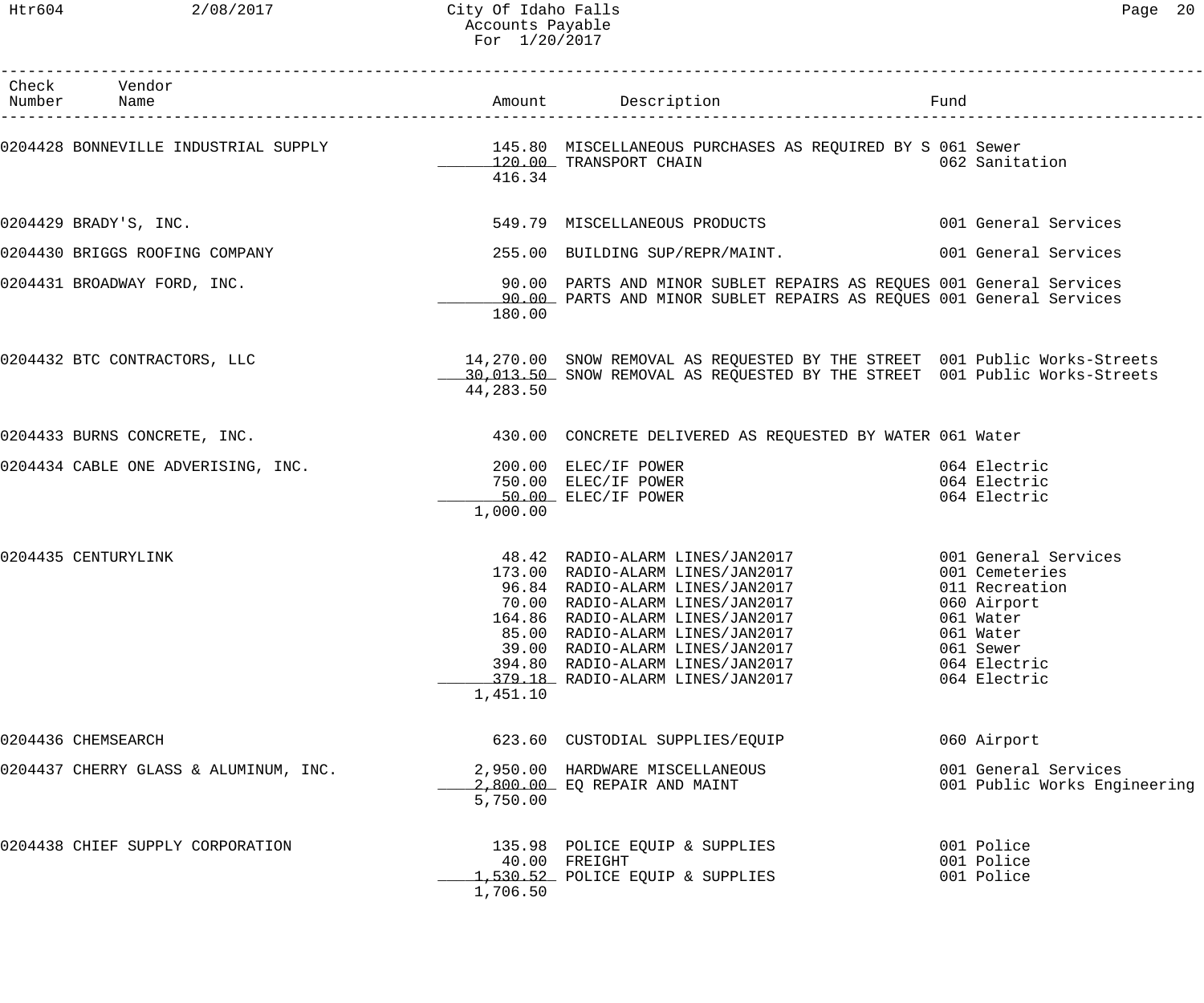City Of Idaho Falls
Accounts Payable
For 1/20/2017

| Check Number | Vendor Name | Amount | Description | Fund |
|---|---|---|---|---|
| 0204428 | BONNEVILLE INDUSTRIAL SUPPLY | 145.80 | MISCELLANEOUS PURCHASES AS REQUIRED BY S | 061 Sewer |
| | | 120.00 | TRANSPORT CHAIN | 062 Sanitation |
| | | 416.34 | | |
| 0204429 | BRADY'S, INC. | 549.79 | MISCELLANEOUS PRODUCTS | 001 General Services |
| 0204430 | BRIGGS ROOFING COMPANY | 255.00 | BUILDING SUP/REPR/MAINT. | 001 General Services |
| 0204431 | BROADWAY FORD, INC. | 90.00 | PARTS AND MINOR SUBLET REPAIRS AS REQUES | 001 General Services |
| | | 90.00 | PARTS AND MINOR SUBLET REPAIRS AS REQUES | 001 General Services |
| | | 180.00 | | |
| 0204432 | BTC CONTRACTORS, LLC | 14,270.00 | SNOW REMOVAL AS REQUESTED BY THE STREET | 001 Public Works-Streets |
| | | 30,013.50 | SNOW REMOVAL AS REQUESTED BY THE STREET | 001 Public Works-Streets |
| | | 44,283.50 | | |
| 0204433 | BURNS CONCRETE, INC. | 430.00 | CONCRETE DELIVERED AS REQUESTED BY WATER | 061 Water |
| 0204434 | CABLE ONE ADVERISING, INC. | 200.00 | ELEC/IF POWER | 064 Electric |
| | | 750.00 | ELEC/IF POWER | 064 Electric |
| | | 50.00 | ELEC/IF POWER | 064 Electric |
| | | 1,000.00 | | |
| 0204435 | CENTURYLINK | 48.42 | RADIO-ALARM LINES/JAN2017 | 001 General Services |
| | | 173.00 | RADIO-ALARM LINES/JAN2017 | 001 Cemeteries |
| | | 96.84 | RADIO-ALARM LINES/JAN2017 | 011 Recreation |
| | | 70.00 | RADIO-ALARM LINES/JAN2017 | 060 Airport |
| | | 164.86 | RADIO-ALARM LINES/JAN2017 | 061 Water |
| | | 85.00 | RADIO-ALARM LINES/JAN2017 | 061 Water |
| | | 39.00 | RADIO-ALARM LINES/JAN2017 | 061 Sewer |
| | | 394.80 | RADIO-ALARM LINES/JAN2017 | 064 Electric |
| | | 379.18 | RADIO-ALARM LINES/JAN2017 | 064 Electric |
| | | 1,451.10 | | |
| 0204436 | CHEMSEARCH | 623.60 | CUSTODIAL SUPPLIES/EQUIP | 060 Airport |
| 0204437 | CHERRY GLASS & ALUMINUM, INC. | 2,950.00 | HARDWARE MISCELLANEOUS | 001 General Services |
| | | 2,800.00 | EQ REPAIR AND MAINT | 001 Public Works Engineering |
| | | 5,750.00 | | |
| 0204438 | CHIEF SUPPLY CORPORATION | 135.98 | POLICE EQUIP & SUPPLIES | 001 Police |
| | | 40.00 | FREIGHT | 001 Police |
| | | 1,530.52 | POLICE EQUIP & SUPPLIES | 001 Police |
| | | 1,706.50 | | |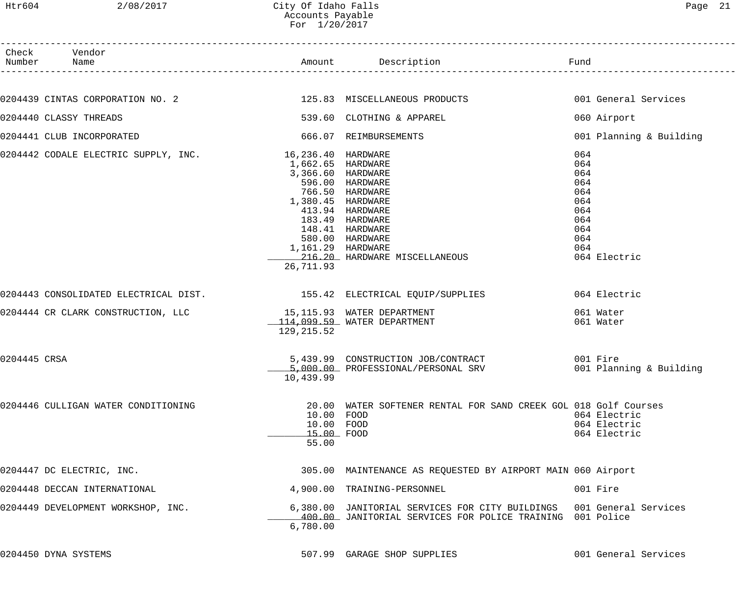City Of Idaho Falls
Accounts Payable
For 1/20/2017

| Check Number | Vendor Name | Amount | Description | Fund |
|---|---|---|---|---|
| 0204439 | CINTAS CORPORATION NO. 2 | 125.83 | MISCELLANEOUS PRODUCTS | 001 General Services |
| 0204440 | CLASSY THREADS | 539.60 | CLOTHING & APPAREL | 060 Airport |
| 0204441 | CLUB INCORPORATED | 666.07 | REIMBURSEMENTS | 001 Planning & Building |
| 0204442 | CODALE ELECTRIC SUPPLY, INC. | 16,236.40 | HARDWARE | 064 |
| | | 1,662.65 | HARDWARE | 064 |
| | | 3,366.60 | HARDWARE | 064 |
| | | 596.00 | HARDWARE | 064 |
| | | 766.50 | HARDWARE | 064 |
| | | 1,380.45 | HARDWARE | 064 |
| | | 413.94 | HARDWARE | 064 |
| | | 183.49 | HARDWARE | 064 |
| | | 148.41 | HARDWARE | 064 |
| | | 580.00 | HARDWARE | 064 |
| | | 1,161.29 | HARDWARE | 064 |
| | | 216.20 | HARDWARE MISCELLANEOUS | 064 Electric |
| | | 26,711.93 | | |
| 0204443 | CONSOLIDATED ELECTRICAL DIST. | 155.42 | ELECTRICAL EQUIP/SUPPLIES | 064 Electric |
| 0204444 | CR CLARK CONSTRUCTION, LLC | 15,115.93 | WATER DEPARTMENT | 061 Water |
| | | 114,099.59 | WATER DEPARTMENT | 061 Water |
| | | 129,215.52 | | |
| 0204445 | CRSA | 5,439.99 | CONSTRUCTION JOB/CONTRACT | 001 Fire |
| | | 5,000.00 | PROFESSIONAL/PERSONAL SRV | 001 Planning & Building |
| | | 10,439.99 | | |
| 0204446 | CULLIGAN WATER CONDITIONING | 20.00 | WATER SOFTENER RENTAL FOR SAND CREEK GOL | 018 Golf Courses |
| | | 10.00 | FOOD | 064 Electric |
| | | 10.00 | FOOD | 064 Electric |
| | | 15.00 | FOOD | 064 Electric |
| | | 55.00 | | |
| 0204447 | DC ELECTRIC, INC. | 305.00 | MAINTENANCE AS REQUESTED BY AIRPORT MAIN | 060 Airport |
| 0204448 | DECCAN INTERNATIONAL | 4,900.00 | TRAINING-PERSONNEL | 001 Fire |
| 0204449 | DEVELOPMENT WORKSHOP, INC. | 6,380.00 | JANITORIAL SERVICES FOR CITY BUILDINGS | 001 General Services |
| | | 400.00 | JANITORIAL SERVICES FOR POLICE TRAINING | 001 Police |
| | | 6,780.00 | | |
| 0204450 | DYNA SYSTEMS | 507.99 | GARAGE SHOP SUPPLIES | 001 General Services |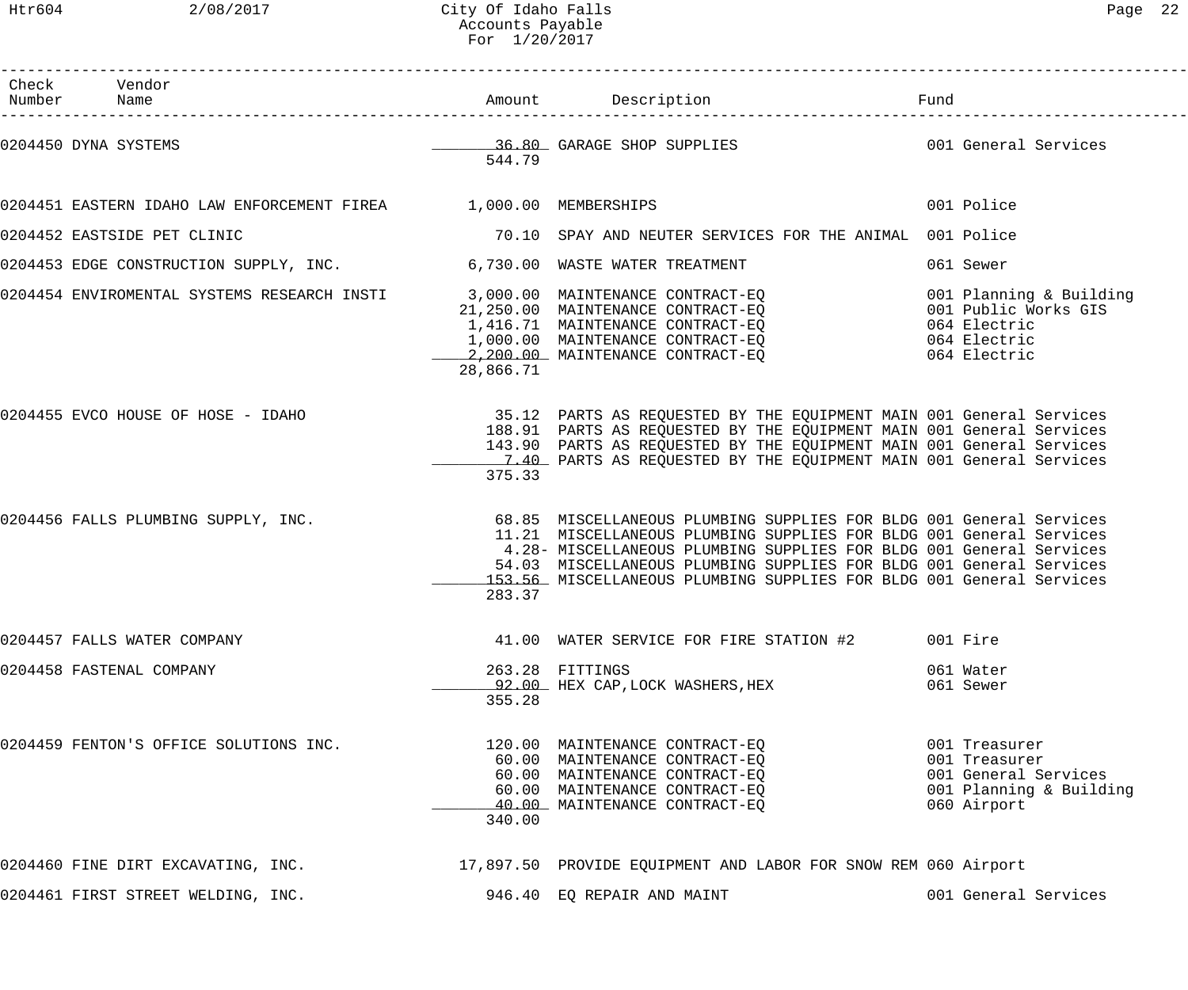| Check Number | Vendor Name | Amount | Description | Fund |
|---|---|---|---|---|
| 0204450 | DYNA SYSTEMS | 36.80 | GARAGE SHOP SUPPLIES | 001 General Services |
| | | 544.79 | | |
| 0204451 | EASTERN IDAHO LAW ENFORCEMENT FIREA | 1,000.00 | MEMBERSHIPS | 001 Police |
| 0204452 | EASTSIDE PET CLINIC | 70.10 | SPAY AND NEUTER SERVICES FOR THE ANIMAL | 001 Police |
| 0204453 | EDGE CONSTRUCTION SUPPLY, INC. | 6,730.00 | WASTE WATER TREATMENT | 061 Sewer |
| 0204454 | ENVIROMENTAL SYSTEMS RESEARCH INSTI | 3,000.00 | MAINTENANCE CONTRACT-EQ | 001 Planning & Building |
| | | 21,250.00 | MAINTENANCE CONTRACT-EQ | 001 Public Works GIS |
| | | 1,416.71 | MAINTENANCE CONTRACT-EQ | 064 Electric |
| | | 1,000.00 | MAINTENANCE CONTRACT-EQ | 064 Electric |
| | | 2,200.00 | MAINTENANCE CONTRACT-EQ | 064 Electric |
| | | 28,866.71 | | |
| 0204455 | EVCO HOUSE OF HOSE - IDAHO | 35.12 | PARTS AS REQUESTED BY THE EQUIPMENT MAIN | 001 General Services |
| | | 188.91 | PARTS AS REQUESTED BY THE EQUIPMENT MAIN | 001 General Services |
| | | 143.90 | PARTS AS REQUESTED BY THE EQUIPMENT MAIN | 001 General Services |
| | | 7.40 | PARTS AS REQUESTED BY THE EQUIPMENT MAIN | 001 General Services |
| | | 375.33 | | |
| 0204456 | FALLS PLUMBING SUPPLY, INC. | 68.85 | MISCELLANEOUS PLUMBING SUPPLIES FOR BLDG | 001 General Services |
| | | 11.21 | MISCELLANEOUS PLUMBING SUPPLIES FOR BLDG | 001 General Services |
| | | 4.28- | MISCELLANEOUS PLUMBING SUPPLIES FOR BLDG | 001 General Services |
| | | 54.03 | MISCELLANEOUS PLUMBING SUPPLIES FOR BLDG | 001 General Services |
| | | 153.56 | MISCELLANEOUS PLUMBING SUPPLIES FOR BLDG | 001 General Services |
| | | 283.37 | | |
| 0204457 | FALLS WATER COMPANY | 41.00 | WATER SERVICE FOR FIRE STATION #2 | 001 Fire |
| 0204458 | FASTENAL COMPANY | 263.28 | FITTINGS | 061 Water |
| | | 92.00 | HEX CAP,LOCK WASHERS,HEX | 061 Sewer |
| | | 355.28 | | |
| 0204459 | FENTON'S OFFICE SOLUTIONS INC. | 120.00 | MAINTENANCE CONTRACT-EQ | 001 Treasurer |
| | | 60.00 | MAINTENANCE CONTRACT-EQ | 001 Treasurer |
| | | 60.00 | MAINTENANCE CONTRACT-EQ | 001 General Services |
| | | 60.00 | MAINTENANCE CONTRACT-EQ | 001 Planning & Building |
| | | 40.00 | MAINTENANCE CONTRACT-EQ | 060 Airport |
| | | 340.00 | | |
| 0204460 | FINE DIRT EXCAVATING, INC. | 17,897.50 | PROVIDE EQUIPMENT AND LABOR FOR SNOW REM | 060 Airport |
| 0204461 | FIRST STREET WELDING, INC. | 946.40 | EQ REPAIR AND MAINT | 001 General Services |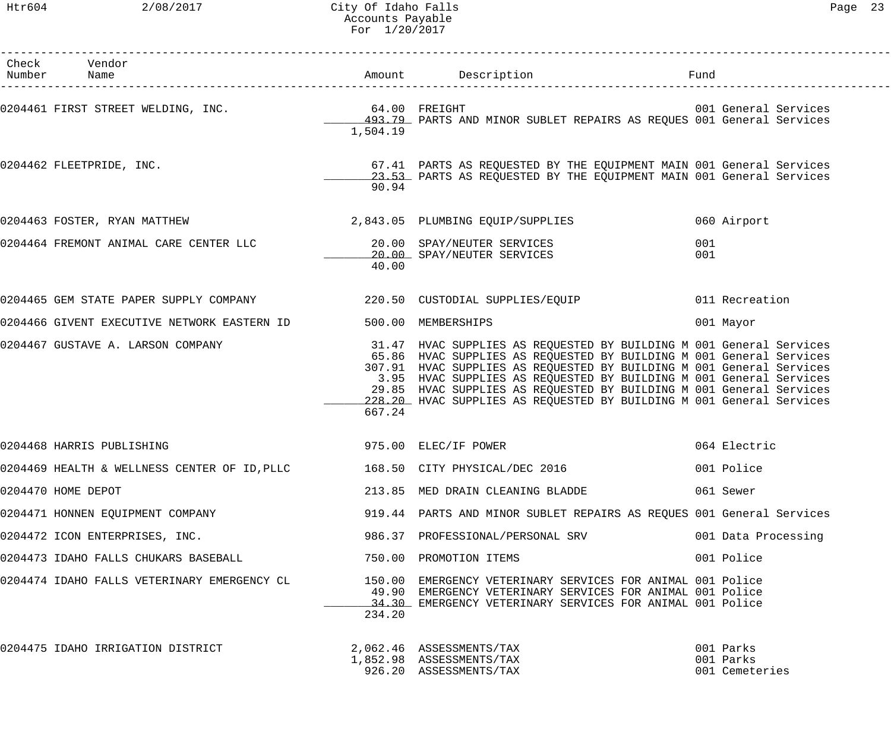| Check Number | Vendor Name | Amount | Description | Fund |
|---|---|---|---|---|
| 0204461 | FIRST STREET WELDING, INC. | 64.00 | FREIGHT | 001 General Services |
| | | 493.79 | PARTS AND MINOR SUBLET REPAIRS AS REQUES | 001 General Services |
| | | 1,504.19 | | |
| 0204462 | FLEETPRIDE, INC. | 67.41 | PARTS AS REQUESTED BY THE EQUIPMENT MAIN | 001 General Services |
| | | 23.53 | PARTS AS REQUESTED BY THE EQUIPMENT MAIN | 001 General Services |
| | | 90.94 | | |
| 0204463 | FOSTER, RYAN MATTHEW | 2,843.05 | PLUMBING EQUIP/SUPPLIES | 060 Airport |
| 0204464 | FREMONT ANIMAL CARE CENTER LLC | 20.00 | SPAY/NEUTER SERVICES | 001 |
| | | 20.00 | SPAY/NEUTER SERVICES | 001 |
| | | 40.00 | | |
| 0204465 | GEM STATE PAPER SUPPLY COMPANY | 220.50 | CUSTODIAL SUPPLIES/EQUIP | 011 Recreation |
| 0204466 | GIVENT EXECUTIVE NETWORK EASTERN ID | 500.00 | MEMBERSHIPS | 001 Mayor |
| 0204467 | GUSTAVE A. LARSON COMPANY | 31.47 | HVAC SUPPLIES AS REQUESTED BY BUILDING M | 001 General Services |
| | | 65.86 | HVAC SUPPLIES AS REQUESTED BY BUILDING M | 001 General Services |
| | | 307.91 | HVAC SUPPLIES AS REQUESTED BY BUILDING M | 001 General Services |
| | | 3.95 | HVAC SUPPLIES AS REQUESTED BY BUILDING M | 001 General Services |
| | | 29.85 | HVAC SUPPLIES AS REQUESTED BY BUILDING M | 001 General Services |
| | | 228.20 | HVAC SUPPLIES AS REQUESTED BY BUILDING M | 001 General Services |
| | | 667.24 | | |
| 0204468 | HARRIS PUBLISHING | 975.00 | ELEC/IF POWER | 064 Electric |
| 0204469 | HEALTH & WELLNESS CENTER OF ID,PLLC | 168.50 | CITY PHYSICAL/DEC 2016 | 001 Police |
| 0204470 | HOME DEPOT | 213.85 | MED DRAIN CLEANING BLADDE | 061 Sewer |
| 0204471 | HONNEN EQUIPMENT COMPANY | 919.44 | PARTS AND MINOR SUBLET REPAIRS AS REQUES | 001 General Services |
| 0204472 | ICON ENTERPRISES, INC. | 986.37 | PROFESSIONAL/PERSONAL SRV | 001 Data Processing |
| 0204473 | IDAHO FALLS CHUKARS BASEBALL | 750.00 | PROMOTION ITEMS | 001 Police |
| 0204474 | IDAHO FALLS VETERINARY EMERGENCY CL | 150.00 | EMERGENCY VETERINARY SERVICES FOR ANIMAL | 001 Police |
| | | 49.90 | EMERGENCY VETERINARY SERVICES FOR ANIMAL | 001 Police |
| | | 34.30 | EMERGENCY VETERINARY SERVICES FOR ANIMAL | 001 Police |
| | | 234.20 | | |
| 0204475 | IDAHO IRRIGATION DISTRICT | 2,062.46 | ASSESSMENTS/TAX | 001 Parks |
| | | 1,852.98 | ASSESSMENTS/TAX | 001 Parks |
| | | 926.20 | ASSESSMENTS/TAX | 001 Cemeteries |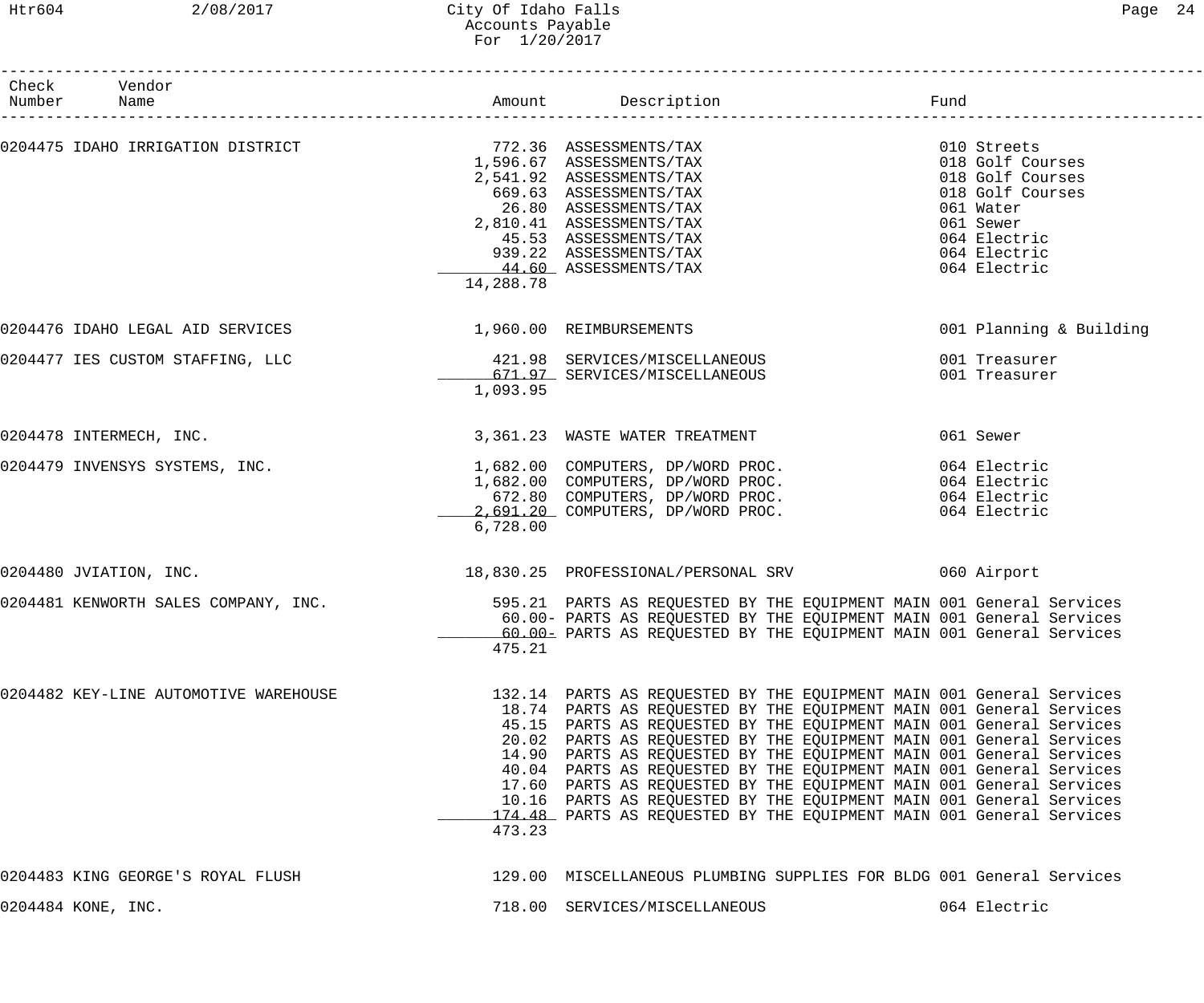City Of Idaho Falls
Accounts Payable
For 1/20/2017

| Check Number | Vendor Name | Amount | Description | Fund |
|---|---|---|---|---|
| 0204475 | IDAHO IRRIGATION DISTRICT | 772.36 | ASSESSMENTS/TAX | 010 Streets |
| | | 1,596.67 | ASSESSMENTS/TAX | 018 Golf Courses |
| | | 2,541.92 | ASSESSMENTS/TAX | 018 Golf Courses |
| | | 669.63 | ASSESSMENTS/TAX | 018 Golf Courses |
| | | 26.80 | ASSESSMENTS/TAX | 061 Water |
| | | 2,810.41 | ASSESSMENTS/TAX | 061 Sewer |
| | | 45.53 | ASSESSMENTS/TAX | 064 Electric |
| | | 939.22 | ASSESSMENTS/TAX | 064 Electric |
| | | 44.60 | ASSESSMENTS/TAX | 064 Electric |
| | | 14,288.78 | | |
| 0204476 | IDAHO LEGAL AID SERVICES | 1,960.00 | REIMBURSEMENTS | 001 Planning & Building |
| 0204477 | IES CUSTOM STAFFING, LLC | 421.98 | SERVICES/MISCELLANEOUS | 001 Treasurer |
| | | 671.97 | SERVICES/MISCELLANEOUS | 001 Treasurer |
| | | 1,093.95 | | |
| 0204478 | INTERMECH, INC. | 3,361.23 | WASTE WATER TREATMENT | 061 Sewer |
| 0204479 | INVENSYS SYSTEMS, INC. | 1,682.00 | COMPUTERS, DP/WORD PROC. | 064 Electric |
| | | 1,682.00 | COMPUTERS, DP/WORD PROC. | 064 Electric |
| | | 672.80 | COMPUTERS, DP/WORD PROC. | 064 Electric |
| | | 2,691.20 | COMPUTERS, DP/WORD PROC. | 064 Electric |
| | | 6,728.00 | | |
| 0204480 | JVIATION, INC. | 18,830.25 | PROFESSIONAL/PERSONAL SRV | 060 Airport |
| 0204481 | KENWORTH SALES COMPANY, INC. | 595.21 | PARTS AS REQUESTED BY THE EQUIPMENT MAIN | 001 General Services |
| | | 60.00- | PARTS AS REQUESTED BY THE EQUIPMENT MAIN | 001 General Services |
| | | 60.00- | PARTS AS REQUESTED BY THE EQUIPMENT MAIN | 001 General Services |
| | | 475.21 | | |
| 0204482 | KEY-LINE AUTOMOTIVE WAREHOUSE | 132.14 | PARTS AS REQUESTED BY THE EQUIPMENT MAIN | 001 General Services |
| | | 18.74 | PARTS AS REQUESTED BY THE EQUIPMENT MAIN | 001 General Services |
| | | 45.15 | PARTS AS REQUESTED BY THE EQUIPMENT MAIN | 001 General Services |
| | | 20.02 | PARTS AS REQUESTED BY THE EQUIPMENT MAIN | 001 General Services |
| | | 14.90 | PARTS AS REQUESTED BY THE EQUIPMENT MAIN | 001 General Services |
| | | 40.04 | PARTS AS REQUESTED BY THE EQUIPMENT MAIN | 001 General Services |
| | | 17.60 | PARTS AS REQUESTED BY THE EQUIPMENT MAIN | 001 General Services |
| | | 10.16 | PARTS AS REQUESTED BY THE EQUIPMENT MAIN | 001 General Services |
| | | 174.48 | PARTS AS REQUESTED BY THE EQUIPMENT MAIN | 001 General Services |
| | | 473.23 | | |
| 0204483 | KING GEORGE'S ROYAL FLUSH | 129.00 | MISCELLANEOUS PLUMBING SUPPLIES FOR BLDG | 001 General Services |
| 0204484 | KONE, INC. | 718.00 | SERVICES/MISCELLANEOUS | 064 Electric |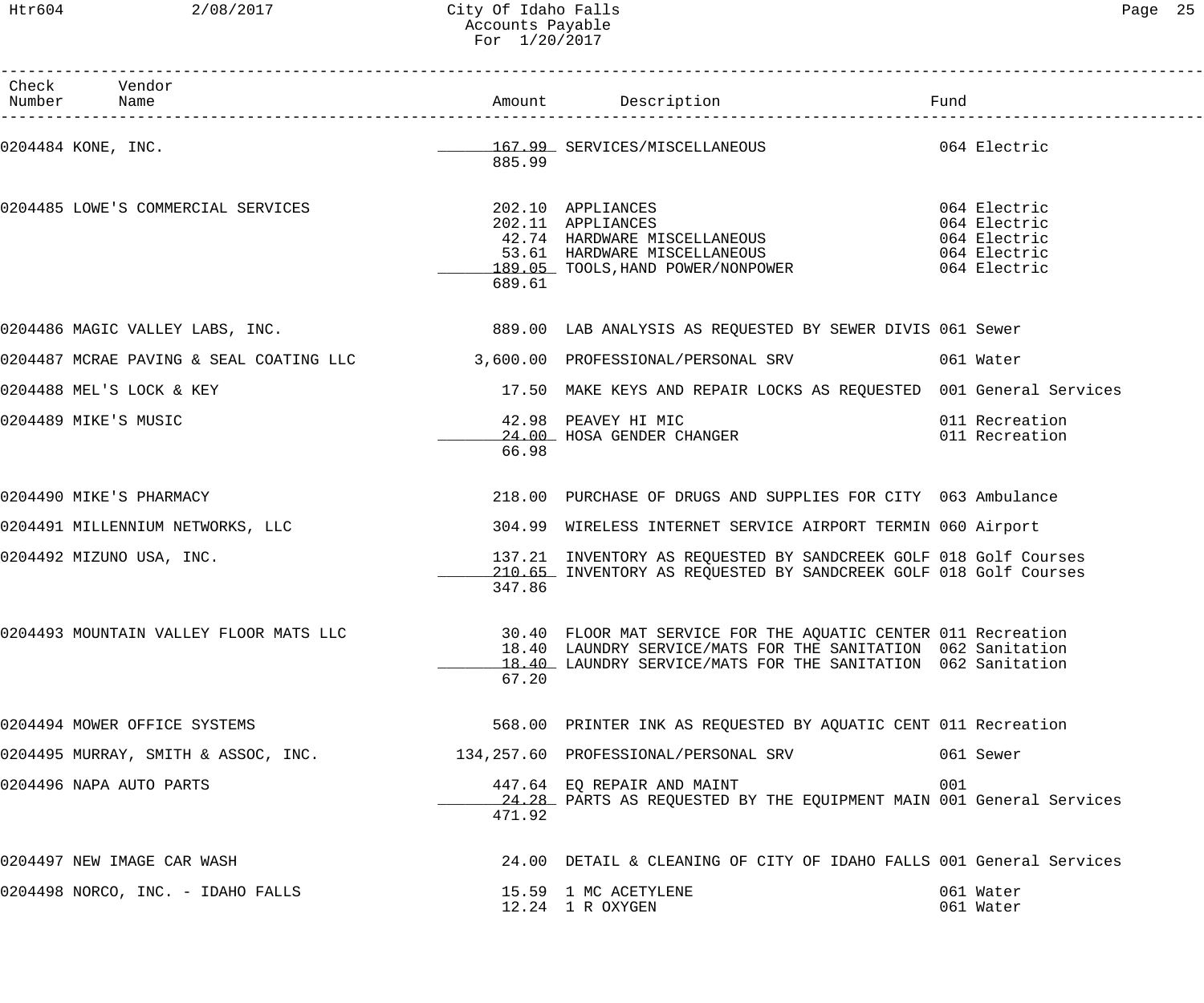| Check Number | Vendor Name | Amount | Description | Fund |
|---|---|---|---|---|
| 0204484 | KONE, INC. | 167.99 | SERVICES/MISCELLANEOUS | 064 Electric |
| | | 885.99 | | |
| 0204485 | LOWE'S COMMERCIAL SERVICES | 202.10 | APPLIANCES | 064 Electric |
| | | 202.11 | APPLIANCES | 064 Electric |
| | | 42.74 | HARDWARE MISCELLANEOUS | 064 Electric |
| | | 53.61 | HARDWARE MISCELLANEOUS | 064 Electric |
| | | 189.05 | TOOLS,HAND POWER/NONPOWER | 064 Electric |
| | | 689.61 | | |
| 0204486 | MAGIC VALLEY LABS, INC. | 889.00 | LAB ANALYSIS AS REQUESTED BY SEWER DIVIS | 061 Sewer |
| 0204487 | MCRAE PAVING & SEAL COATING LLC | 3,600.00 | PROFESSIONAL/PERSONAL SRV | 061 Water |
| 0204488 | MEL'S LOCK & KEY | 17.50 | MAKE KEYS AND REPAIR LOCKS AS REQUESTED | 001 General Services |
| 0204489 | MIKE'S MUSIC | 42.98 | PEAVEY HI MIC | 011 Recreation |
| | | 24.00 | HOSA GENDER CHANGER | 011 Recreation |
| | | 66.98 | | |
| 0204490 | MIKE'S PHARMACY | 218.00 | PURCHASE OF DRUGS AND SUPPLIES FOR CITY | 063 Ambulance |
| 0204491 | MILLENNIUM NETWORKS, LLC | 304.99 | WIRELESS INTERNET SERVICE AIRPORT TERMIN | 060 Airport |
| 0204492 | MIZUNO USA, INC. | 137.21 | INVENTORY AS REQUESTED BY SANDCREEK GOLF | 018 Golf Courses |
| | | 210.65 | INVENTORY AS REQUESTED BY SANDCREEK GOLF | 018 Golf Courses |
| | | 347.86 | | |
| 0204493 | MOUNTAIN VALLEY FLOOR MATS LLC | 30.40 | FLOOR MAT SERVICE FOR THE AQUATIC CENTER | 011 Recreation |
| | | 18.40 | LAUNDRY SERVICE/MATS FOR THE SANITATION | 062 Sanitation |
| | | 18.40 | LAUNDRY SERVICE/MATS FOR THE SANITATION | 062 Sanitation |
| | | 67.20 | | |
| 0204494 | MOWER OFFICE SYSTEMS | 568.00 | PRINTER INK AS REQUESTED BY AQUATIC CENT | 011 Recreation |
| 0204495 | MURRAY, SMITH & ASSOC, INC. | 134,257.60 | PROFESSIONAL/PERSONAL SRV | 061 Sewer |
| 0204496 | NAPA AUTO PARTS | 447.64 | EQ REPAIR AND MAINT | 001 |
| | | 24.28 | PARTS AS REQUESTED BY THE EQUIPMENT MAIN | 001 General Services |
| | | 471.92 | | |
| 0204497 | NEW IMAGE CAR WASH | 24.00 | DETAIL & CLEANING OF CITY OF IDAHO FALLS | 001 General Services |
| 0204498 | NORCO, INC. - IDAHO FALLS | 15.59 | 1 MC ACETYLENE | 061 Water |
| | | 12.24 | 1 R OXYGEN | 061 Water |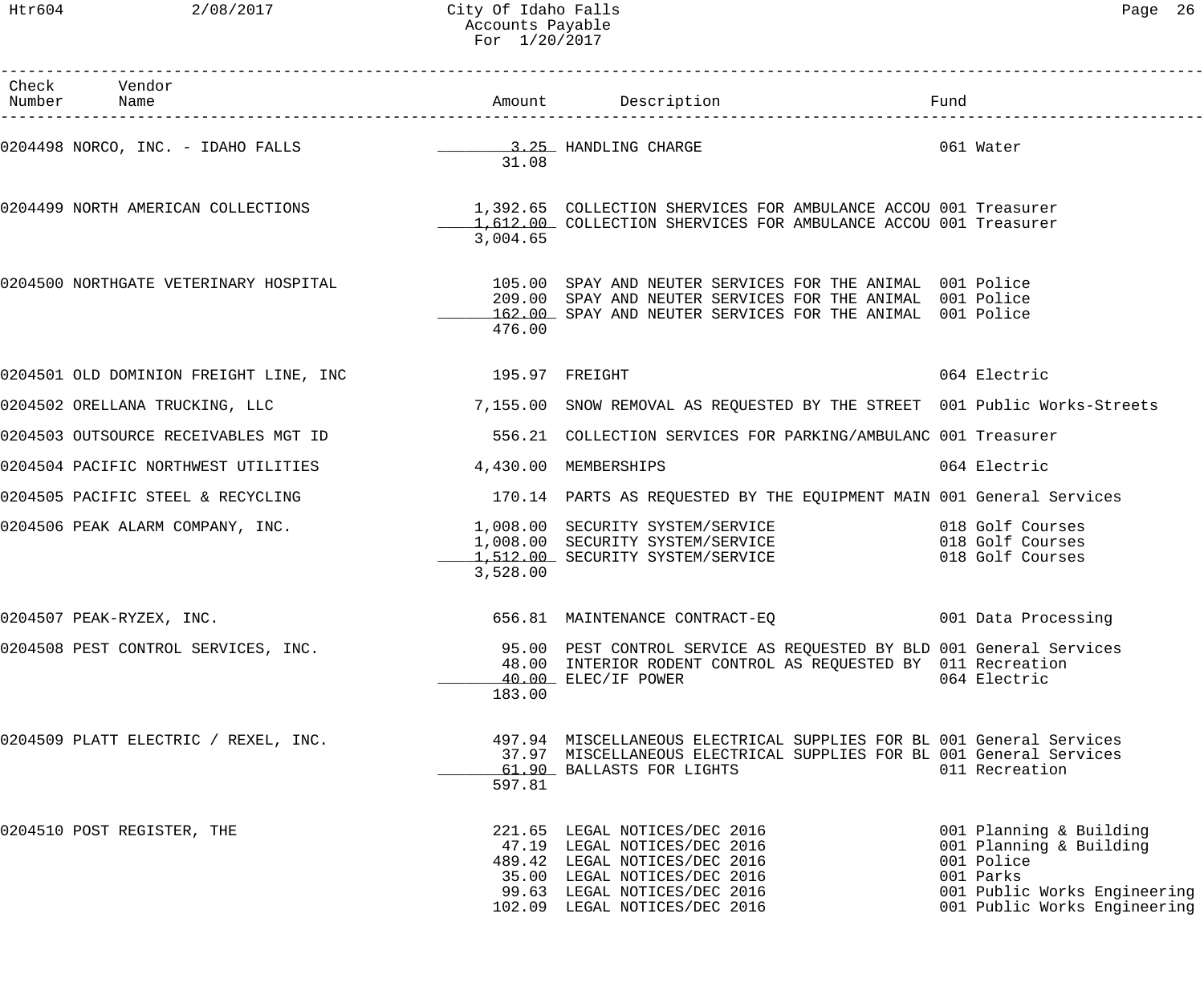| Check Number | Vendor Name | Amount | Description | Fund |
|---|---|---|---|---|
| 0204498 | NORCO, INC. - IDAHO FALLS | 3.25 | HANDLING CHARGE | 061 Water |
| | | 31.08 | | |
| 0204499 | NORTH AMERICAN COLLECTIONS | 1,392.65 | COLLECTION SHERVICES FOR AMBULANCE ACCOU | 001 Treasurer |
| | | 1,612.00 | COLLECTION SHERVICES FOR AMBULANCE ACCOU | 001 Treasurer |
| | | 3,004.65 | | |
| 0204500 | NORTHGATE VETERINARY HOSPITAL | 105.00 | SPAY AND NEUTER SERVICES FOR THE ANIMAL | 001 Police |
| | | 209.00 | SPAY AND NEUTER SERVICES FOR THE ANIMAL | 001 Police |
| | | 162.00 | SPAY AND NEUTER SERVICES FOR THE ANIMAL | 001 Police |
| | | 476.00 | | |
| 0204501 | OLD DOMINION FREIGHT LINE, INC | 195.97 | FREIGHT | 064 Electric |
| 0204502 | ORELLANA TRUCKING, LLC | 7,155.00 | SNOW REMOVAL AS REQUESTED BY THE STREET | 001 Public Works-Streets |
| 0204503 | OUTSOURCE RECEIVABLES MGT ID | 556.21 | COLLECTION SERVICES FOR PARKING/AMBULANC | 001 Treasurer |
| 0204504 | PACIFIC NORTHWEST UTILITIES | 4,430.00 | MEMBERSHIPS | 064 Electric |
| 0204505 | PACIFIC STEEL & RECYCLING | 170.14 | PARTS AS REQUESTED BY THE EQUIPMENT MAIN | 001 General Services |
| 0204506 | PEAK ALARM COMPANY, INC. | 1,008.00 | SECURITY SYSTEM/SERVICE | 018 Golf Courses |
| | | 1,008.00 | SECURITY SYSTEM/SERVICE | 018 Golf Courses |
| | | 1,512.00 | SECURITY SYSTEM/SERVICE | 018 Golf Courses |
| | | 3,528.00 | | |
| 0204507 | PEAK-RYZEX, INC. | 656.81 | MAINTENANCE CONTRACT-EQ | 001 Data Processing |
| 0204508 | PEST CONTROL SERVICES, INC. | 95.00 | PEST CONTROL SERVICE AS REQUESTED BY BLD | 001 General Services |
| | | 48.00 | INTERIOR RODENT CONTROL AS REQUESTED BY | 011 Recreation |
| | | 40.00 | ELEC/IF POWER | 064 Electric |
| | | 183.00 | | |
| 0204509 | PLATT ELECTRIC / REXEL, INC. | 497.94 | MISCELLANEOUS ELECTRICAL SUPPLIES FOR BL | 001 General Services |
| | | 37.97 | MISCELLANEOUS ELECTRICAL SUPPLIES FOR BL | 001 General Services |
| | | 61.90 | BALLASTS FOR LIGHTS | 011 Recreation |
| | | 597.81 | | |
| 0204510 | POST REGISTER, THE | 221.65 | LEGAL NOTICES/DEC 2016 | 001 Planning & Building |
| | | 47.19 | LEGAL NOTICES/DEC 2016 | 001 Planning & Building |
| | | 489.42 | LEGAL NOTICES/DEC 2016 | 001 Police |
| | | 35.00 | LEGAL NOTICES/DEC 2016 | 001 Parks |
| | | 99.63 | LEGAL NOTICES/DEC 2016 | 001 Public Works Engineering |
| | | 102.09 | LEGAL NOTICES/DEC 2016 | 001 Public Works Engineering |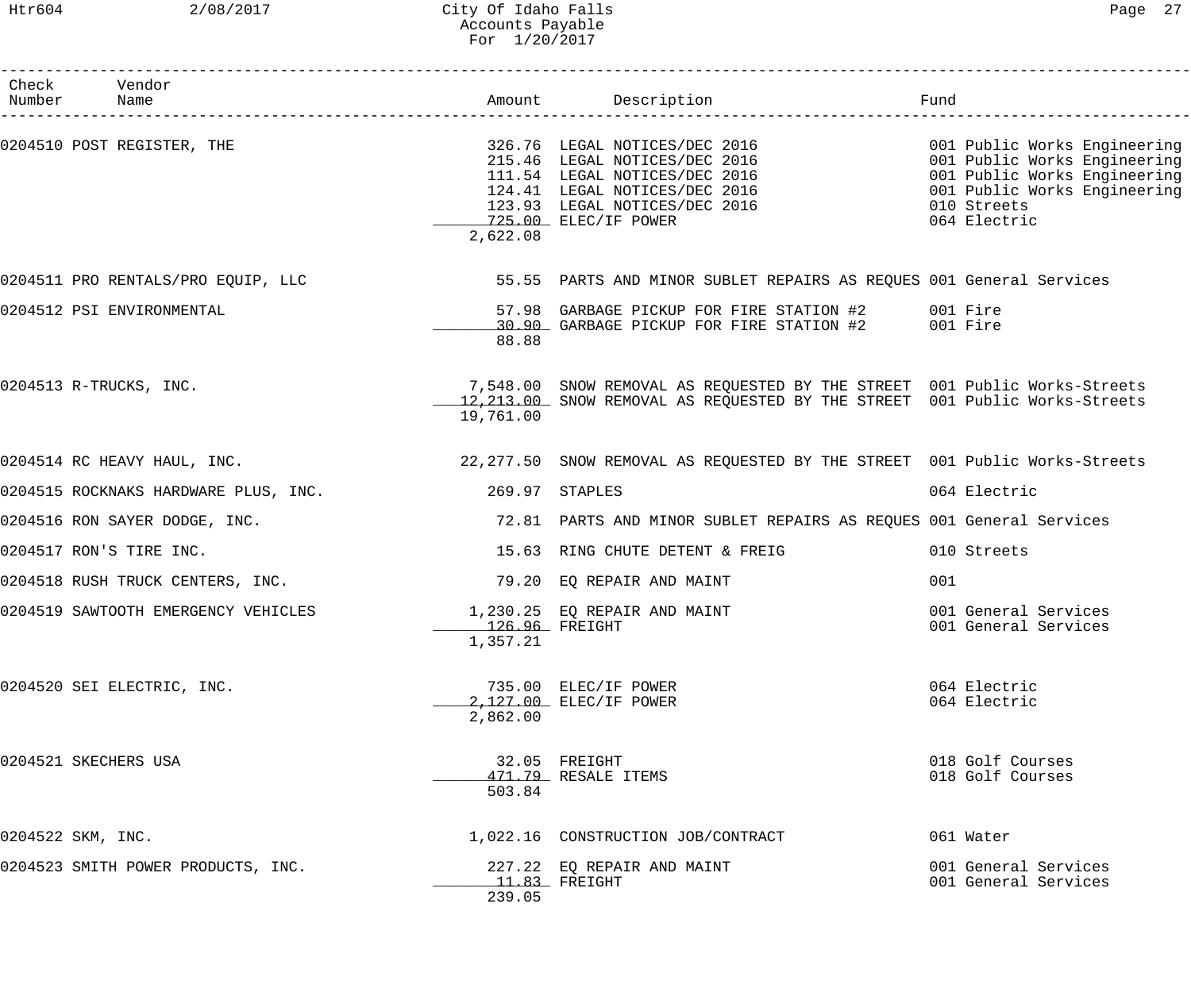| Check Number | Vendor Name | Amount | Description | Fund |
|---|---|---|---|---|
| 0204510 | POST REGISTER, THE | 326.76 | LEGAL NOTICES/DEC 2016 | 001 Public Works Engineering |
| | | 215.46 | LEGAL NOTICES/DEC 2016 | 001 Public Works Engineering |
| | | 111.54 | LEGAL NOTICES/DEC 2016 | 001 Public Works Engineering |
| | | 124.41 | LEGAL NOTICES/DEC 2016 | 001 Public Works Engineering |
| | | 123.93 | LEGAL NOTICES/DEC 2016 | 010 Streets |
| | | 725.00 | ELEC/IF POWER | 064 Electric |
| | | 2,622.08 | | |
| 0204511 | PRO RENTALS/PRO EQUIP, LLC | 55.55 | PARTS AND MINOR SUBLET REPAIRS AS REQUES | 001 General Services |
| 0204512 | PSI ENVIRONMENTAL | 57.98 | GARBAGE PICKUP FOR FIRE STATION #2 | 001 Fire |
| | | 30.90 | GARBAGE PICKUP FOR FIRE STATION #2 | 001 Fire |
| | | 88.88 | | |
| 0204513 | R-TRUCKS, INC. | 7,548.00 | SNOW REMOVAL AS REQUESTED BY THE STREET | 001 Public Works-Streets |
| | | 12,213.00 | SNOW REMOVAL AS REQUESTED BY THE STREET | 001 Public Works-Streets |
| | | 19,761.00 | | |
| 0204514 | RC HEAVY HAUL, INC. | 22,277.50 | SNOW REMOVAL AS REQUESTED BY THE STREET | 001 Public Works-Streets |
| 0204515 | ROCKNAKS HARDWARE PLUS, INC. | 269.97 | STAPLES | 064 Electric |
| 0204516 | RON SAYER DODGE, INC. | 72.81 | PARTS AND MINOR SUBLET REPAIRS AS REQUES | 001 General Services |
| 0204517 | RON'S TIRE INC. | 15.63 | RING CHUTE DETENT & FREIG | 010 Streets |
| 0204518 | RUSH TRUCK CENTERS, INC. | 79.20 | EQ REPAIR AND MAINT | 001 |
| 0204519 | SAWTOOTH EMERGENCY VEHICLES | 1,230.25 | EQ REPAIR AND MAINT | 001 General Services |
| | | 126.96 | FREIGHT | 001 General Services |
| | | 1,357.21 | | |
| 0204520 | SEI ELECTRIC, INC. | 735.00 | ELEC/IF POWER | 064 Electric |
| | | 2,127.00 | ELEC/IF POWER | 064 Electric |
| | | 2,862.00 | | |
| 0204521 | SKECHERS USA | 32.05 | FREIGHT | 018 Golf Courses |
| | | 471.79 | RESALE ITEMS | 018 Golf Courses |
| | | 503.84 | | |
| 0204522 | SKM, INC. | 1,022.16 | CONSTRUCTION JOB/CONTRACT | 061 Water |
| 0204523 | SMITH POWER PRODUCTS, INC. | 227.22 | EQ REPAIR AND MAINT | 001 General Services |
| | | 11.83 | FREIGHT | 001 General Services |
| | | 239.05 | | |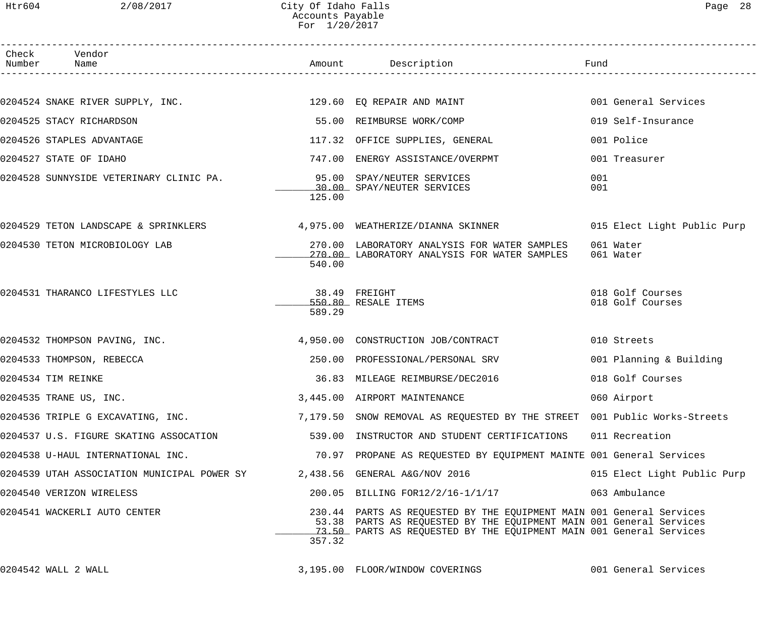# City Of Idaho Falls
## Accounts Payable
## For 1/20/2017

| Check Number | Vendor Name | Amount | Description | Fund |
|---|---|---|---|---|
| 0204524 | SNAKE RIVER SUPPLY, INC. | 129.60 | EQ REPAIR AND MAINT | 001 General Services |
| 0204525 | STACY RICHARDSON | 55.00 | REIMBURSE WORK/COMP | 019 Self-Insurance |
| 0204526 | STAPLES ADVANTAGE | 117.32 | OFFICE SUPPLIES, GENERAL | 001 Police |
| 0204527 | STATE OF IDAHO | 747.00 | ENERGY ASSISTANCE/OVERPMT | 001 Treasurer |
| 0204528 | SUNNYSIDE VETERINARY CLINIC PA. | 95.00 | SPAY/NEUTER SERVICES | 001 |
| | | 30.00 | SPAY/NEUTER SERVICES | 001 |
| | | 125.00 | | |
| 0204529 | TETON LANDSCAPE & SPRINKLERS | 4,975.00 | WEATHERIZE/DIANNA SKINNER | 015 Elect Light Public Purp |
| 0204530 | TETON MICROBIOLOGY LAB | 270.00 | LABORATORY ANALYSIS FOR WATER SAMPLES | 061 Water |
| | | 270.00 | LABORATORY ANALYSIS FOR WATER SAMPLES | 061 Water |
| | | 540.00 | | |
| 0204531 | THARANCO LIFESTYLES LLC | 38.49 | FREIGHT | 018 Golf Courses |
| | | 550.80 | RESALE ITEMS | 018 Golf Courses |
| | | 589.29 | | |
| 0204532 | THOMPSON PAVING, INC. | 4,950.00 | CONSTRUCTION JOB/CONTRACT | 010 Streets |
| 0204533 | THOMPSON, REBECCA | 250.00 | PROFESSIONAL/PERSONAL SRV | 001 Planning & Building |
| 0204534 | TIM REINKE | 36.83 | MILEAGE REIMBURSE/DEC2016 | 018 Golf Courses |
| 0204535 | TRANE US, INC. | 3,445.00 | AIRPORT MAINTENANCE | 060 Airport |
| 0204536 | TRIPLE G EXCAVATING, INC. | 7,179.50 | SNOW REMOVAL AS REQUESTED BY THE STREET | 001 Public Works-Streets |
| 0204537 | U.S. FIGURE SKATING ASSOCATION | 539.00 | INSTRUCTOR AND STUDENT CERTIFICATIONS | 011 Recreation |
| 0204538 | U-HAUL INTERNATIONAL INC. | 70.97 | PROPANE AS REQUESTED BY EQUIPMENT MAINTE | 001 General Services |
| 0204539 | UTAH ASSOCIATION MUNICIPAL POWER SY | 2,438.56 | GENERAL A&G/NOV 2016 | 015 Elect Light Public Purp |
| 0204540 | VERIZON WIRELESS | 200.05 | BILLING FOR12/2/16-1/1/17 | 063 Ambulance |
| 0204541 | WACKERLI AUTO CENTER | 230.44 | PARTS AS REQUESTED BY THE EQUIPMENT MAIN | 001 General Services |
| | | 53.38 | PARTS AS REQUESTED BY THE EQUIPMENT MAIN | 001 General Services |
| | | 73.50 | PARTS AS REQUESTED BY THE EQUIPMENT MAIN | 001 General Services |
| | | 357.32 | | |
| 0204542 | WALL 2 WALL | 3,195.00 | FLOOR/WINDOW COVERINGS | 001 General Services |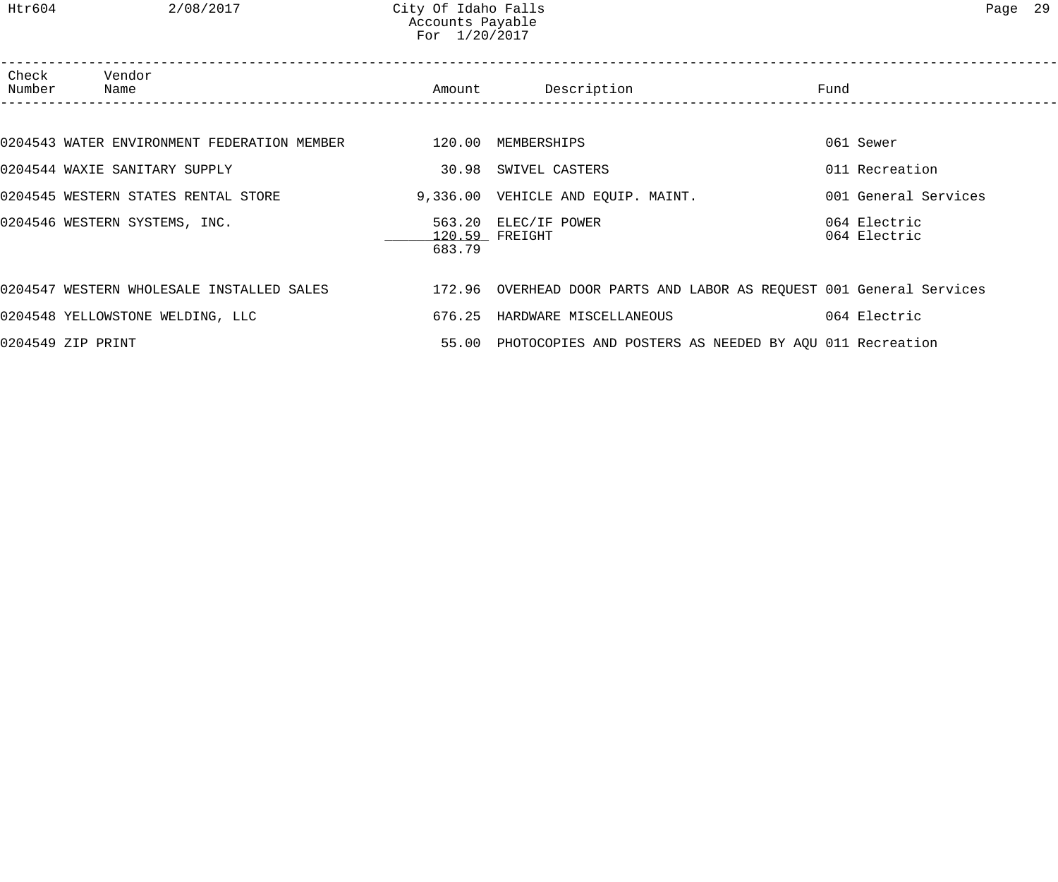| Check Number | Vendor Name | Amount | Description | Fund |
|---|---|---|---|---|
| 0204543 | WATER ENVIRONMENT FEDERATION MEMBER | 120.00 | MEMBERSHIPS | 061 Sewer |
| 0204544 | WAXIE SANITARY SUPPLY | 30.98 | SWIVEL CASTERS | 011 Recreation |
| 0204545 | WESTERN STATES RENTAL STORE | 9,336.00 | VEHICLE AND EQUIP. MAINT. | 001 General Services |
| 0204546 | WESTERN SYSTEMS, INC. | 563.20 | ELEC/IF POWER | 064 Electric |
| | | 120.59 | FREIGHT | 064 Electric |
| | | 683.79 | | |
| 0204547 | WESTERN WHOLESALE INSTALLED SALES | 172.96 | OVERHEAD DOOR PARTS AND LABOR AS REQUEST | 001 General Services |
| 0204548 | YELLOWSTONE WELDING, LLC | 676.25 | HARDWARE MISCELLANEOUS | 064 Electric |
| 0204549 | ZIP PRINT | 55.00 | PHOTOCOPIES AND POSTERS AS NEEDED BY AQU | 011 Recreation |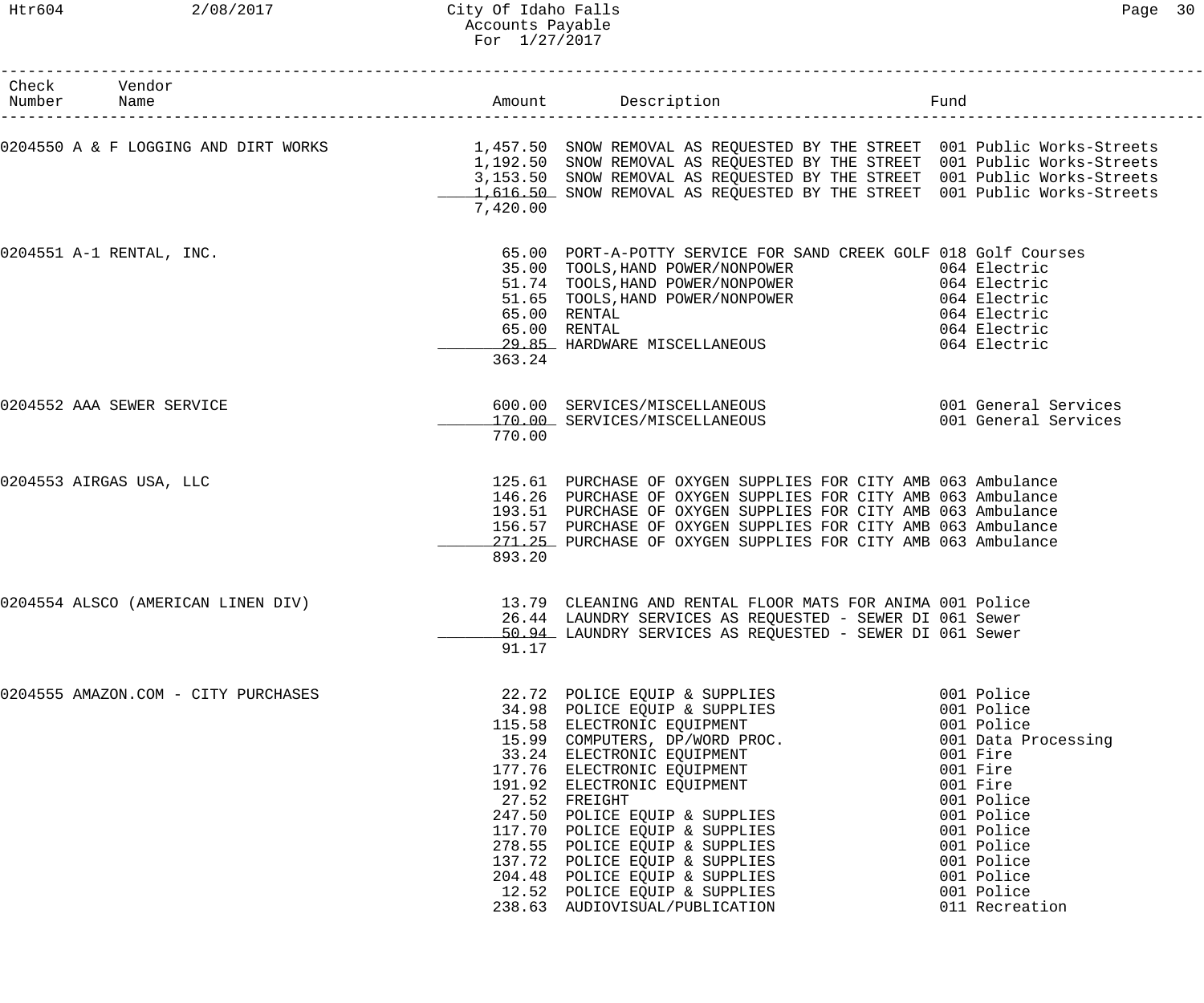City Of Idaho Falls
Accounts Payable
For 1/27/2017

| Check Number | Vendor Name | Amount | Description | Fund |
|---|---|---|---|---|
| 0204550 | A & F LOGGING AND DIRT WORKS | 1,457.50 | SNOW REMOVAL AS REQUESTED BY THE STREET | 001 Public Works-Streets |
| | | 1,192.50 | SNOW REMOVAL AS REQUESTED BY THE STREET | 001 Public Works-Streets |
| | | 3,153.50 | SNOW REMOVAL AS REQUESTED BY THE STREET | 001 Public Works-Streets |
| | | 1,616.50 | SNOW REMOVAL AS REQUESTED BY THE STREET | 001 Public Works-Streets |
| | | 7,420.00 | | |
| 0204551 | A-1 RENTAL, INC. | 65.00 | PORT-A-POTTY SERVICE FOR SAND CREEK GOLF | 018 Golf Courses |
| | | 35.00 | TOOLS,HAND POWER/NONPOWER | 064 Electric |
| | | 51.74 | TOOLS,HAND POWER/NONPOWER | 064 Electric |
| | | 51.65 | TOOLS,HAND POWER/NONPOWER | 064 Electric |
| | | 65.00 | RENTAL | 064 Electric |
| | | 65.00 | RENTAL | 064 Electric |
| | | 29.85 | HARDWARE MISCELLANEOUS | 064 Electric |
| | | 363.24 | | |
| 0204552 | AAA SEWER SERVICE | 600.00 | SERVICES/MISCELLANEOUS | 001 General Services |
| | | 170.00 | SERVICES/MISCELLANEOUS | 001 General Services |
| | | 770.00 | | |
| 0204553 | AIRGAS USA, LLC | 125.61 | PURCHASE OF OXYGEN SUPPLIES FOR CITY AMB | 063 Ambulance |
| | | 146.26 | PURCHASE OF OXYGEN SUPPLIES FOR CITY AMB | 063 Ambulance |
| | | 193.51 | PURCHASE OF OXYGEN SUPPLIES FOR CITY AMB | 063 Ambulance |
| | | 156.57 | PURCHASE OF OXYGEN SUPPLIES FOR CITY AMB | 063 Ambulance |
| | | 271.25 | PURCHASE OF OXYGEN SUPPLIES FOR CITY AMB | 063 Ambulance |
| | | 893.20 | | |
| 0204554 | ALSCO (AMERICAN LINEN DIV) | 13.79 | CLEANING AND RENTAL FLOOR MATS FOR ANIMA | 001 Police |
| | | 26.44 | LAUNDRY SERVICES AS REQUESTED - SEWER DI | 061 Sewer |
| | | 50.94 | LAUNDRY SERVICES AS REQUESTED - SEWER DI | 061 Sewer |
| | | 91.17 | | |
| 0204555 | AMAZON.COM - CITY PURCHASES | 22.72 | POLICE EQUIP & SUPPLIES | 001 Police |
| | | 34.98 | POLICE EQUIP & SUPPLIES | 001 Police |
| | | 115.58 | ELECTRONIC EQUIPMENT | 001 Police |
| | | 15.99 | COMPUTERS, DP/WORD PROC. | 001 Data Processing |
| | | 33.24 | ELECTRONIC EQUIPMENT | 001 Fire |
| | | 177.76 | ELECTRONIC EQUIPMENT | 001 Fire |
| | | 191.92 | ELECTRONIC EQUIPMENT | 001 Fire |
| | | 27.52 | FREIGHT | 001 Police |
| | | 247.50 | POLICE EQUIP & SUPPLIES | 001 Police |
| | | 117.70 | POLICE EQUIP & SUPPLIES | 001 Police |
| | | 278.55 | POLICE EQUIP & SUPPLIES | 001 Police |
| | | 137.72 | POLICE EQUIP & SUPPLIES | 001 Police |
| | | 204.48 | POLICE EQUIP & SUPPLIES | 001 Police |
| | | 12.52 | POLICE EQUIP & SUPPLIES | 001 Police |
| | | 238.63 | AUDIOVISUAL/PUBLICATION | 011 Recreation |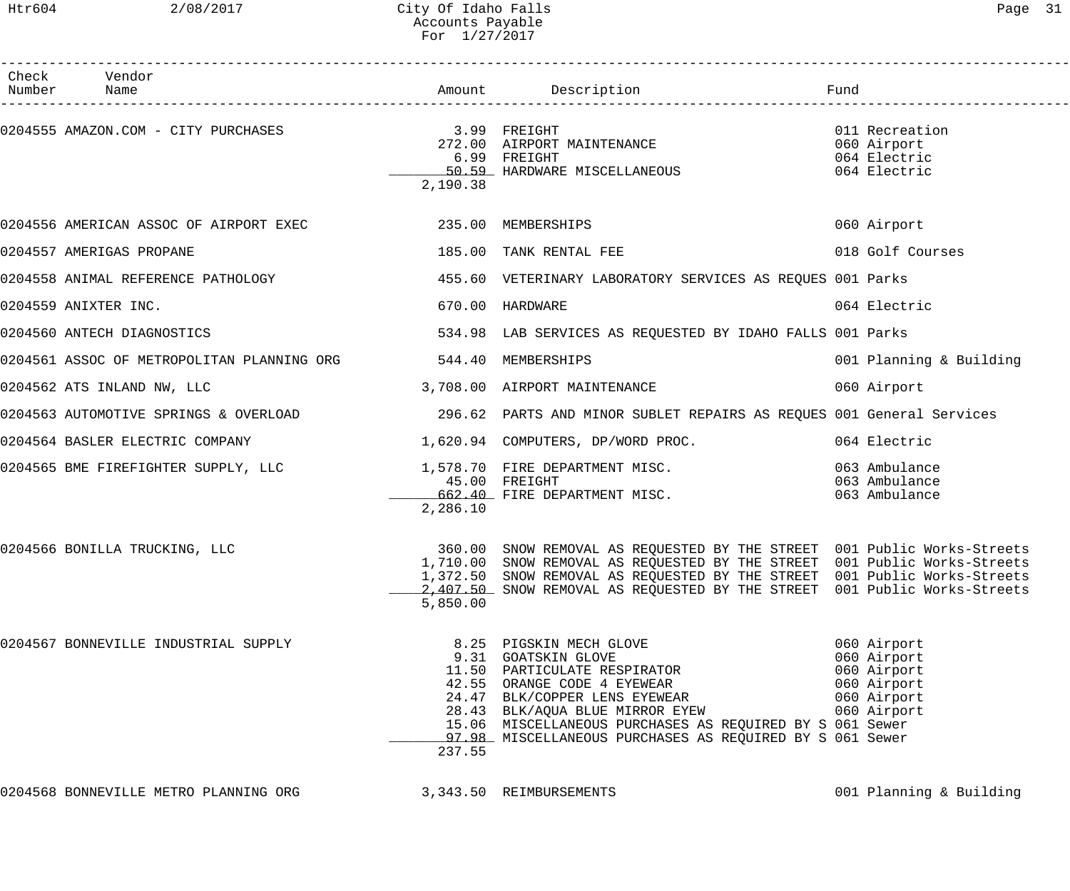# City Of Idaho Falls
## Accounts Payable
### For 1/27/2017

| Check Number | Vendor Name | Amount | Description | Fund |
|---|---|---|---|---|
| 0204555 | AMAZON.COM - CITY PURCHASES | 3.99 | FREIGHT | 011 Recreation |
| | | 272.00 | AIRPORT MAINTENANCE | 060 Airport |
| | | 6.99 | FREIGHT | 064 Electric |
| | | 50.59 | HARDWARE MISCELLANEOUS | 064 Electric |
| | | 2,190.38 | | |
| 0204556 | AMERICAN ASSOC OF AIRPORT EXEC | 235.00 | MEMBERSHIPS | 060 Airport |
| 0204557 | AMERIGAS PROPANE | 185.00 | TANK RENTAL FEE | 018 Golf Courses |
| 0204558 | ANIMAL REFERENCE PATHOLOGY | 455.60 | VETERINARY LABORATORY SERVICES AS REQUES | 001 Parks |
| 0204559 | ANIXTER INC. | 670.00 | HARDWARE | 064 Electric |
| 0204560 | ANTECH DIAGNOSTICS | 534.98 | LAB SERVICES AS REQUESTED BY IDAHO FALLS | 001 Parks |
| 0204561 | ASSOC OF METROPOLITAN PLANNING ORG | 544.40 | MEMBERSHIPS | 001 Planning & Building |
| 0204562 | ATS INLAND NW, LLC | 3,708.00 | AIRPORT MAINTENANCE | 060 Airport |
| 0204563 | AUTOMOTIVE SPRINGS & OVERLOAD | 296.62 | PARTS AND MINOR SUBLET REPAIRS AS REQUES | 001 General Services |
| 0204564 | BASLER ELECTRIC COMPANY | 1,620.94 | COMPUTERS, DP/WORD PROC. | 064 Electric |
| 0204565 | BME FIREFIGHTER SUPPLY, LLC | 1,578.70 | FIRE DEPARTMENT MISC. | 063 Ambulance |
| | | 45.00 | FREIGHT | 063 Ambulance |
| | | 662.40 | FIRE DEPARTMENT MISC. | 063 Ambulance |
| | | 2,286.10 | | |
| 0204566 | BONILLA TRUCKING, LLC | 360.00 | SNOW REMOVAL AS REQUESTED BY THE STREET | 001 Public Works-Streets |
| | | 1,710.00 | SNOW REMOVAL AS REQUESTED BY THE STREET | 001 Public Works-Streets |
| | | 1,372.50 | SNOW REMOVAL AS REQUESTED BY THE STREET | 001 Public Works-Streets |
| | | 2,407.50 | SNOW REMOVAL AS REQUESTED BY THE STREET | 001 Public Works-Streets |
| | | 5,850.00 | | |
| 0204567 | BONNEVILLE INDUSTRIAL SUPPLY | 8.25 | PIGSKIN MECH GLOVE | 060 Airport |
| | | 9.31 | GOATSKIN GLOVE | 060 Airport |
| | | 11.50 | PARTICULATE RESPIRATOR | 060 Airport |
| | | 42.55 | ORANGE CODE 4 EYEWEAR | 060 Airport |
| | | 24.47 | BLK/COPPER LENS EYEWEAR | 060 Airport |
| | | 28.43 | BLK/AQUA BLUE MIRROR EYEW | 060 Airport |
| | | 15.06 | MISCELLANEOUS PURCHASES AS REQUIRED BY S | 061 Sewer |
| | | 97.98 | MISCELLANEOUS PURCHASES AS REQUIRED BY S | 061 Sewer |
| | | 237.55 | | |
| 0204568 | BONNEVILLE METRO PLANNING ORG | 3,343.50 | REIMBURSEMENTS | 001 Planning & Building |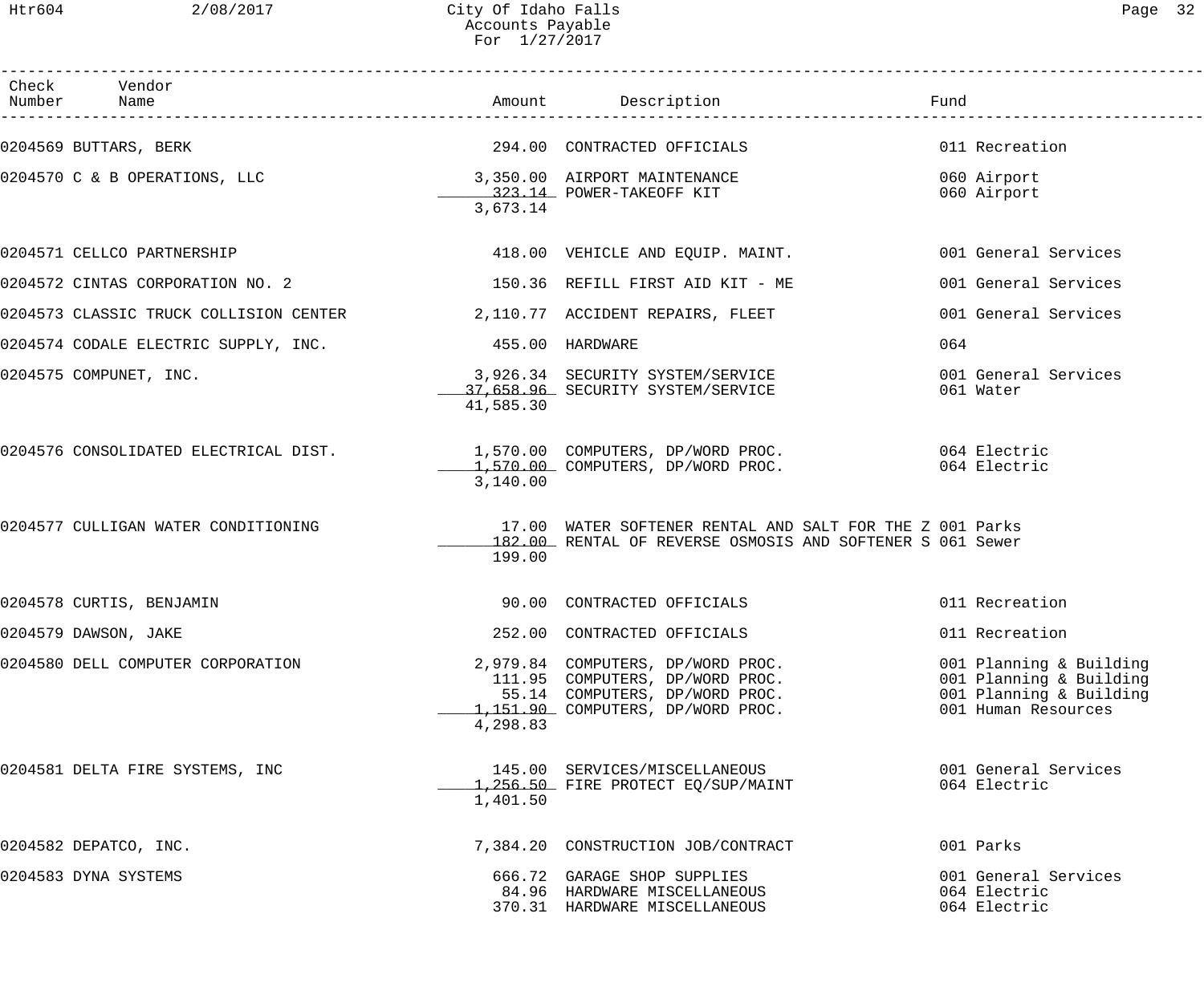# City Of Idaho Falls
## Accounts Payable
### For 1/27/2017

| Check Number | Vendor Name | Amount | Description | Fund |
|---|---|---|---|---|
| 0204569 | BUTTARS, BERK | 294.00 | CONTRACTED OFFICIALS | 011 Recreation |
| 0204570 | C & B OPERATIONS, LLC | 3,350.00 | AIRPORT MAINTENANCE | 060 Airport |
| | | 323.14 | POWER-TAKEOFF KIT | 060 Airport |
| | | 3,673.14 | | |
| 0204571 | CELLCO PARTNERSHIP | 418.00 | VEHICLE AND EQUIP. MAINT. | 001 General Services |
| 0204572 | CINTAS CORPORATION NO. 2 | 150.36 | REFILL FIRST AID KIT - ME | 001 General Services |
| 0204573 | CLASSIC TRUCK COLLISION CENTER | 2,110.77 | ACCIDENT REPAIRS, FLEET | 001 General Services |
| 0204574 | CODALE ELECTRIC SUPPLY, INC. | 455.00 | HARDWARE | 064 |
| 0204575 | COMPUNET, INC. | 3,926.34 | SECURITY SYSTEM/SERVICE | 001 General Services |
| | | 37,658.96 | SECURITY SYSTEM/SERVICE | 061 Water |
| | | 41,585.30 | | |
| 0204576 | CONSOLIDATED ELECTRICAL DIST. | 1,570.00 | COMPUTERS, DP/WORD PROC. | 064 Electric |
| | | 1,570.00 | COMPUTERS, DP/WORD PROC. | 064 Electric |
| | | 3,140.00 | | |
| 0204577 | CULLIGAN WATER CONDITIONING | 17.00 | WATER SOFTENER RENTAL AND SALT FOR THE Z | 001 Parks |
| | | 182.00 | RENTAL OF REVERSE OSMOSIS AND SOFTENER S | 061 Sewer |
| | | 199.00 | | |
| 0204578 | CURTIS, BENJAMIN | 90.00 | CONTRACTED OFFICIALS | 011 Recreation |
| 0204579 | DAWSON, JAKE | 252.00 | CONTRACTED OFFICIALS | 011 Recreation |
| 0204580 | DELL COMPUTER CORPORATION | 2,979.84 | COMPUTERS, DP/WORD PROC. | 001 Planning & Building |
| | | 111.95 | COMPUTERS, DP/WORD PROC. | 001 Planning & Building |
| | | 55.14 | COMPUTERS, DP/WORD PROC. | 001 Planning & Building |
| | | 1,151.90 | COMPUTERS, DP/WORD PROC. | 001 Human Resources |
| | | 4,298.83 | | |
| 0204581 | DELTA FIRE SYSTEMS, INC | 145.00 | SERVICES/MISCELLANEOUS | 001 General Services |
| | | 1,256.50 | FIRE PROTECT EQ/SUP/MAINT | 064 Electric |
| | | 1,401.50 | | |
| 0204582 | DEPATCO, INC. | 7,384.20 | CONSTRUCTION JOB/CONTRACT | 001 Parks |
| 0204583 | DYNA SYSTEMS | 666.72 | GARAGE SHOP SUPPLIES | 001 General Services |
| | | 84.96 | HARDWARE MISCELLANEOUS | 064 Electric |
| | | 370.31 | HARDWARE MISCELLANEOUS | 064 Electric |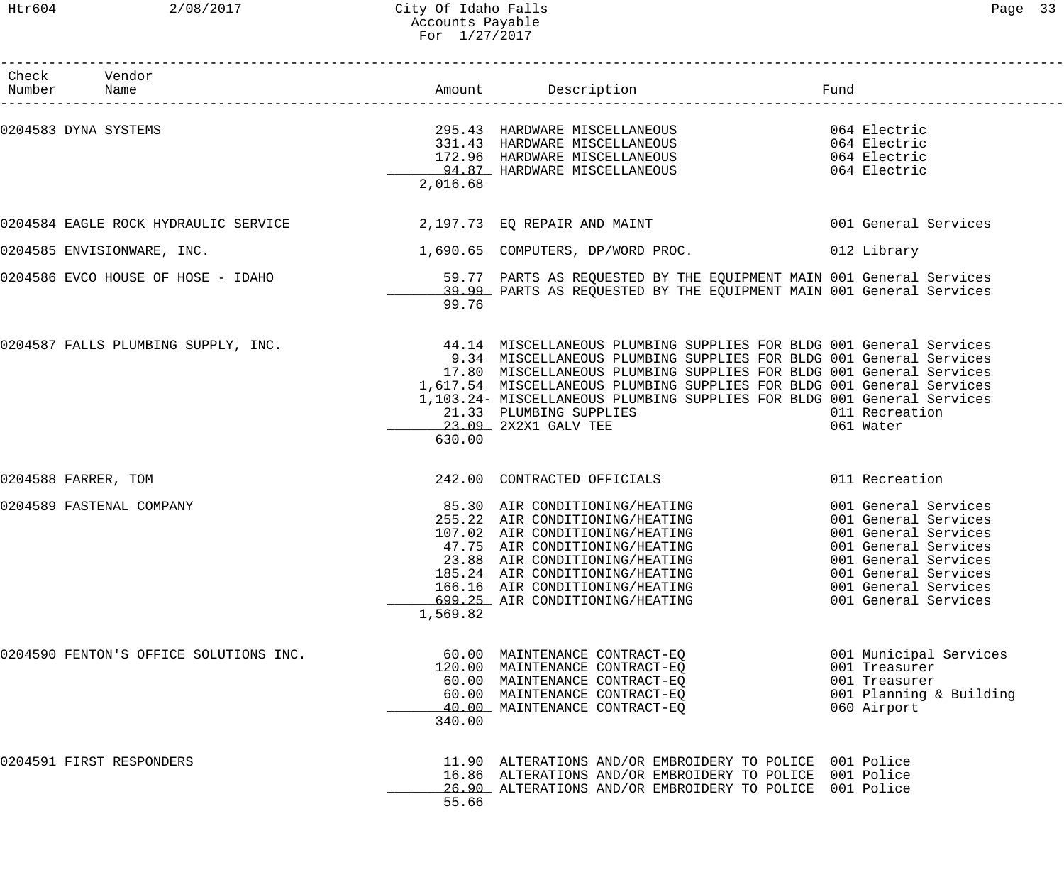# City Of Idaho Falls
## Accounts Payable
### For 1/27/2017

| Check Number | Vendor Name | Amount | Description | Fund |
|---|---|---|---|---|
| 0204583 | DYNA SYSTEMS | 295.43 | HARDWARE MISCELLANEOUS | 064 Electric |
| | | 331.43 | HARDWARE MISCELLANEOUS | 064 Electric |
| | | 172.96 | HARDWARE MISCELLANEOUS | 064 Electric |
| | | 94.87 | HARDWARE MISCELLANEOUS | 064 Electric |
| | | 2,016.68 | | |
| 0204584 | EAGLE ROCK HYDRAULIC SERVICE | 2,197.73 | EQ REPAIR AND MAINT | 001 General Services |
| 0204585 | ENVISIONWARE, INC. | 1,690.65 | COMPUTERS, DP/WORD PROC. | 012 Library |
| 0204586 | EVCO HOUSE OF HOSE - IDAHO | 59.77 | PARTS AS REQUESTED BY THE EQUIPMENT MAIN | 001 General Services |
| | | 39.99 | PARTS AS REQUESTED BY THE EQUIPMENT MAIN | 001 General Services |
| | | 99.76 | | |
| 0204587 | FALLS PLUMBING SUPPLY, INC. | 44.14 | MISCELLANEOUS PLUMBING SUPPLIES FOR BLDG | 001 General Services |
| | | 9.34 | MISCELLANEOUS PLUMBING SUPPLIES FOR BLDG | 001 General Services |
| | | 17.80 | MISCELLANEOUS PLUMBING SUPPLIES FOR BLDG | 001 General Services |
| | | 1,617.54 | MISCELLANEOUS PLUMBING SUPPLIES FOR BLDG | 001 General Services |
| | | 1,103.24- | MISCELLANEOUS PLUMBING SUPPLIES FOR BLDG | 001 General Services |
| | | 21.33 | PLUMBING SUPPLIES | 011 Recreation |
| | | 23.09 | 2X2X1 GALV TEE | 061 Water |
| | | 630.00 | | |
| 0204588 | FARRER, TOM | 242.00 | CONTRACTED OFFICIALS | 011 Recreation |
| 0204589 | FASTENAL COMPANY | 85.30 | AIR CONDITIONING/HEATING | 001 General Services |
| | | 255.22 | AIR CONDITIONING/HEATING | 001 General Services |
| | | 107.02 | AIR CONDITIONING/HEATING | 001 General Services |
| | | 47.75 | AIR CONDITIONING/HEATING | 001 General Services |
| | | 23.88 | AIR CONDITIONING/HEATING | 001 General Services |
| | | 185.24 | AIR CONDITIONING/HEATING | 001 General Services |
| | | 166.16 | AIR CONDITIONING/HEATING | 001 General Services |
| | | 699.25 | AIR CONDITIONING/HEATING | 001 General Services |
| | | 1,569.82 | | |
| 0204590 | FENTON'S OFFICE SOLUTIONS INC. | 60.00 | MAINTENANCE CONTRACT-EQ | 001 Municipal Services |
| | | 120.00 | MAINTENANCE CONTRACT-EQ | 001 Treasurer |
| | | 60.00 | MAINTENANCE CONTRACT-EQ | 001 Treasurer |
| | | 60.00 | MAINTENANCE CONTRACT-EQ | 001 Planning & Building |
| | | 40.00 | MAINTENANCE CONTRACT-EQ | 060 Airport |
| | | 340.00 | | |
| 0204591 | FIRST RESPONDERS | 11.90 | ALTERATIONS AND/OR EMBROIDERY TO POLICE | 001 Police |
| | | 16.86 | ALTERATIONS AND/OR EMBROIDERY TO POLICE | 001 Police |
| | | 26.90 | ALTERATIONS AND/OR EMBROIDERY TO POLICE | 001 Police |
| | | 55.66 | | |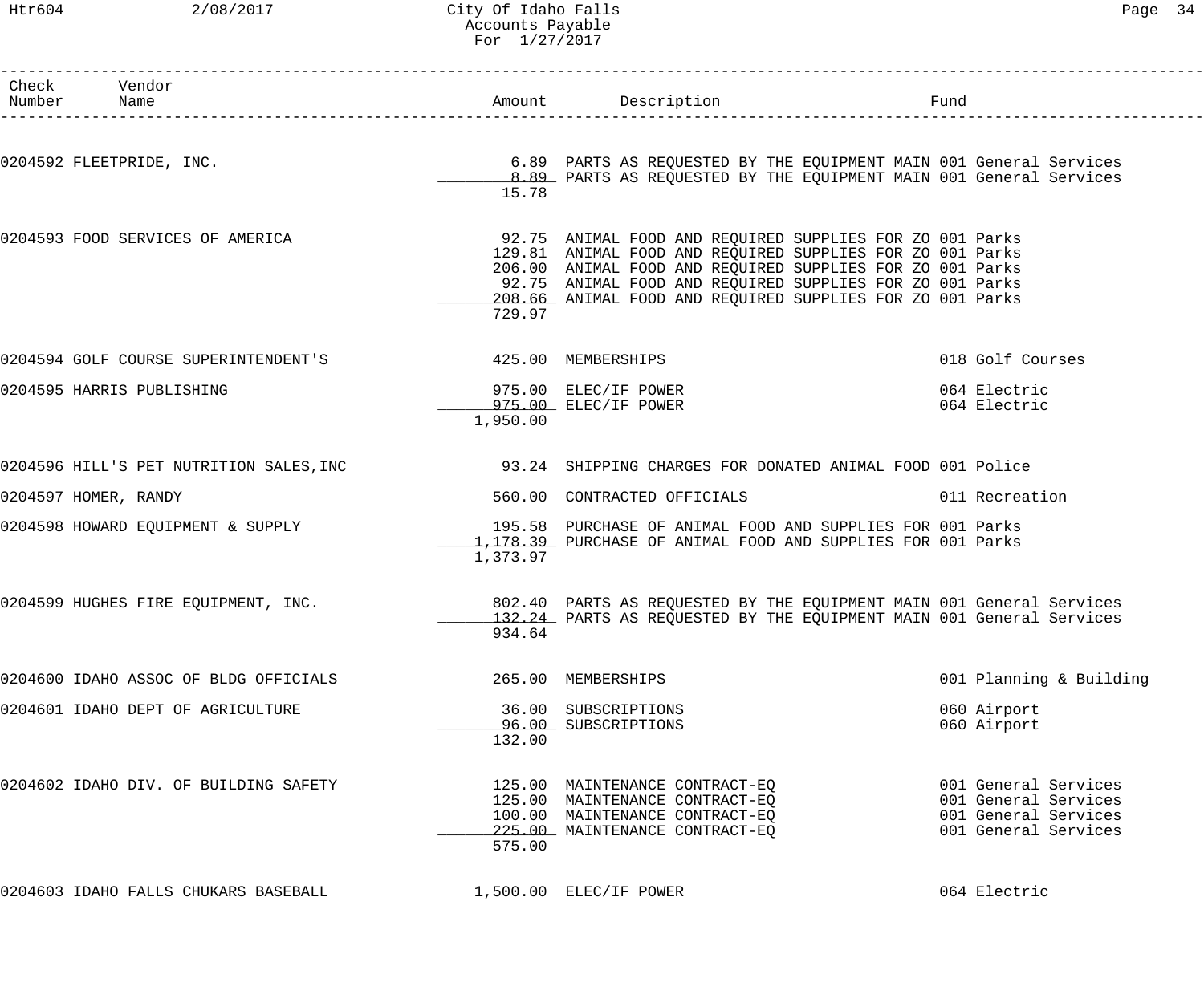# City Of Idaho Falls
## Accounts Payable
### For 1/27/2017

| Check Number | Vendor Name | Amount | Description | Fund |
|---|---|---|---|---|
| 0204592 | FLEETPRIDE, INC. | 6.89 | PARTS AS REQUESTED BY THE EQUIPMENT MAIN | 001 General Services |
| | | 8.89 | PARTS AS REQUESTED BY THE EQUIPMENT MAIN | 001 General Services |
| | | 15.78 | | |
| 0204593 | FOOD SERVICES OF AMERICA | 92.75 | ANIMAL FOOD AND REQUIRED SUPPLIES FOR ZO | 001 Parks |
| | | 129.81 | ANIMAL FOOD AND REQUIRED SUPPLIES FOR ZO | 001 Parks |
| | | 206.00 | ANIMAL FOOD AND REQUIRED SUPPLIES FOR ZO | 001 Parks |
| | | 92.75 | ANIMAL FOOD AND REQUIRED SUPPLIES FOR ZO | 001 Parks |
| | | 208.66 | ANIMAL FOOD AND REQUIRED SUPPLIES FOR ZO | 001 Parks |
| | | 729.97 | | |
| 0204594 | GOLF COURSE SUPERINTENDENT'S | 425.00 | MEMBERSHIPS | 018 Golf Courses |
| 0204595 | HARRIS PUBLISHING | 975.00 | ELEC/IF POWER | 064 Electric |
| | | 975.00 | ELEC/IF POWER | 064 Electric |
| | | 1,950.00 | | |
| 0204596 | HILL'S PET NUTRITION SALES,INC | 93.24 | SHIPPING CHARGES FOR DONATED ANIMAL FOOD | 001 Police |
| 0204597 | HOMER, RANDY | 560.00 | CONTRACTED OFFICIALS | 011 Recreation |
| 0204598 | HOWARD EQUIPMENT & SUPPLY | 195.58 | PURCHASE OF ANIMAL FOOD AND SUPPLIES FOR | 001 Parks |
| | | 1,178.39 | PURCHASE OF ANIMAL FOOD AND SUPPLIES FOR | 001 Parks |
| | | 1,373.97 | | |
| 0204599 | HUGHES FIRE EQUIPMENT, INC. | 802.40 | PARTS AS REQUESTED BY THE EQUIPMENT MAIN | 001 General Services |
| | | 132.24 | PARTS AS REQUESTED BY THE EQUIPMENT MAIN | 001 General Services |
| | | 934.64 | | |
| 0204600 | IDAHO ASSOC OF BLDG OFFICIALS | 265.00 | MEMBERSHIPS | 001 Planning & Building |
| 0204601 | IDAHO DEPT OF AGRICULTURE | 36.00 | SUBSCRIPTIONS | 060 Airport |
| | | 96.00 | SUBSCRIPTIONS | 060 Airport |
| | | 132.00 | | |
| 0204602 | IDAHO DIV. OF BUILDING SAFETY | 125.00 | MAINTENANCE CONTRACT-EQ | 001 General Services |
| | | 125.00 | MAINTENANCE CONTRACT-EQ | 001 General Services |
| | | 100.00 | MAINTENANCE CONTRACT-EQ | 001 General Services |
| | | 225.00 | MAINTENANCE CONTRACT-EQ | 001 General Services |
| | | 575.00 | | |
| 0204603 | IDAHO FALLS CHUKARS BASEBALL | 1,500.00 | ELEC/IF POWER | 064 Electric |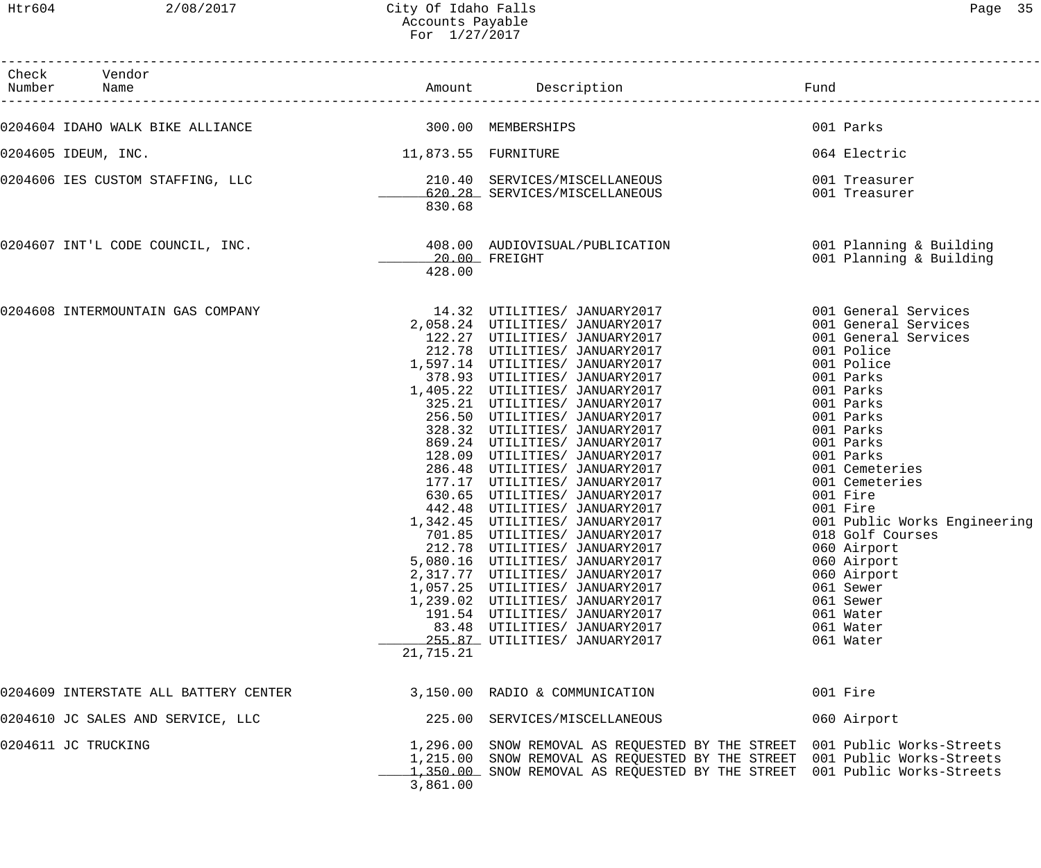# City Of Idaho Falls
## Accounts Payable
### For 1/27/2017

| Check Number | Vendor Name | Amount | Description | Fund |
|---|---|---|---|---|
| 0204604 | IDAHO WALK BIKE ALLIANCE | 300.00 | MEMBERSHIPS | 001 Parks |
| 0204605 | IDEUM, INC. | 11,873.55 | FURNITURE | 064 Electric |
| 0204606 | IES CUSTOM STAFFING, LLC | 210.40 | SERVICES/MISCELLANEOUS | 001 Treasurer |
| | | 620.28 | SERVICES/MISCELLANEOUS | 001 Treasurer |
| | | 830.68 | | |
| 0204607 | INT'L CODE COUNCIL, INC. | 408.00 | AUDIOVISUAL/PUBLICATION | 001 Planning & Building |
| | | 20.00 | FREIGHT | 001 Planning & Building |
| | | 428.00 | | |
| 0204608 | INTERMOUNTAIN GAS COMPANY | 14.32 | UTILITIES/ JANUARY2017 | 001 General Services |
| | | 2,058.24 | UTILITIES/ JANUARY2017 | 001 General Services |
| | | 122.27 | UTILITIES/ JANUARY2017 | 001 General Services |
| | | 212.78 | UTILITIES/ JANUARY2017 | 001 Police |
| | | 1,597.14 | UTILITIES/ JANUARY2017 | 001 Police |
| | | 378.93 | UTILITIES/ JANUARY2017 | 001 Parks |
| | | 1,405.22 | UTILITIES/ JANUARY2017 | 001 Parks |
| | | 325.21 | UTILITIES/ JANUARY2017 | 001 Parks |
| | | 256.50 | UTILITIES/ JANUARY2017 | 001 Parks |
| | | 328.32 | UTILITIES/ JANUARY2017 | 001 Parks |
| | | 869.24 | UTILITIES/ JANUARY2017 | 001 Parks |
| | | 128.09 | UTILITIES/ JANUARY2017 | 001 Parks |
| | | 286.48 | UTILITIES/ JANUARY2017 | 001 Cemeteries |
| | | 177.17 | UTILITIES/ JANUARY2017 | 001 Cemeteries |
| | | 630.65 | UTILITIES/ JANUARY2017 | 001 Fire |
| | | 442.48 | UTILITIES/ JANUARY2017 | 001 Fire |
| | | 1,342.45 | UTILITIES/ JANUARY2017 | 001 Public Works Engineering |
| | | 701.85 | UTILITIES/ JANUARY2017 | 018 Golf Courses |
| | | 212.78 | UTILITIES/ JANUARY2017 | 060 Airport |
| | | 5,080.16 | UTILITIES/ JANUARY2017 | 060 Airport |
| | | 2,317.77 | UTILITIES/ JANUARY2017 | 060 Airport |
| | | 1,057.25 | UTILITIES/ JANUARY2017 | 061 Sewer |
| | | 1,239.02 | UTILITIES/ JANUARY2017 | 061 Sewer |
| | | 191.54 | UTILITIES/ JANUARY2017 | 061 Water |
| | | 83.48 | UTILITIES/ JANUARY2017 | 061 Water |
| | | 255.87 | UTILITIES/ JANUARY2017 | 061 Water |
| | | 21,715.21 | | |
| 0204609 | INTERSTATE ALL BATTERY CENTER | 3,150.00 | RADIO & COMMUNICATION | 001 Fire |
| 0204610 | JC SALES AND SERVICE, LLC | 225.00 | SERVICES/MISCELLANEOUS | 060 Airport |
| 0204611 | JC TRUCKING | 1,296.00 | SNOW REMOVAL AS REQUESTED BY THE STREET | 001 Public Works-Streets |
| | | 1,215.00 | SNOW REMOVAL AS REQUESTED BY THE STREET | 001 Public Works-Streets |
| | | 1,350.00 | SNOW REMOVAL AS REQUESTED BY THE STREET | 001 Public Works-Streets |
| | | 3,861.00 | | |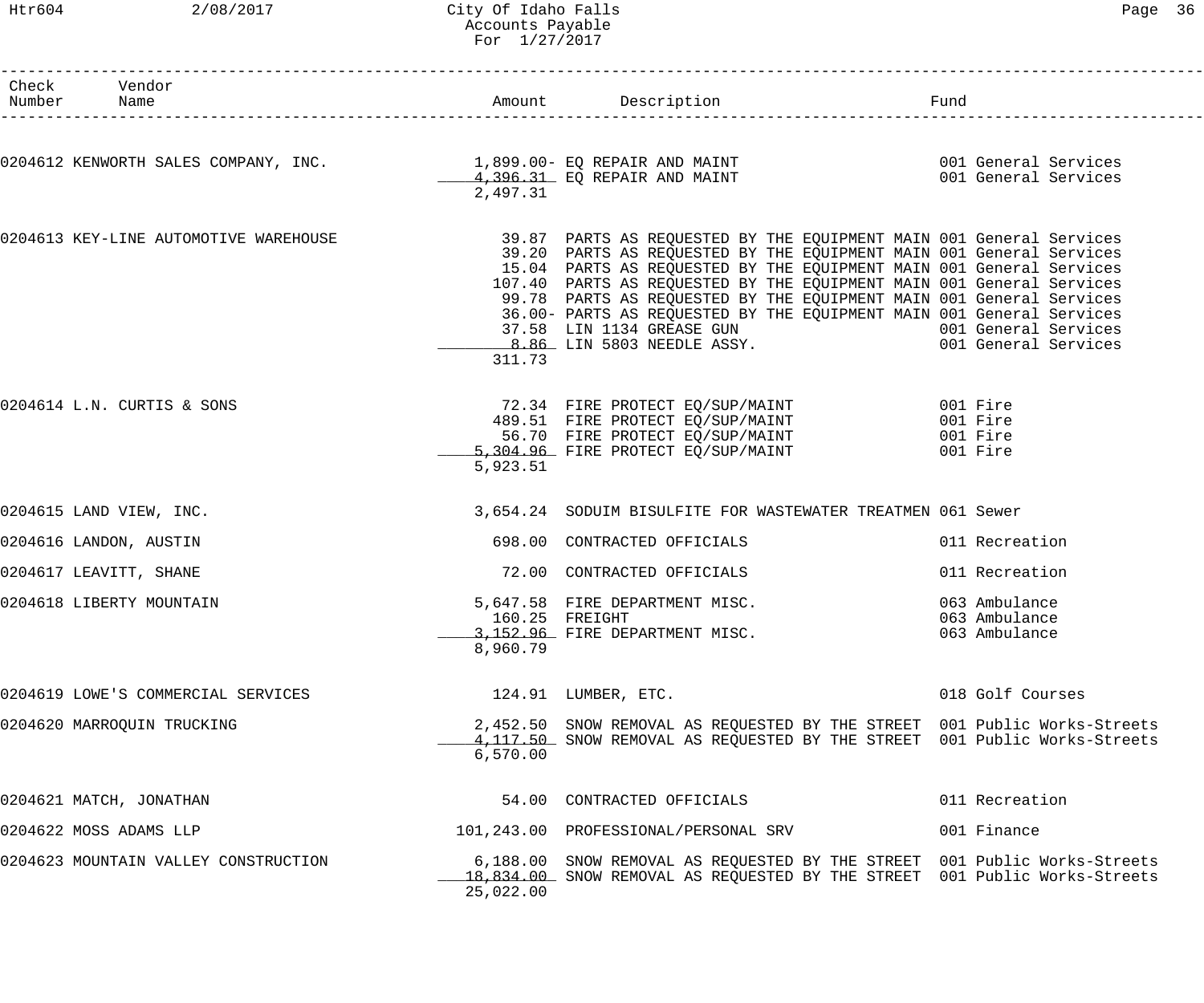# City Of Idaho Falls
## Accounts Payable
### For 1/27/2017

| Check Number | Vendor Name | Amount | Description | Fund |
|---|---|---|---|---|
| 0204612 | KENWORTH SALES COMPANY, INC. | 1,899.00- | EQ REPAIR AND MAINT | 001 General Services |
| | | 4,396.31 | EQ REPAIR AND MAINT | 001 General Services |
| | | 2,497.31 | | |
| 0204613 | KEY-LINE AUTOMOTIVE WAREHOUSE | 39.87 | PARTS AS REQUESTED BY THE EQUIPMENT MAIN | 001 General Services |
| | | 39.20 | PARTS AS REQUESTED BY THE EQUIPMENT MAIN | 001 General Services |
| | | 15.04 | PARTS AS REQUESTED BY THE EQUIPMENT MAIN | 001 General Services |
| | | 107.40 | PARTS AS REQUESTED BY THE EQUIPMENT MAIN | 001 General Services |
| | | 99.78 | PARTS AS REQUESTED BY THE EQUIPMENT MAIN | 001 General Services |
| | | 36.00- | PARTS AS REQUESTED BY THE EQUIPMENT MAIN | 001 General Services |
| | | 37.58 | LIN 1134 GREASE GUN | 001 General Services |
| | | 8.86 | LIN 5803 NEEDLE ASSY. | 001 General Services |
| | | 311.73 | | |
| 0204614 | L.N. CURTIS & SONS | 72.34 | FIRE PROTECT EQ/SUP/MAINT | 001 Fire |
| | | 489.51 | FIRE PROTECT EQ/SUP/MAINT | 001 Fire |
| | | 56.70 | FIRE PROTECT EQ/SUP/MAINT | 001 Fire |
| | | 5,304.96 | FIRE PROTECT EQ/SUP/MAINT | 001 Fire |
| | | 5,923.51 | | |
| 0204615 | LAND VIEW, INC. | 3,654.24 | SODUIM BISULFITE FOR WASTEWATER TREATMEN | 061 Sewer |
| 0204616 | LANDON, AUSTIN | 698.00 | CONTRACTED OFFICIALS | 011 Recreation |
| 0204617 | LEAVITT, SHANE | 72.00 | CONTRACTED OFFICIALS | 011 Recreation |
| 0204618 | LIBERTY MOUNTAIN | 5,647.58 | FIRE DEPARTMENT MISC. | 063 Ambulance |
| | | 160.25 | FREIGHT | 063 Ambulance |
| | | 3,152.96 | FIRE DEPARTMENT MISC. | 063 Ambulance |
| | | 8,960.79 | | |
| 0204619 | LOWE'S COMMERCIAL SERVICES | 124.91 | LUMBER, ETC. | 018 Golf Courses |
| 0204620 | MARROQUIN TRUCKING | 2,452.50 | SNOW REMOVAL AS REQUESTED BY THE STREET | 001 Public Works-Streets |
| | | 4,117.50 | SNOW REMOVAL AS REQUESTED BY THE STREET | 001 Public Works-Streets |
| | | 6,570.00 | | |
| 0204621 | MATCH, JONATHAN | 54.00 | CONTRACTED OFFICIALS | 011 Recreation |
| 0204622 | MOSS ADAMS LLP | 101,243.00 | PROFESSIONAL/PERSONAL SRV | 001 Finance |
| 0204623 | MOUNTAIN VALLEY CONSTRUCTION | 6,188.00 | SNOW REMOVAL AS REQUESTED BY THE STREET | 001 Public Works-Streets |
| | | 18,834.00 | SNOW REMOVAL AS REQUESTED BY THE STREET | 001 Public Works-Streets |
| | | 25,022.00 | | |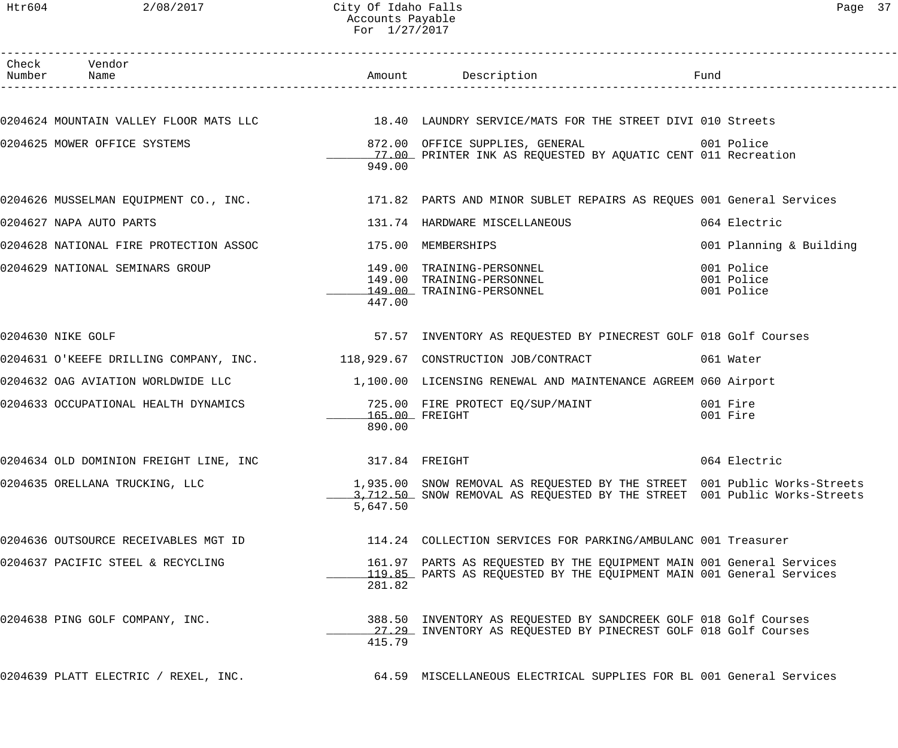| Check Number | Vendor Name | Amount | Description | Fund |
|---|---|---|---|---|
| 0204624 | MOUNTAIN VALLEY FLOOR MATS LLC | 18.40 | LAUNDRY SERVICE/MATS FOR THE STREET DIVI | 010 Streets |
| 0204625 | MOWER OFFICE SYSTEMS | 872.00 | OFFICE SUPPLIES, GENERAL | 001 Police |
| | | 77.00 | PRINTER INK AS REQUESTED BY AQUATIC CENT | 011 Recreation |
| | | 949.00 | | |
| 0204626 | MUSSELMAN EQUIPMENT CO., INC. | 171.82 | PARTS AND MINOR SUBLET REPAIRS AS REQUES | 001 General Services |
| 0204627 | NAPA AUTO PARTS | 131.74 | HARDWARE MISCELLANEOUS | 064 Electric |
| 0204628 | NATIONAL FIRE PROTECTION ASSOC | 175.00 | MEMBERSHIPS | 001 Planning & Building |
| 0204629 | NATIONAL SEMINARS GROUP | 149.00 | TRAINING-PERSONNEL | 001 Police |
| | | 149.00 | TRAINING-PERSONNEL | 001 Police |
| | | 149.00 | TRAINING-PERSONNEL | 001 Police |
| | | 447.00 | | |
| 0204630 | NIKE GOLF | 57.57 | INVENTORY AS REQUESTED BY PINECREST GOLF | 018 Golf Courses |
| 0204631 | O'KEEFE DRILLING COMPANY, INC. | 118,929.67 | CONSTRUCTION JOB/CONTRACT | 061 Water |
| 0204632 | OAG AVIATION WORLDWIDE LLC | 1,100.00 | LICENSING RENEWAL AND MAINTENANCE AGREEM | 060 Airport |
| 0204633 | OCCUPATIONAL HEALTH DYNAMICS | 725.00 | FIRE PROTECT EQ/SUP/MAINT | 001 Fire |
| | | 165.00 | FREIGHT | 001 Fire |
| | | 890.00 | | |
| 0204634 | OLD DOMINION FREIGHT LINE, INC | 317.84 | FREIGHT | 064 Electric |
| 0204635 | ORELLANA TRUCKING, LLC | 1,935.00 | SNOW REMOVAL AS REQUESTED BY THE STREET | 001 Public Works-Streets |
| | | 3,712.50 | SNOW REMOVAL AS REQUESTED BY THE STREET | 001 Public Works-Streets |
| | | 5,647.50 | | |
| 0204636 | OUTSOURCE RECEIVABLES MGT ID | 114.24 | COLLECTION SERVICES FOR PARKING/AMBULANC | 001 Treasurer |
| 0204637 | PACIFIC STEEL & RECYCLING | 161.97 | PARTS AS REQUESTED BY THE EQUIPMENT MAIN | 001 General Services |
| | | 119.85 | PARTS AS REQUESTED BY THE EQUIPMENT MAIN | 001 General Services |
| | | 281.82 | | |
| 0204638 | PING GOLF COMPANY, INC. | 388.50 | INVENTORY AS REQUESTED BY SANDCREEK GOLF | 018 Golf Courses |
| | | 27.29 | INVENTORY AS REQUESTED BY PINECREST GOLF | 018 Golf Courses |
| | | 415.79 | | |
| 0204639 | PLATT ELECTRIC / REXEL, INC. | 64.59 | MISCELLANEOUS ELECTRICAL SUPPLIES FOR BL | 001 General Services |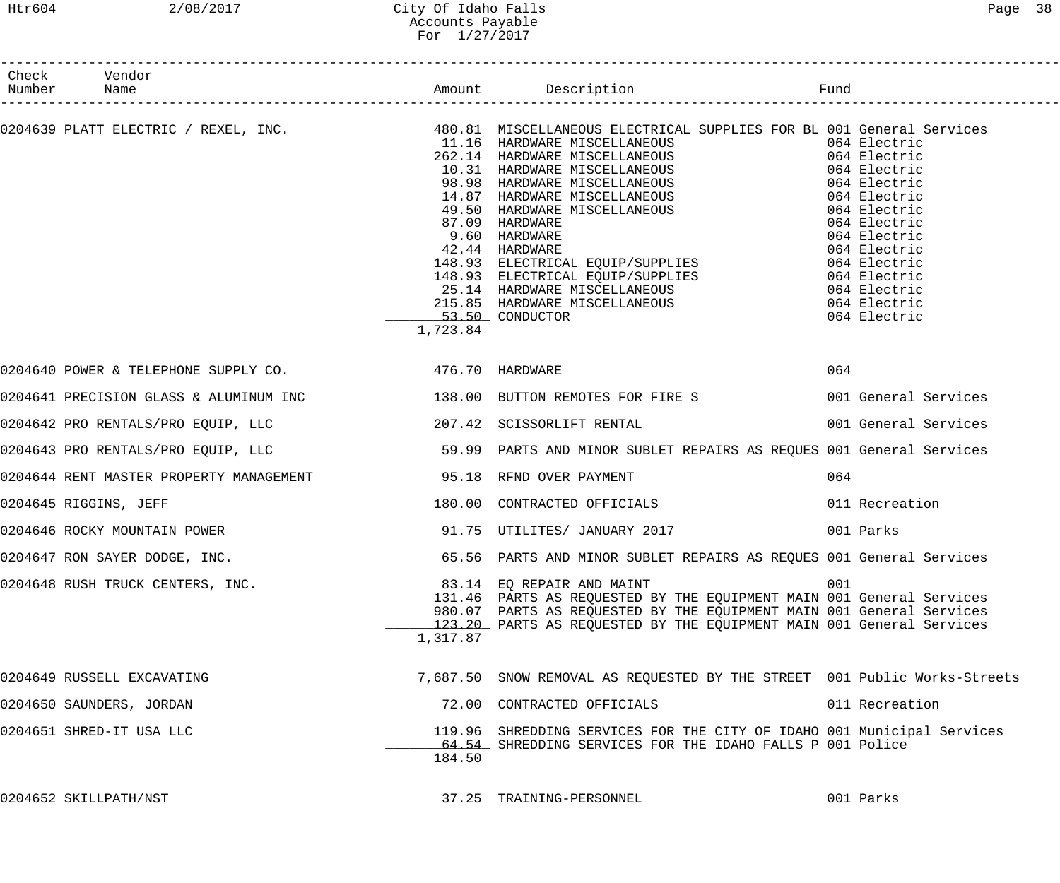# City Of Idaho Falls
## Accounts Payable
### For 1/27/2017

| Check Number | Vendor Name | Amount | Description | Fund |
|---|---|---|---|---|
| 0204639 | PLATT ELECTRIC / REXEL, INC. | 480.81 | MISCELLANEOUS ELECTRICAL SUPPLIES FOR BL | 001 General Services |
| | | 11.16 | HARDWARE MISCELLANEOUS | 064 Electric |
| | | 262.14 | HARDWARE MISCELLANEOUS | 064 Electric |
| | | 10.31 | HARDWARE MISCELLANEOUS | 064 Electric |
| | | 98.98 | HARDWARE MISCELLANEOUS | 064 Electric |
| | | 14.87 | HARDWARE MISCELLANEOUS | 064 Electric |
| | | 49.50 | HARDWARE MISCELLANEOUS | 064 Electric |
| | | 87.09 | HARDWARE | 064 Electric |
| | | 9.60 | HARDWARE | 064 Electric |
| | | 42.44 | HARDWARE | 064 Electric |
| | | 148.93 | ELECTRICAL EQUIP/SUPPLIES | 064 Electric |
| | | 148.93 | ELECTRICAL EQUIP/SUPPLIES | 064 Electric |
| | | 25.14 | HARDWARE MISCELLANEOUS | 064 Electric |
| | | 215.85 | HARDWARE MISCELLANEOUS | 064 Electric |
| | | 53.50 | CONDUCTOR | 064 Electric |
| | | 1,723.84 | | |
| 0204640 | POWER & TELEPHONE SUPPLY CO. | 476.70 | HARDWARE | 064 |
| 0204641 | PRECISION GLASS & ALUMINUM INC | 138.00 | BUTTON REMOTES FOR FIRE S | 001 General Services |
| 0204642 | PRO RENTALS/PRO EQUIP, LLC | 207.42 | SCISSORLIFT RENTAL | 001 General Services |
| 0204643 | PRO RENTALS/PRO EQUIP, LLC | 59.99 | PARTS AND MINOR SUBLET REPAIRS AS REQUES | 001 General Services |
| 0204644 | RENT MASTER PROPERTY MANAGEMENT | 95.18 | RFND OVER PAYMENT | 064 |
| 0204645 | RIGGINS, JEFF | 180.00 | CONTRACTED OFFICIALS | 011 Recreation |
| 0204646 | ROCKY MOUNTAIN POWER | 91.75 | UTILITES/ JANUARY 2017 | 001 Parks |
| 0204647 | RON SAYER DODGE, INC. | 65.56 | PARTS AND MINOR SUBLET REPAIRS AS REQUES | 001 General Services |
| 0204648 | RUSH TRUCK CENTERS, INC. | 83.14 | EQ REPAIR AND MAINT | 001 |
| | | 131.46 | PARTS AS REQUESTED BY THE EQUIPMENT MAIN | 001 General Services |
| | | 980.07 | PARTS AS REQUESTED BY THE EQUIPMENT MAIN | 001 General Services |
| | | 123.20 | PARTS AS REQUESTED BY THE EQUIPMENT MAIN | 001 General Services |
| | | 1,317.87 | | |
| 0204649 | RUSSELL EXCAVATING | 7,687.50 | SNOW REMOVAL AS REQUESTED BY THE STREET | 001 Public Works-Streets |
| 0204650 | SAUNDERS, JORDAN | 72.00 | CONTRACTED OFFICIALS | 011 Recreation |
| 0204651 | SHRED-IT USA LLC | 119.96 | SHREDDING SERVICES FOR THE CITY OF IDAHO | 001 Municipal Services |
| | | 64.54 | SHREDDING SERVICES FOR THE IDAHO FALLS P | 001 Police |
| | | 184.50 | | |
| 0204652 | SKILLPATH/NST | 37.25 | TRAINING-PERSONNEL | 001 Parks |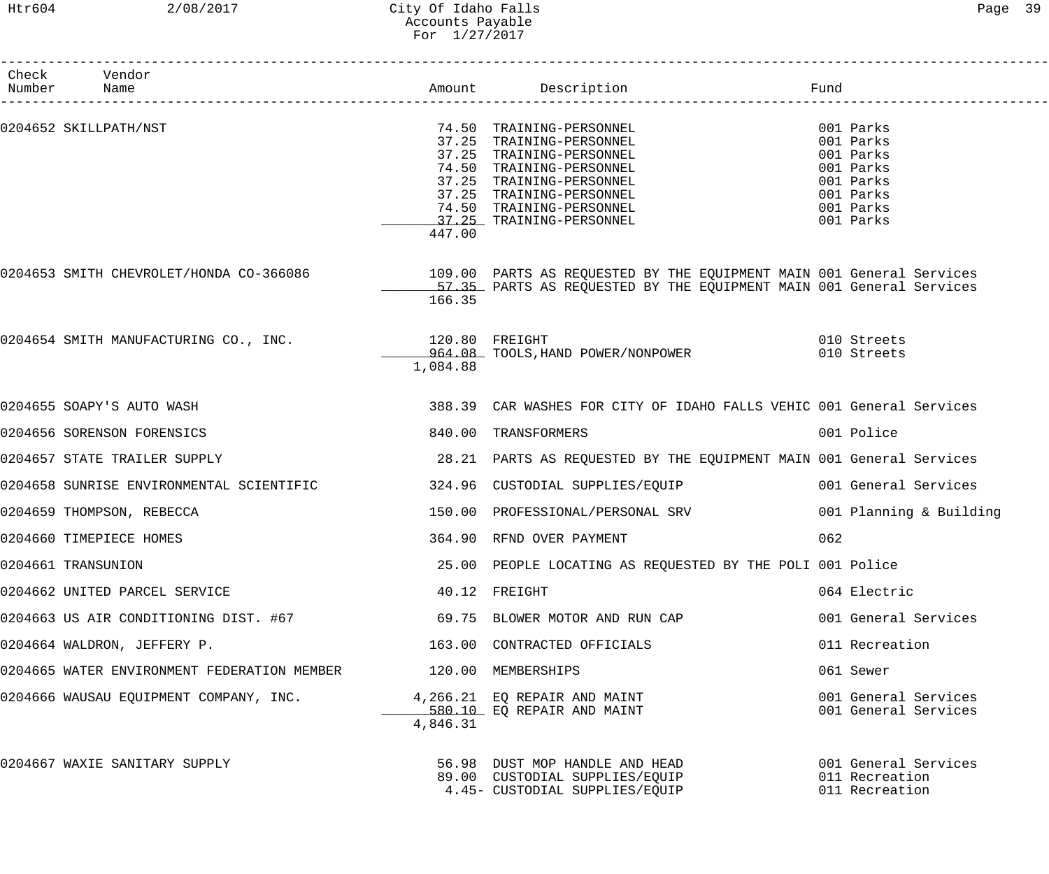| Check Number | Vendor Name | Amount | Description | Fund |
|---|---|---|---|---|
| 0204652 | SKILLPATH/NST | 74.50 | TRAINING-PERSONNEL | 001 Parks |
| | | 37.25 | TRAINING-PERSONNEL | 001 Parks |
| | | 37.25 | TRAINING-PERSONNEL | 001 Parks |
| | | 74.50 | TRAINING-PERSONNEL | 001 Parks |
| | | 37.25 | TRAINING-PERSONNEL | 001 Parks |
| | | 37.25 | TRAINING-PERSONNEL | 001 Parks |
| | | 74.50 | TRAINING-PERSONNEL | 001 Parks |
| | | 37.25 | TRAINING-PERSONNEL | 001 Parks |
| | | 447.00 | | |
| 0204653 | SMITH CHEVROLET/HONDA CO-366086 | 109.00 | PARTS AS REQUESTED BY THE EQUIPMENT MAIN | 001 General Services |
| | | 57.35 | PARTS AS REQUESTED BY THE EQUIPMENT MAIN | 001 General Services |
| | | 166.35 | | |
| 0204654 | SMITH MANUFACTURING CO., INC. | 120.80 | FREIGHT | 010 Streets |
| | | 964.08 | TOOLS,HAND POWER/NONPOWER | 010 Streets |
| | | 1,084.88 | | |
| 0204655 | SOAPY'S AUTO WASH | 388.39 | CAR WASHES FOR CITY OF IDAHO FALLS VEHIC | 001 General Services |
| 0204656 | SORENSON FORENSICS | 840.00 | TRANSFORMERS | 001 Police |
| 0204657 | STATE TRAILER SUPPLY | 28.21 | PARTS AS REQUESTED BY THE EQUIPMENT MAIN | 001 General Services |
| 0204658 | SUNRISE ENVIRONMENTAL SCIENTIFIC | 324.96 | CUSTODIAL SUPPLIES/EQUIP | 001 General Services |
| 0204659 | THOMPSON, REBECCA | 150.00 | PROFESSIONAL/PERSONAL SRV | 001 Planning & Building |
| 0204660 | TIMEPIECE HOMES | 364.90 | RFND OVER PAYMENT | 062 |
| 0204661 | TRANSUNION | 25.00 | PEOPLE LOCATING AS REQUESTED BY THE POLI | 001 Police |
| 0204662 | UNITED PARCEL SERVICE | 40.12 | FREIGHT | 064 Electric |
| 0204663 | US AIR CONDITIONING DIST. #67 | 69.75 | BLOWER MOTOR AND RUN CAP | 001 General Services |
| 0204664 | WALDRON, JEFFERY P. | 163.00 | CONTRACTED OFFICIALS | 011 Recreation |
| 0204665 | WATER ENVIRONMENT FEDERATION MEMBER | 120.00 | MEMBERSHIPS | 061 Sewer |
| 0204666 | WAUSAU EQUIPMENT COMPANY, INC. | 4,266.21 | EQ REPAIR AND MAINT | 001 General Services |
| | | 580.10 | EQ REPAIR AND MAINT | 001 General Services |
| | | 4,846.31 | | |
| 0204667 | WAXIE SANITARY SUPPLY | 56.98 | DUST MOP HANDLE AND HEAD | 001 General Services |
| | | 89.00 | CUSTODIAL SUPPLIES/EQUIP | 011 Recreation |
| | | 4.45- | CUSTODIAL SUPPLIES/EQUIP | 011 Recreation |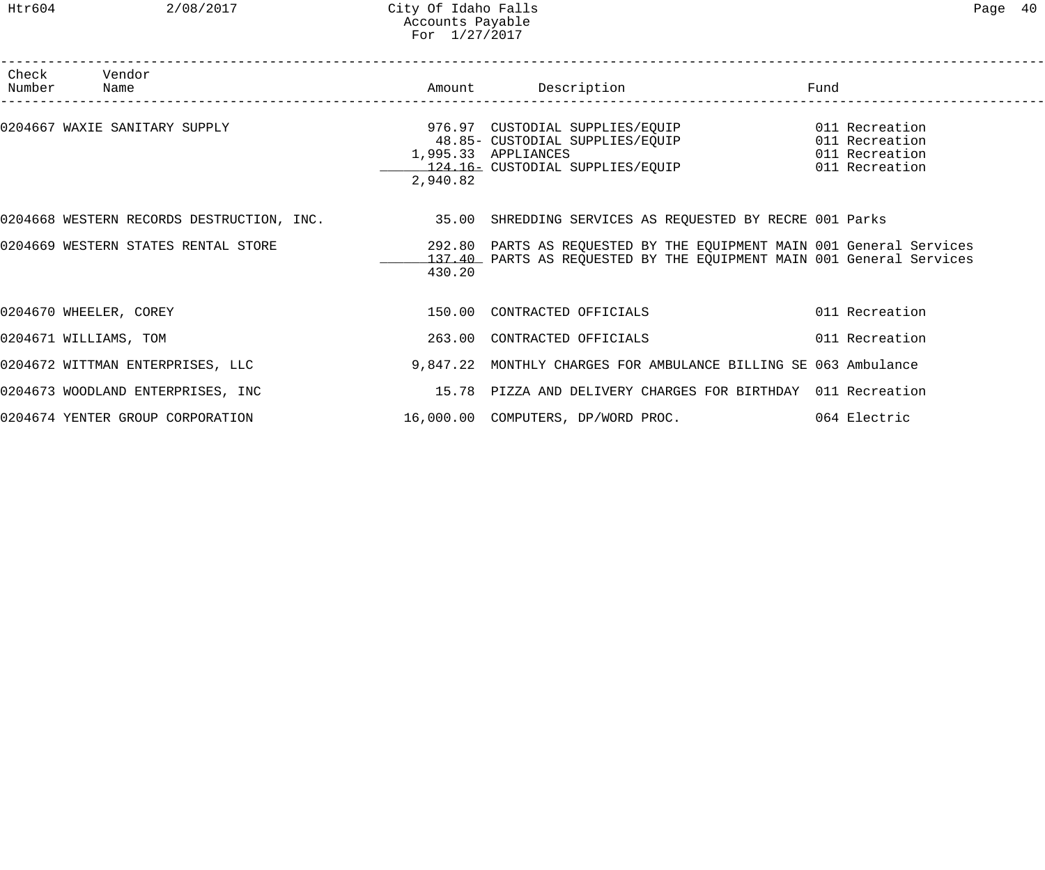| Check Number | Vendor Name | Amount | Description | Fund |
|---|---|---|---|---|
| 0204667 | WAXIE SANITARY SUPPLY | 976.97 | CUSTODIAL SUPPLIES/EQUIP | 011 Recreation |
| | | 48.85- | CUSTODIAL SUPPLIES/EQUIP | 011 Recreation |
| | | 1,995.33 | APPLIANCES | 011 Recreation |
| | | 124.16- | CUSTODIAL SUPPLIES/EQUIP | 011 Recreation |
| | | 2,940.82 | | |
| 0204668 | WESTERN RECORDS DESTRUCTION, INC. | 35.00 | SHREDDING SERVICES AS REQUESTED BY RECRE | 001 Parks |
| 0204669 | WESTERN STATES RENTAL STORE | 292.80 | PARTS AS REQUESTED BY THE EQUIPMENT MAIN | 001 General Services |
| | | 137.40 | PARTS AS REQUESTED BY THE EQUIPMENT MAIN | 001 General Services |
| | | 430.20 | | |
| 0204670 | WHEELER, COREY | 150.00 | CONTRACTED OFFICIALS | 011 Recreation |
| 0204671 | WILLIAMS, TOM | 263.00 | CONTRACTED OFFICIALS | 011 Recreation |
| 0204672 | WITTMAN ENTERPRISES, LLC | 9,847.22 | MONTHLY CHARGES FOR AMBULANCE BILLING SE | 063 Ambulance |
| 0204673 | WOODLAND ENTERPRISES, INC | 15.78 | PIZZA AND DELIVERY CHARGES FOR BIRTHDAY | 011 Recreation |
| 0204674 | YENTER GROUP CORPORATION | 16,000.00 | COMPUTERS, DP/WORD PROC. | 064 Electric |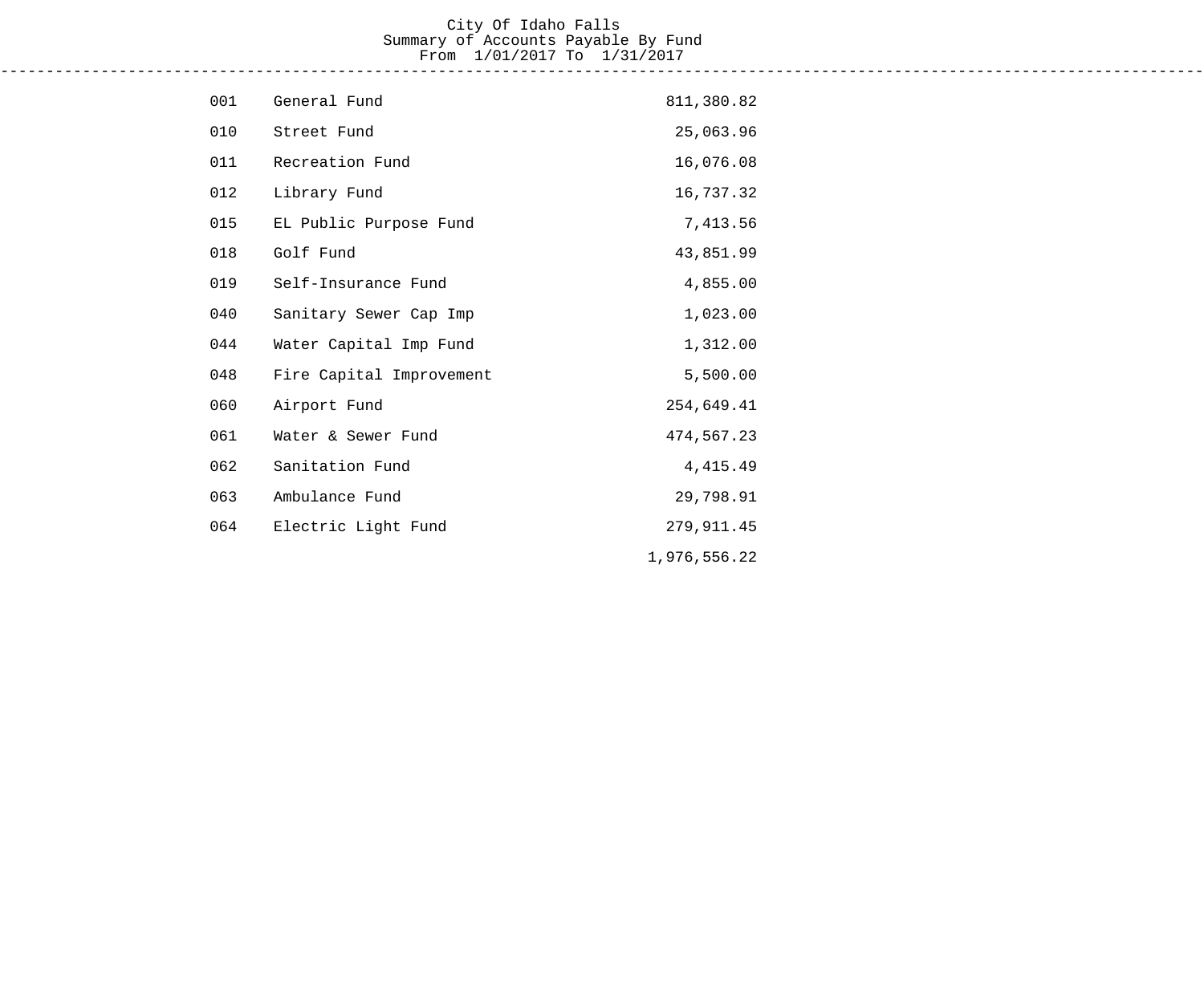# City Of Idaho Falls

## Summary of Accounts Payable By Fund

From 1/01/2017 To 1/31/2017

| | | |
|---|---|---|
| 001 | General Fund | 811,380.82 |
| 010 | Street Fund | 25,063.96 |
| 011 | Recreation Fund | 16,076.08 |
| 012 | Library Fund | 16,737.32 |
| 015 | EL Public Purpose Fund | 7,413.56 |
| 018 | Golf Fund | 43,851.99 |
| 019 | Self-Insurance Fund | 4,855.00 |
| 040 | Sanitary Sewer Cap Imp | 1,023.00 |
| 044 | Water Capital Imp Fund | 1,312.00 |
| 048 | Fire Capital Improvement | 5,500.00 |
| 060 | Airport Fund | 254,649.41 |
| 061 | Water & Sewer Fund | 474,567.23 |
| 062 | Sanitation Fund | 4,415.49 |
| 063 | Ambulance Fund | 29,798.91 |
| 064 | Electric Light Fund | 279,911.45 |
| | | 1,976,556.22 |